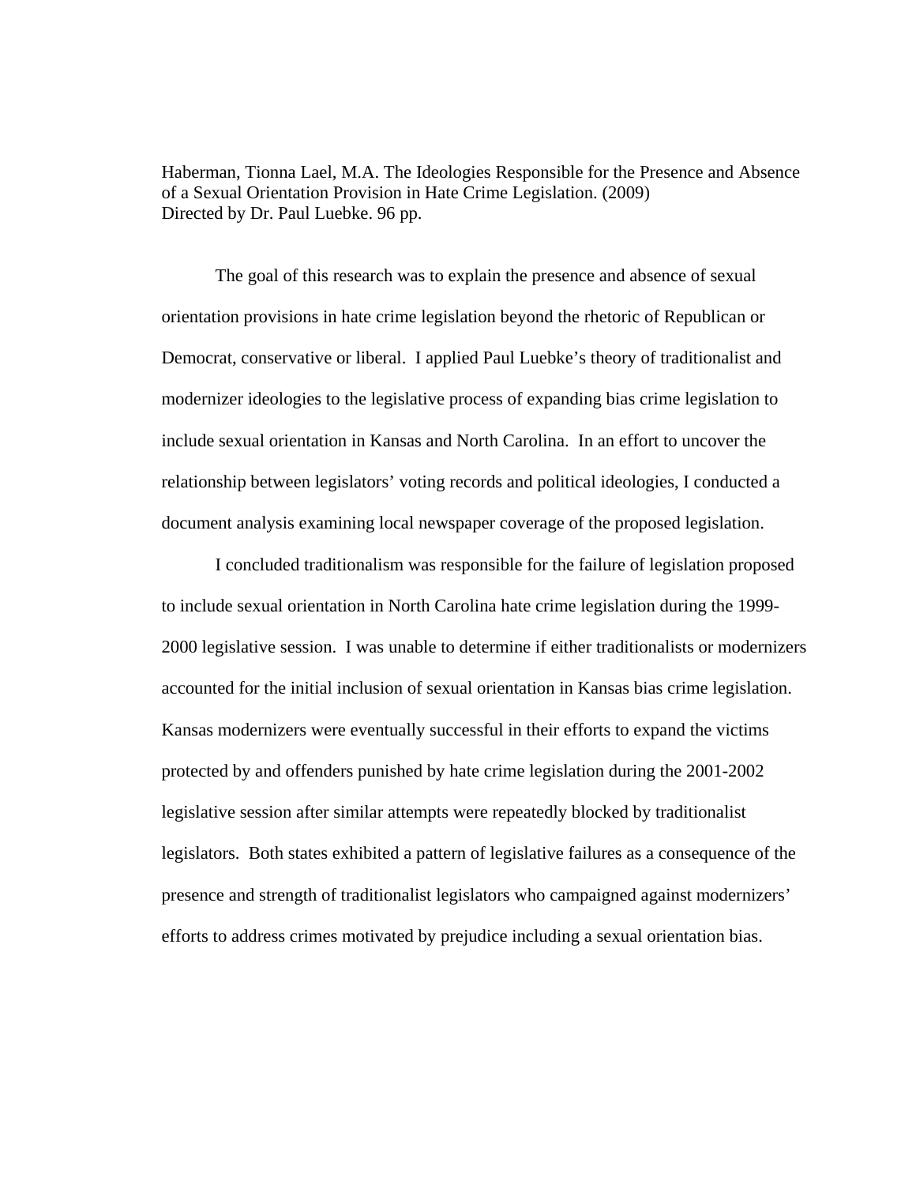Haberman, Tionna Lael, M.A. The Ideologies Responsible for the Presence and Absence of a Sexual Orientation Provision in Hate Crime Legislation. (2009)
Directed by Dr. Paul Luebke. 96 pp.

The goal of this research was to explain the presence and absence of sexual orientation provisions in hate crime legislation beyond the rhetoric of Republican or Democrat, conservative or liberal. I applied Paul Luebke's theory of traditionalist and modernizer ideologies to the legislative process of expanding bias crime legislation to include sexual orientation in Kansas and North Carolina. In an effort to uncover the relationship between legislators' voting records and political ideologies, I conducted a document analysis examining local newspaper coverage of the proposed legislation.

I concluded traditionalism was responsible for the failure of legislation proposed to include sexual orientation in North Carolina hate crime legislation during the 1999-2000 legislative session. I was unable to determine if either traditionalists or modernizers accounted for the initial inclusion of sexual orientation in Kansas bias crime legislation. Kansas modernizers were eventually successful in their efforts to expand the victims protected by and offenders punished by hate crime legislation during the 2001-2002 legislative session after similar attempts were repeatedly blocked by traditionalist legislators. Both states exhibited a pattern of legislative failures as a consequence of the presence and strength of traditionalist legislators who campaigned against modernizers' efforts to address crimes motivated by prejudice including a sexual orientation bias.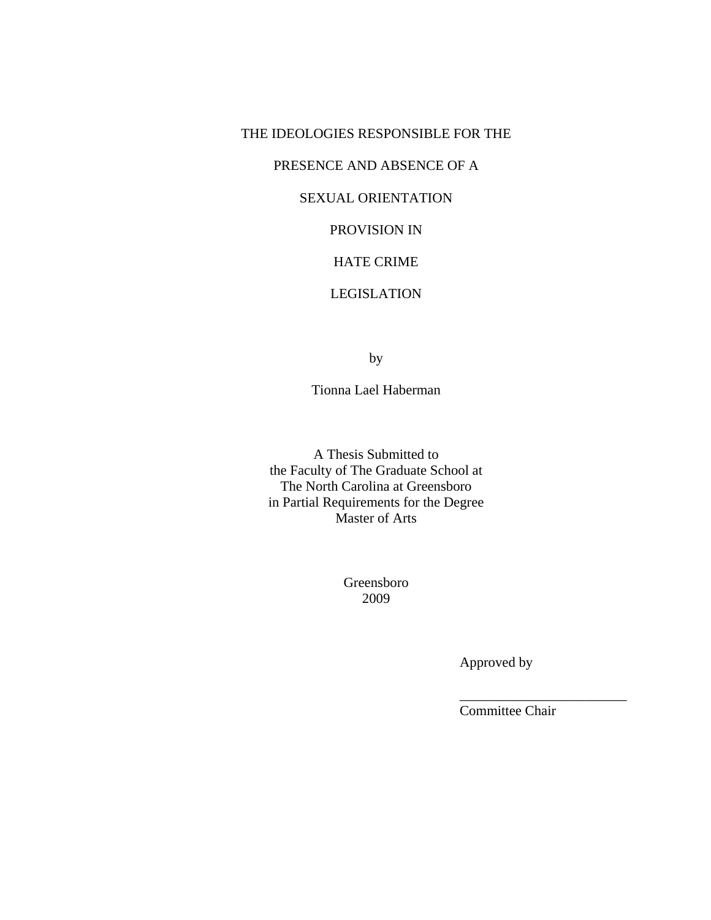# THE IDEOLOGIES RESPONSIBLE FOR THE PRESENCE AND ABSENCE OF A SEXUAL ORIENTATION PROVISION IN HATE CRIME LEGISLATION

by

Tionna Lael Haberman

A Thesis Submitted to
the Faculty of The Graduate School at
The North Carolina at Greensboro
in Partial Requirements for the Degree
Master of Arts

Greensboro
2009

Approved by

\_\_\_\_\_\_\_\_\_\_\_\_\_\_\_\_\_\_\_\_\_\_\_\_\_
Committee Chair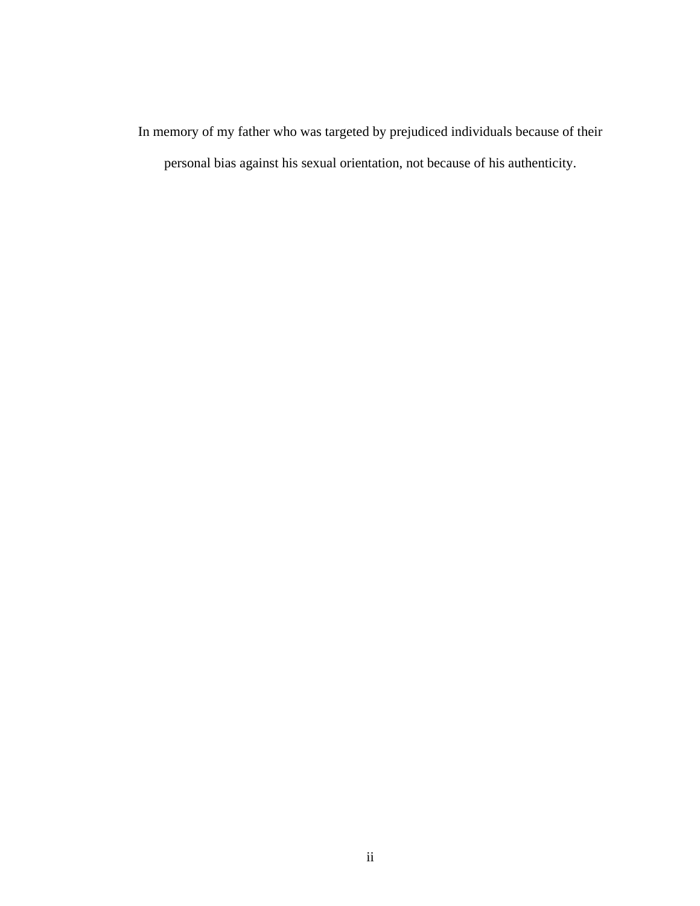In memory of my father who was targeted by prejudiced individuals because of their personal bias against his sexual orientation, not because of his authenticity.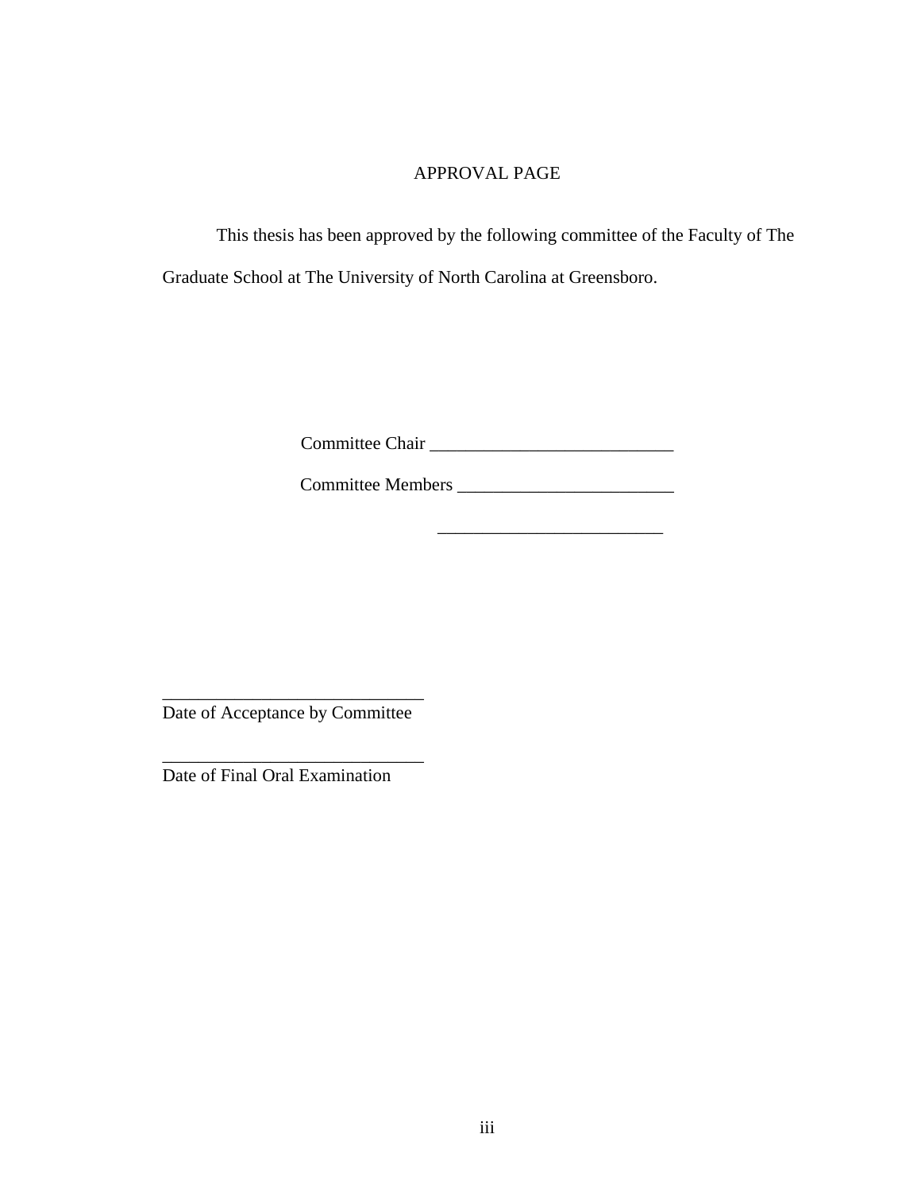# APPROVAL PAGE

This thesis has been approved by the following committee of the Faculty of The Graduate School at The University of North Carolina at Greensboro.

Committee Chair ___________________________

Committee Members ________________________

________________________

_____________________________
Date of Acceptance by Committee

_____________________________
Date of Final Oral Examination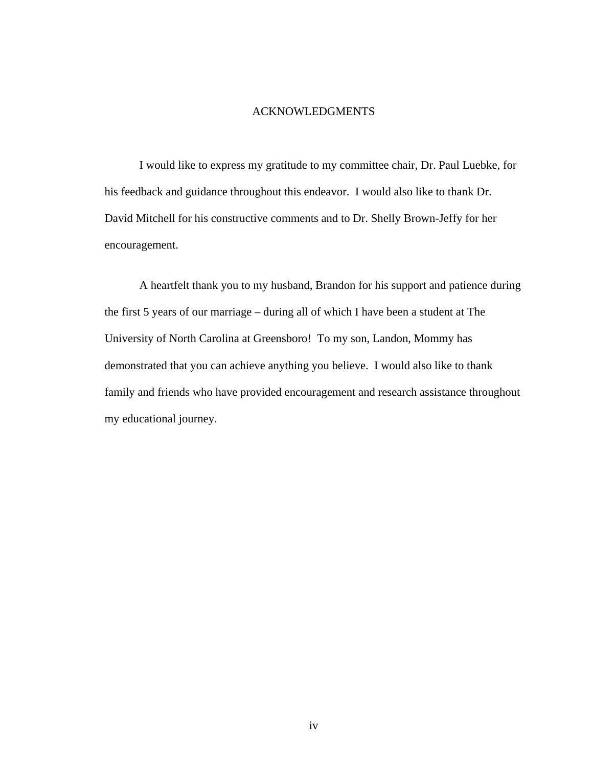# ACKNOWLEDGMENTS

I would like to express my gratitude to my committee chair, Dr. Paul Luebke, for his feedback and guidance throughout this endeavor. I would also like to thank Dr. David Mitchell for his constructive comments and to Dr. Shelly Brown-Jeffy for her encouragement.

A heartfelt thank you to my husband, Brandon for his support and patience during the first 5 years of our marriage – during all of which I have been a student at The University of North Carolina at Greensboro! To my son, Landon, Mommy has demonstrated that you can achieve anything you believe. I would also like to thank family and friends who have provided encouragement and research assistance throughout my educational journey.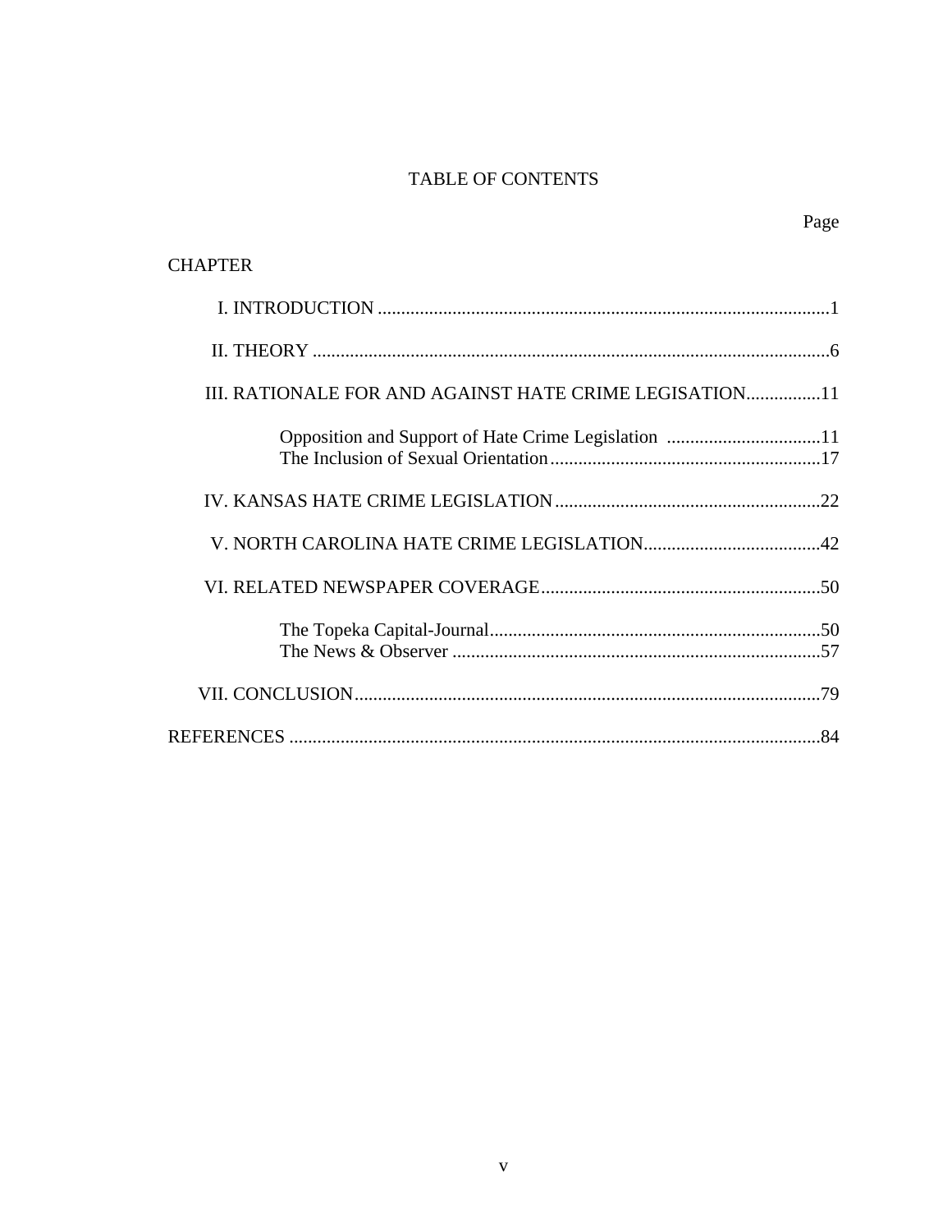# TABLE OF CONTENTS

Page

CHAPTER

I. INTRODUCTION ..........................................................................................1

II. THEORY ........................................................................................................6

III. RATIONALE FOR AND AGAINST HATE CRIME LEGISATION................11

Opposition and Support of Hate Crime Legislation .................................11
The Inclusion of Sexual Orientation..........................................................17

IV. KANSAS HATE CRIME LEGISLATION.........................................................22

V. NORTH CAROLINA HATE CRIME LEGISLATION......................................42

VI. RELATED NEWSPAPER COVERAGE...........................................................50

The Topeka Capital-Journal.......................................................................50
The News & Observer ...............................................................................57

VII. CONCLUSION...................................................................................................79

REFERENCES ..........................................................................................................84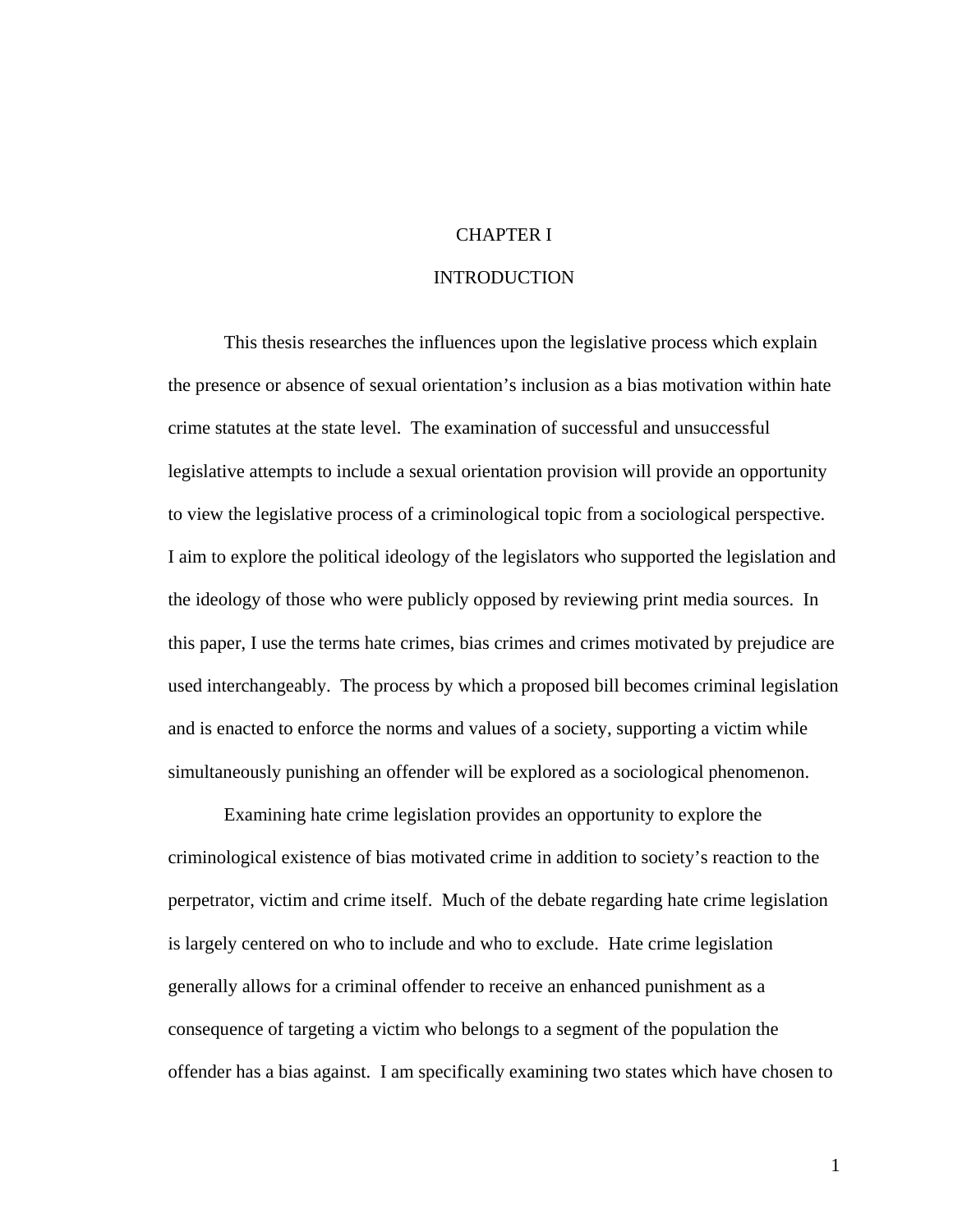# CHAPTER I

# INTRODUCTION

This thesis researches the influences upon the legislative process which explain the presence or absence of sexual orientation's inclusion as a bias motivation within hate crime statutes at the state level. The examination of successful and unsuccessful legislative attempts to include a sexual orientation provision will provide an opportunity to view the legislative process of a criminological topic from a sociological perspective. I aim to explore the political ideology of the legislators who supported the legislation and the ideology of those who were publicly opposed by reviewing print media sources. In this paper, I use the terms hate crimes, bias crimes and crimes motivated by prejudice are used interchangeably. The process by which a proposed bill becomes criminal legislation and is enacted to enforce the norms and values of a society, supporting a victim while simultaneously punishing an offender will be explored as a sociological phenomenon.

Examining hate crime legislation provides an opportunity to explore the criminological existence of bias motivated crime in addition to society's reaction to the perpetrator, victim and crime itself. Much of the debate regarding hate crime legislation is largely centered on who to include and who to exclude. Hate crime legislation generally allows for a criminal offender to receive an enhanced punishment as a consequence of targeting a victim who belongs to a segment of the population the offender has a bias against. I am specifically examining two states which have chosen to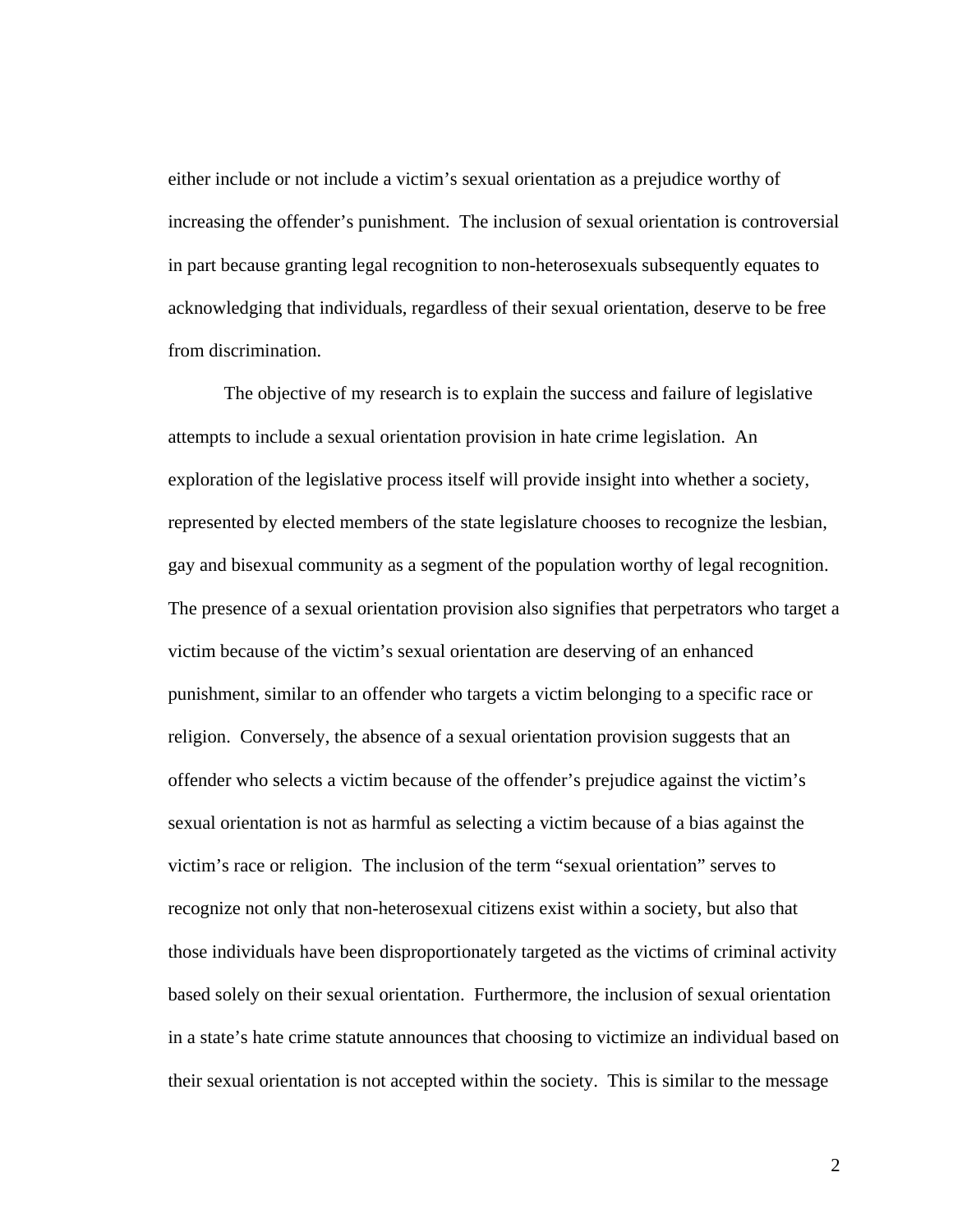either include or not include a victim's sexual orientation as a prejudice worthy of increasing the offender's punishment. The inclusion of sexual orientation is controversial in part because granting legal recognition to non-heterosexuals subsequently equates to acknowledging that individuals, regardless of their sexual orientation, deserve to be free from discrimination.

The objective of my research is to explain the success and failure of legislative attempts to include a sexual orientation provision in hate crime legislation. An exploration of the legislative process itself will provide insight into whether a society, represented by elected members of the state legislature chooses to recognize the lesbian, gay and bisexual community as a segment of the population worthy of legal recognition. The presence of a sexual orientation provision also signifies that perpetrators who target a victim because of the victim's sexual orientation are deserving of an enhanced punishment, similar to an offender who targets a victim belonging to a specific race or religion. Conversely, the absence of a sexual orientation provision suggests that an offender who selects a victim because of the offender's prejudice against the victim's sexual orientation is not as harmful as selecting a victim because of a bias against the victim's race or religion. The inclusion of the term "sexual orientation" serves to recognize not only that non-heterosexual citizens exist within a society, but also that those individuals have been disproportionately targeted as the victims of criminal activity based solely on their sexual orientation. Furthermore, the inclusion of sexual orientation in a state's hate crime statute announces that choosing to victimize an individual based on their sexual orientation is not accepted within the society. This is similar to the message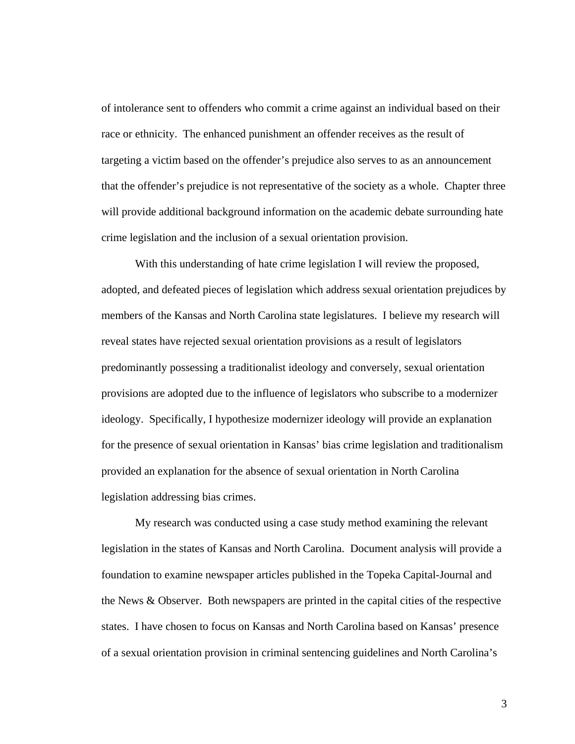of intolerance sent to offenders who commit a crime against an individual based on their race or ethnicity. The enhanced punishment an offender receives as the result of targeting a victim based on the offender's prejudice also serves to as an announcement that the offender's prejudice is not representative of the society as a whole. Chapter three will provide additional background information on the academic debate surrounding hate crime legislation and the inclusion of a sexual orientation provision.

With this understanding of hate crime legislation I will review the proposed, adopted, and defeated pieces of legislation which address sexual orientation prejudices by members of the Kansas and North Carolina state legislatures. I believe my research will reveal states have rejected sexual orientation provisions as a result of legislators predominantly possessing a traditionalist ideology and conversely, sexual orientation provisions are adopted due to the influence of legislators who subscribe to a modernizer ideology. Specifically, I hypothesize modernizer ideology will provide an explanation for the presence of sexual orientation in Kansas' bias crime legislation and traditionalism provided an explanation for the absence of sexual orientation in North Carolina legislation addressing bias crimes.

My research was conducted using a case study method examining the relevant legislation in the states of Kansas and North Carolina. Document analysis will provide a foundation to examine newspaper articles published in the Topeka Capital-Journal and the News & Observer. Both newspapers are printed in the capital cities of the respective states. I have chosen to focus on Kansas and North Carolina based on Kansas' presence of a sexual orientation provision in criminal sentencing guidelines and North Carolina's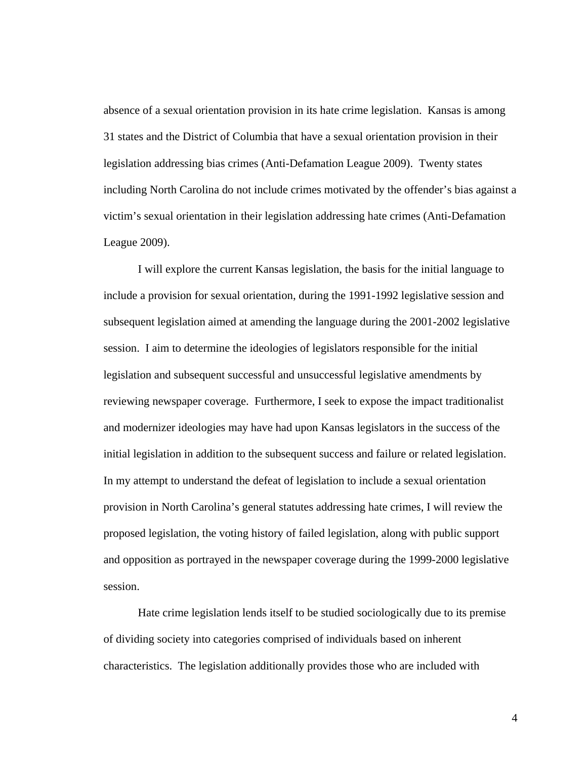absence of a sexual orientation provision in its hate crime legislation. Kansas is among 31 states and the District of Columbia that have a sexual orientation provision in their legislation addressing bias crimes (Anti-Defamation League 2009). Twenty states including North Carolina do not include crimes motivated by the offender's bias against a victim's sexual orientation in their legislation addressing hate crimes (Anti-Defamation League 2009).

I will explore the current Kansas legislation, the basis for the initial language to include a provision for sexual orientation, during the 1991-1992 legislative session and subsequent legislation aimed at amending the language during the 2001-2002 legislative session. I aim to determine the ideologies of legislators responsible for the initial legislation and subsequent successful and unsuccessful legislative amendments by reviewing newspaper coverage. Furthermore, I seek to expose the impact traditionalist and modernizer ideologies may have had upon Kansas legislators in the success of the initial legislation in addition to the subsequent success and failure or related legislation. In my attempt to understand the defeat of legislation to include a sexual orientation provision in North Carolina's general statutes addressing hate crimes, I will review the proposed legislation, the voting history of failed legislation, along with public support and opposition as portrayed in the newspaper coverage during the 1999-2000 legislative session.

Hate crime legislation lends itself to be studied sociologically due to its premise of dividing society into categories comprised of individuals based on inherent characteristics. The legislation additionally provides those who are included with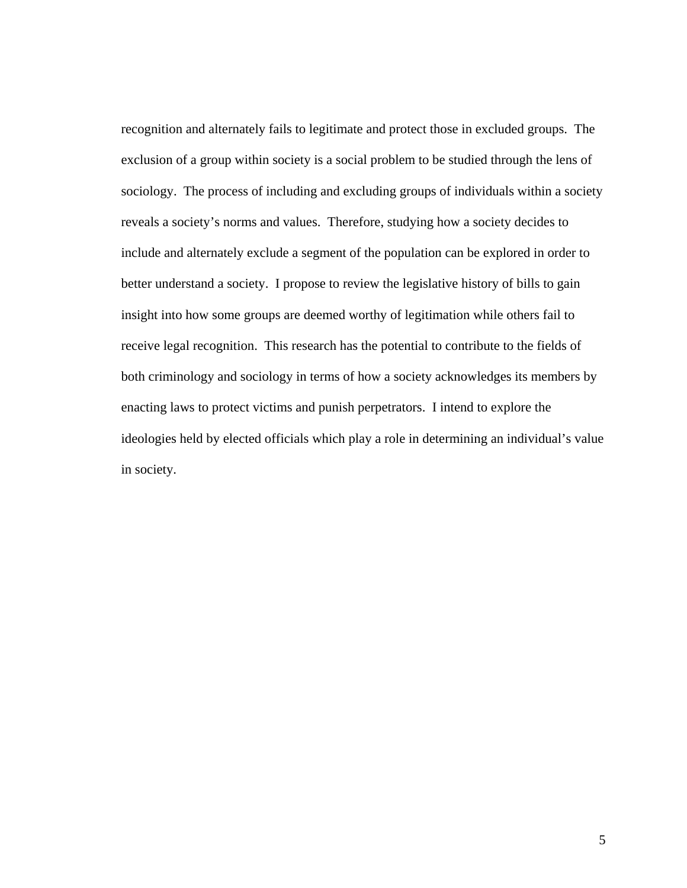recognition and alternately fails to legitimate and protect those in excluded groups. The exclusion of a group within society is a social problem to be studied through the lens of sociology. The process of including and excluding groups of individuals within a society reveals a society's norms and values. Therefore, studying how a society decides to include and alternately exclude a segment of the population can be explored in order to better understand a society. I propose to review the legislative history of bills to gain insight into how some groups are deemed worthy of legitimation while others fail to receive legal recognition. This research has the potential to contribute to the fields of both criminology and sociology in terms of how a society acknowledges its members by enacting laws to protect victims and punish perpetrators. I intend to explore the ideologies held by elected officials which play a role in determining an individual's value in society.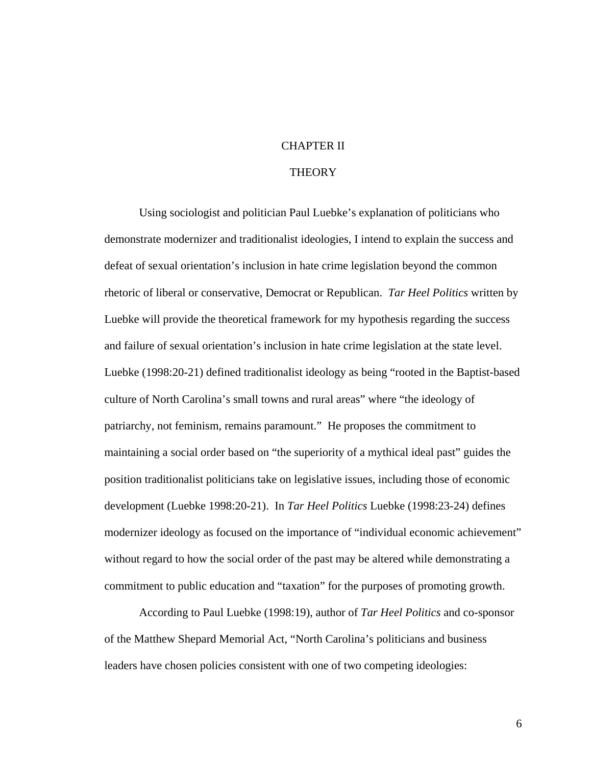# CHAPTER II

# THEORY

Using sociologist and politician Paul Luebke's explanation of politicians who demonstrate modernizer and traditionalist ideologies, I intend to explain the success and defeat of sexual orientation's inclusion in hate crime legislation beyond the common rhetoric of liberal or conservative, Democrat or Republican. *Tar Heel Politics* written by Luebke will provide the theoretical framework for my hypothesis regarding the success and failure of sexual orientation's inclusion in hate crime legislation at the state level. Luebke (1998:20-21) defined traditionalist ideology as being "rooted in the Baptist-based culture of North Carolina's small towns and rural areas" where "the ideology of patriarchy, not feminism, remains paramount." He proposes the commitment to maintaining a social order based on "the superiority of a mythical ideal past" guides the position traditionalist politicians take on legislative issues, including those of economic development (Luebke 1998:20-21). In *Tar Heel Politics* Luebke (1998:23-24) defines modernizer ideology as focused on the importance of "individual economic achievement" without regard to how the social order of the past may be altered while demonstrating a commitment to public education and "taxation" for the purposes of promoting growth.

According to Paul Luebke (1998:19), author of *Tar Heel Politics* and co-sponsor of the Matthew Shepard Memorial Act, "North Carolina's politicians and business leaders have chosen policies consistent with one of two competing ideologies: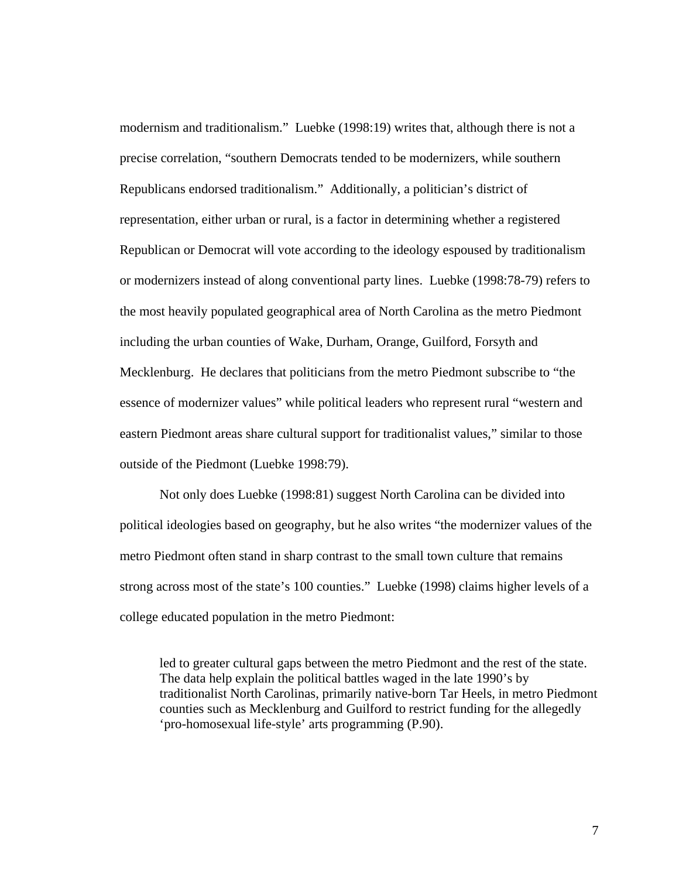modernism and traditionalism." Luebke (1998:19) writes that, although there is not a precise correlation, "southern Democrats tended to be modernizers, while southern Republicans endorsed traditionalism." Additionally, a politician's district of representation, either urban or rural, is a factor in determining whether a registered Republican or Democrat will vote according to the ideology espoused by traditionalism or modernizers instead of along conventional party lines. Luebke (1998:78-79) refers to the most heavily populated geographical area of North Carolina as the metro Piedmont including the urban counties of Wake, Durham, Orange, Guilford, Forsyth and Mecklenburg. He declares that politicians from the metro Piedmont subscribe to "the essence of modernizer values" while political leaders who represent rural "western and eastern Piedmont areas share cultural support for traditionalist values," similar to those outside of the Piedmont (Luebke 1998:79).

Not only does Luebke (1998:81) suggest North Carolina can be divided into political ideologies based on geography, but he also writes "the modernizer values of the metro Piedmont often stand in sharp contrast to the small town culture that remains strong across most of the state's 100 counties." Luebke (1998) claims higher levels of a college educated population in the metro Piedmont:

> led to greater cultural gaps between the metro Piedmont and the rest of the state. The data help explain the political battles waged in the late 1990's by traditionalist North Carolinas, primarily native-born Tar Heels, in metro Piedmont counties such as Mecklenburg and Guilford to restrict funding for the allegedly 'pro-homosexual life-style' arts programming (P.90).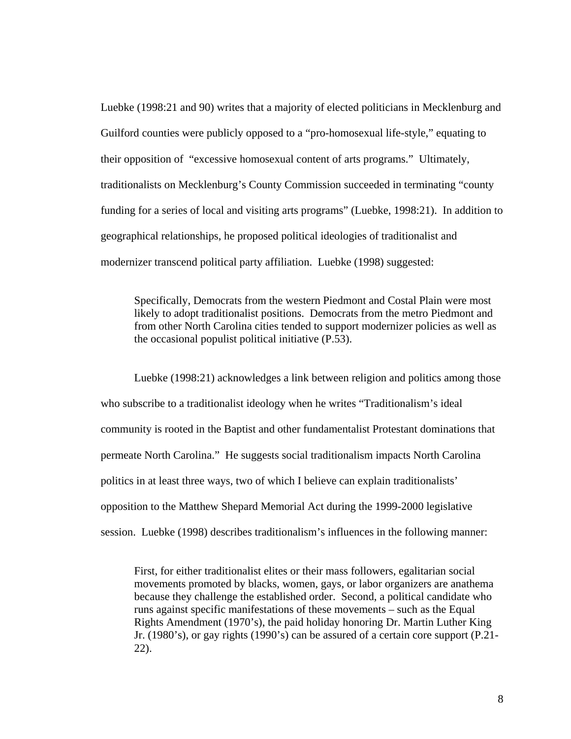Luebke (1998:21 and 90) writes that a majority of elected politicians in Mecklenburg and Guilford counties were publicly opposed to a "pro-homosexual life-style," equating to their opposition of "excessive homosexual content of arts programs." Ultimately, traditionalists on Mecklenburg's County Commission succeeded in terminating "county funding for a series of local and visiting arts programs" (Luebke, 1998:21). In addition to geographical relationships, he proposed political ideologies of traditionalist and modernizer transcend political party affiliation. Luebke (1998) suggested:

> Specifically, Democrats from the western Piedmont and Costal Plain were most likely to adopt traditionalist positions. Democrats from the metro Piedmont and from other North Carolina cities tended to support modernizer policies as well as the occasional populist political initiative (P.53).

Luebke (1998:21) acknowledges a link between religion and politics among those who subscribe to a traditionalist ideology when he writes "Traditionalism's ideal community is rooted in the Baptist and other fundamentalist Protestant dominations that permeate North Carolina." He suggests social traditionalism impacts North Carolina politics in at least three ways, two of which I believe can explain traditionalists' opposition to the Matthew Shepard Memorial Act during the 1999-2000 legislative session. Luebke (1998) describes traditionalism's influences in the following manner:

> First, for either traditionalist elites or their mass followers, egalitarian social movements promoted by blacks, women, gays, or labor organizers are anathema because they challenge the established order. Second, a political candidate who runs against specific manifestations of these movements – such as the Equal Rights Amendment (1970's), the paid holiday honoring Dr. Martin Luther King Jr. (1980's), or gay rights (1990's) can be assured of a certain core support (P.21-22).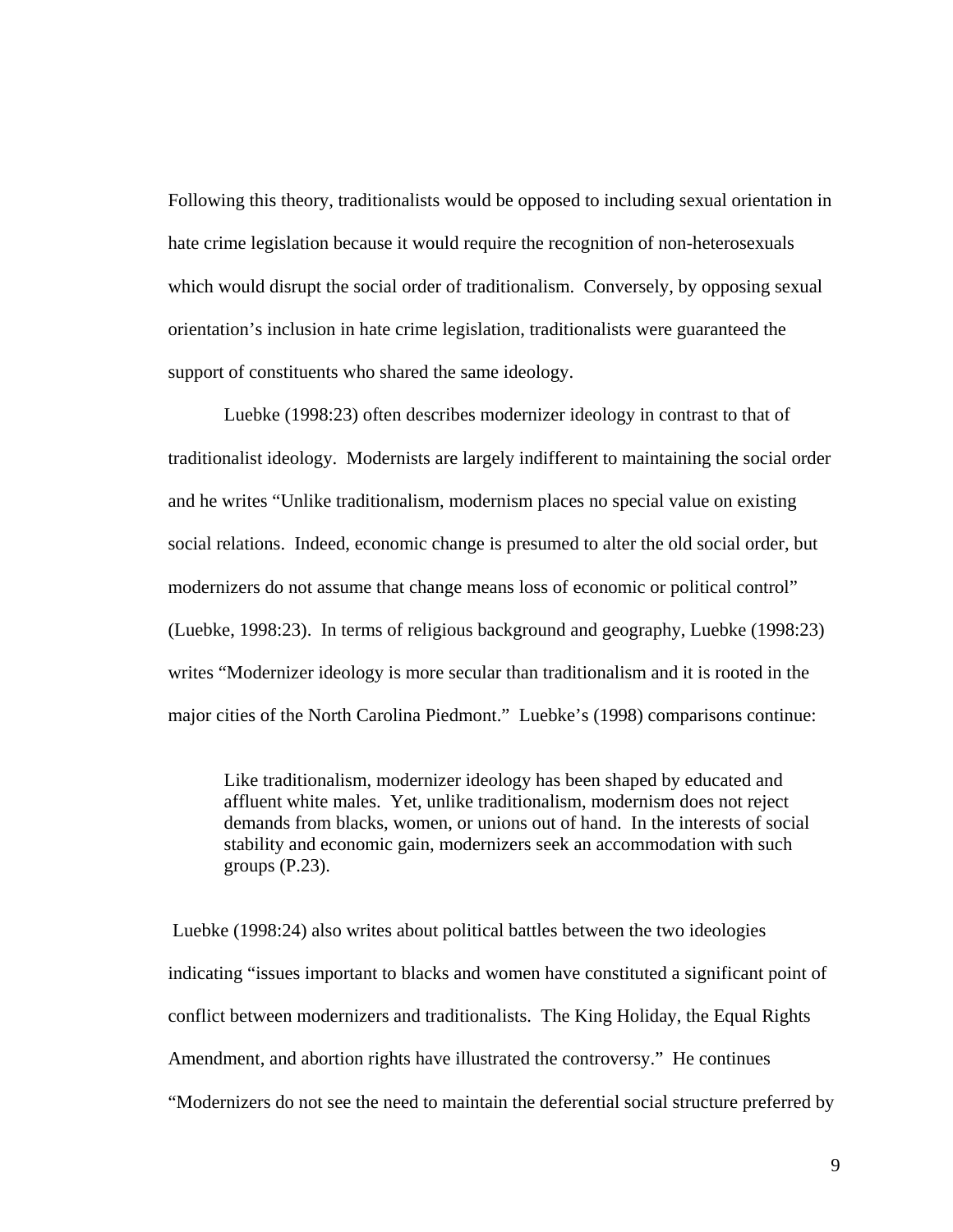Following this theory, traditionalists would be opposed to including sexual orientation in hate crime legislation because it would require the recognition of non-heterosexuals which would disrupt the social order of traditionalism. Conversely, by opposing sexual orientation's inclusion in hate crime legislation, traditionalists were guaranteed the support of constituents who shared the same ideology.

Luebke (1998:23) often describes modernizer ideology in contrast to that of traditionalist ideology. Modernists are largely indifferent to maintaining the social order and he writes "Unlike traditionalism, modernism places no special value on existing social relations. Indeed, economic change is presumed to alter the old social order, but modernizers do not assume that change means loss of economic or political control" (Luebke, 1998:23). In terms of religious background and geography, Luebke (1998:23) writes "Modernizer ideology is more secular than traditionalism and it is rooted in the major cities of the North Carolina Piedmont." Luebke's (1998) comparisons continue:

> Like traditionalism, modernizer ideology has been shaped by educated and affluent white males. Yet, unlike traditionalism, modernism does not reject demands from blacks, women, or unions out of hand. In the interests of social stability and economic gain, modernizers seek an accommodation with such groups (P.23).

Luebke (1998:24) also writes about political battles between the two ideologies indicating "issues important to blacks and women have constituted a significant point of conflict between modernizers and traditionalists. The King Holiday, the Equal Rights Amendment, and abortion rights have illustrated the controversy." He continues "Modernizers do not see the need to maintain the deferential social structure preferred by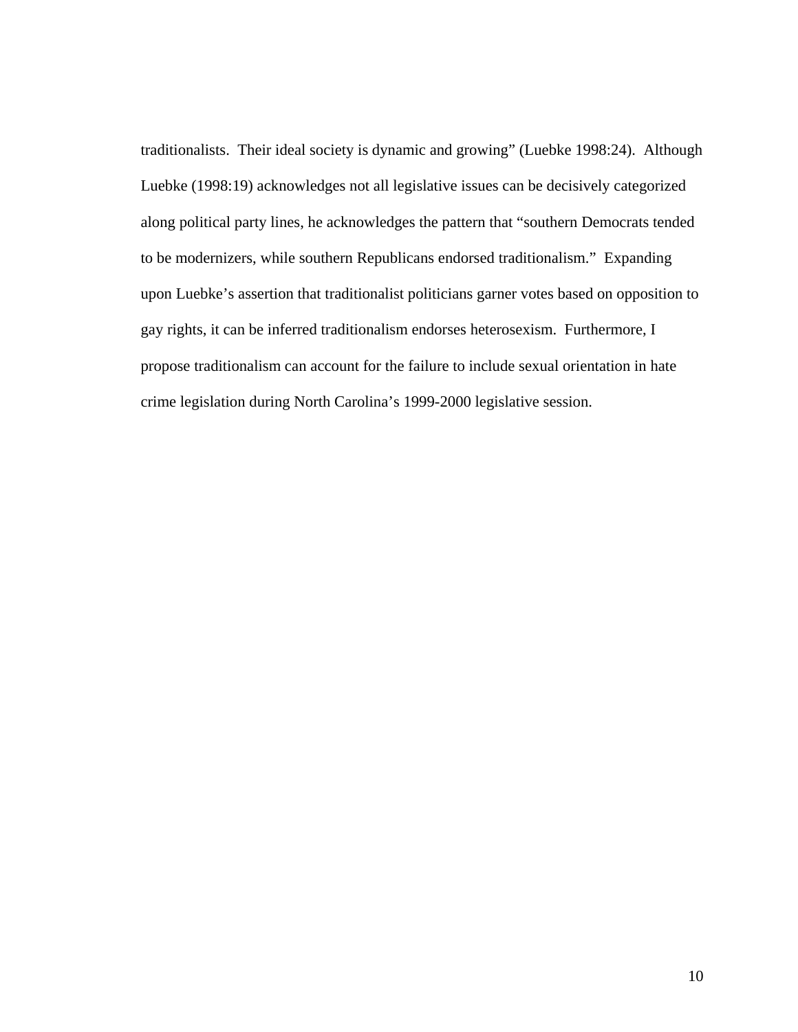traditionalists. Their ideal society is dynamic and growing" (Luebke 1998:24). Although Luebke (1998:19) acknowledges not all legislative issues can be decisively categorized along political party lines, he acknowledges the pattern that "southern Democrats tended to be modernizers, while southern Republicans endorsed traditionalism." Expanding upon Luebke's assertion that traditionalist politicians garner votes based on opposition to gay rights, it can be inferred traditionalism endorses heterosexism. Furthermore, I propose traditionalism can account for the failure to include sexual orientation in hate crime legislation during North Carolina's 1999-2000 legislative session.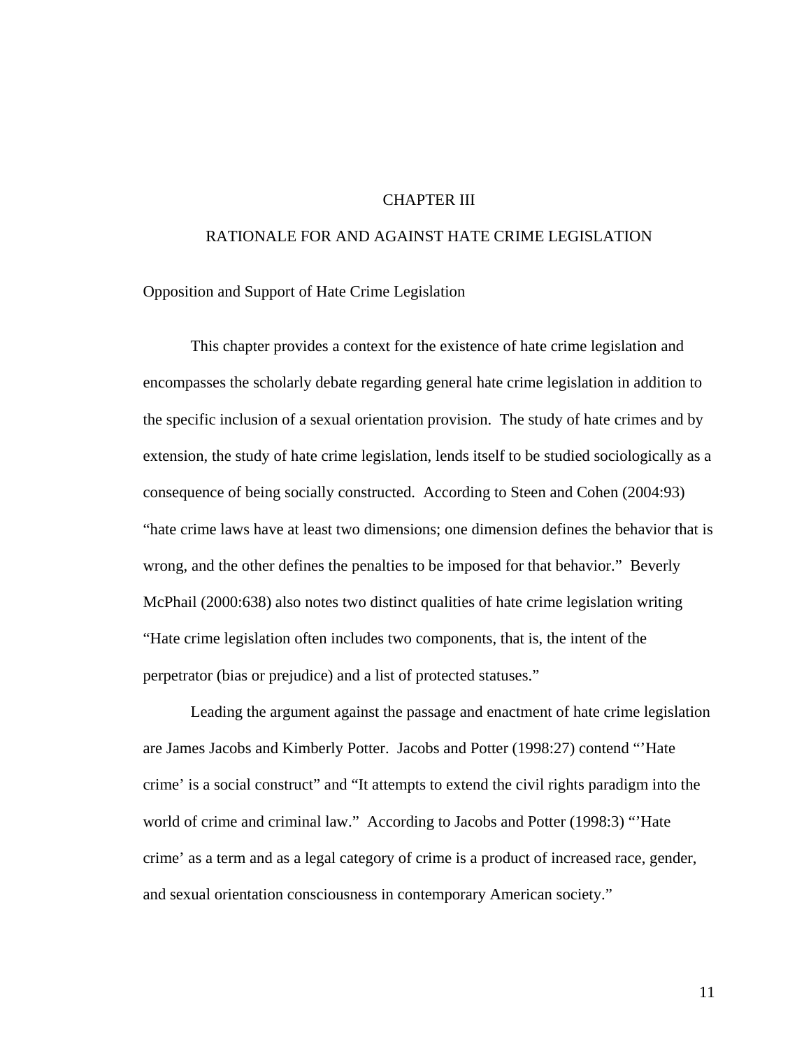# CHAPTER III

# RATIONALE FOR AND AGAINST HATE CRIME LEGISLATION

## Opposition and Support of Hate Crime Legislation

This chapter provides a context for the existence of hate crime legislation and encompasses the scholarly debate regarding general hate crime legislation in addition to the specific inclusion of a sexual orientation provision. The study of hate crimes and by extension, the study of hate crime legislation, lends itself to be studied sociologically as a consequence of being socially constructed. According to Steen and Cohen (2004:93) "hate crime laws have at least two dimensions; one dimension defines the behavior that is wrong, and the other defines the penalties to be imposed for that behavior." Beverly McPhail (2000:638) also notes two distinct qualities of hate crime legislation writing "Hate crime legislation often includes two components, that is, the intent of the perpetrator (bias or prejudice) and a list of protected statuses."

Leading the argument against the passage and enactment of hate crime legislation are James Jacobs and Kimberly Potter. Jacobs and Potter (1998:27) contend "'Hate crime' is a social construct" and "It attempts to extend the civil rights paradigm into the world of crime and criminal law." According to Jacobs and Potter (1998:3) "'Hate crime' as a term and as a legal category of crime is a product of increased race, gender, and sexual orientation consciousness in contemporary American society."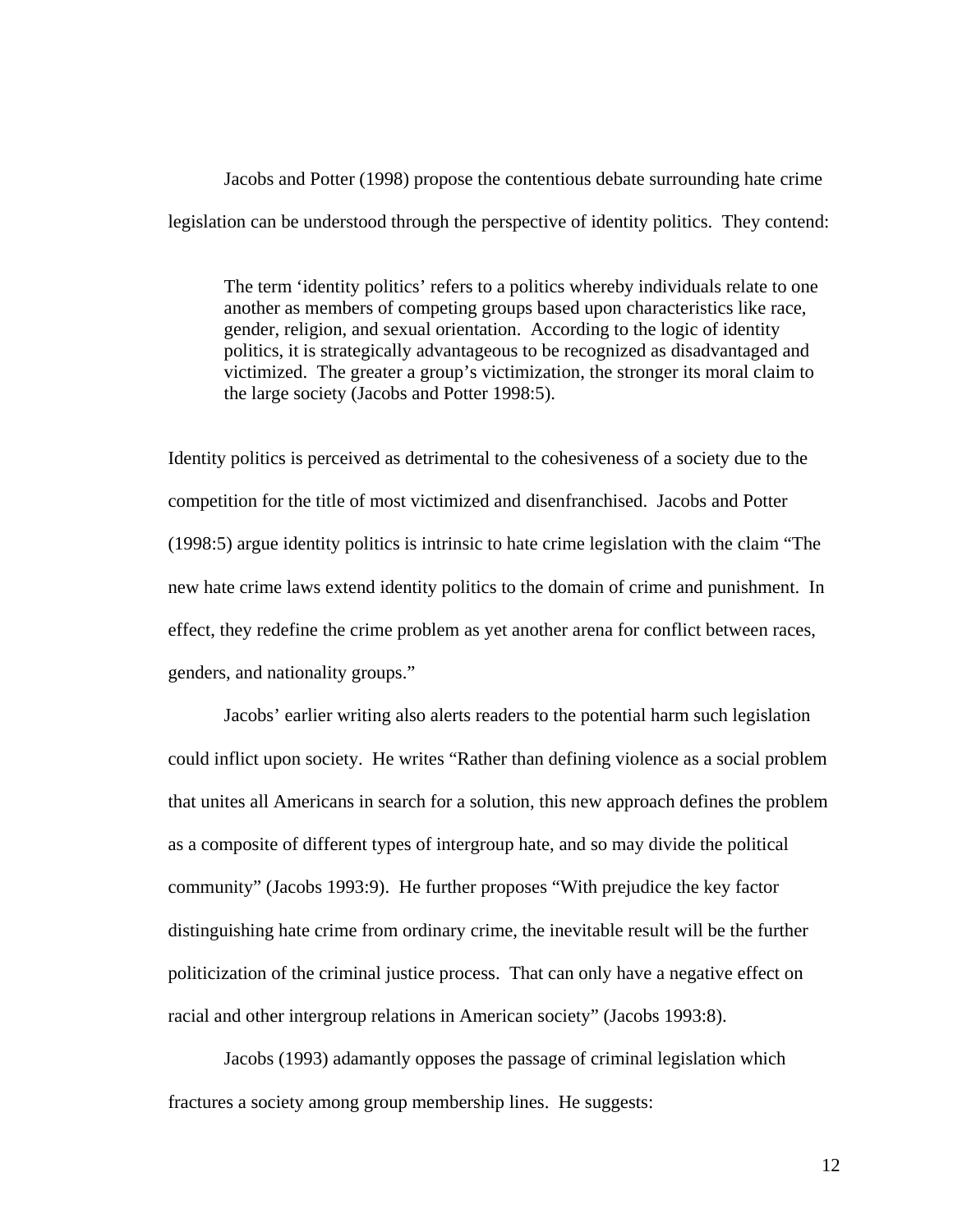Jacobs and Potter (1998) propose the contentious debate surrounding hate crime legislation can be understood through the perspective of identity politics. They contend:

> The term 'identity politics' refers to a politics whereby individuals relate to one another as members of competing groups based upon characteristics like race, gender, religion, and sexual orientation. According to the logic of identity politics, it is strategically advantageous to be recognized as disadvantaged and victimized. The greater a group's victimization, the stronger its moral claim to the large society (Jacobs and Potter 1998:5).

Identity politics is perceived as detrimental to the cohesiveness of a society due to the competition for the title of most victimized and disenfranchised. Jacobs and Potter (1998:5) argue identity politics is intrinsic to hate crime legislation with the claim "The new hate crime laws extend identity politics to the domain of crime and punishment. In effect, they redefine the crime problem as yet another arena for conflict between races, genders, and nationality groups."

Jacobs' earlier writing also alerts readers to the potential harm such legislation could inflict upon society. He writes "Rather than defining violence as a social problem that unites all Americans in search for a solution, this new approach defines the problem as a composite of different types of intergroup hate, and so may divide the political community" (Jacobs 1993:9). He further proposes "With prejudice the key factor distinguishing hate crime from ordinary crime, the inevitable result will be the further politicization of the criminal justice process. That can only have a negative effect on racial and other intergroup relations in American society" (Jacobs 1993:8).

Jacobs (1993) adamantly opposes the passage of criminal legislation which fractures a society among group membership lines. He suggests: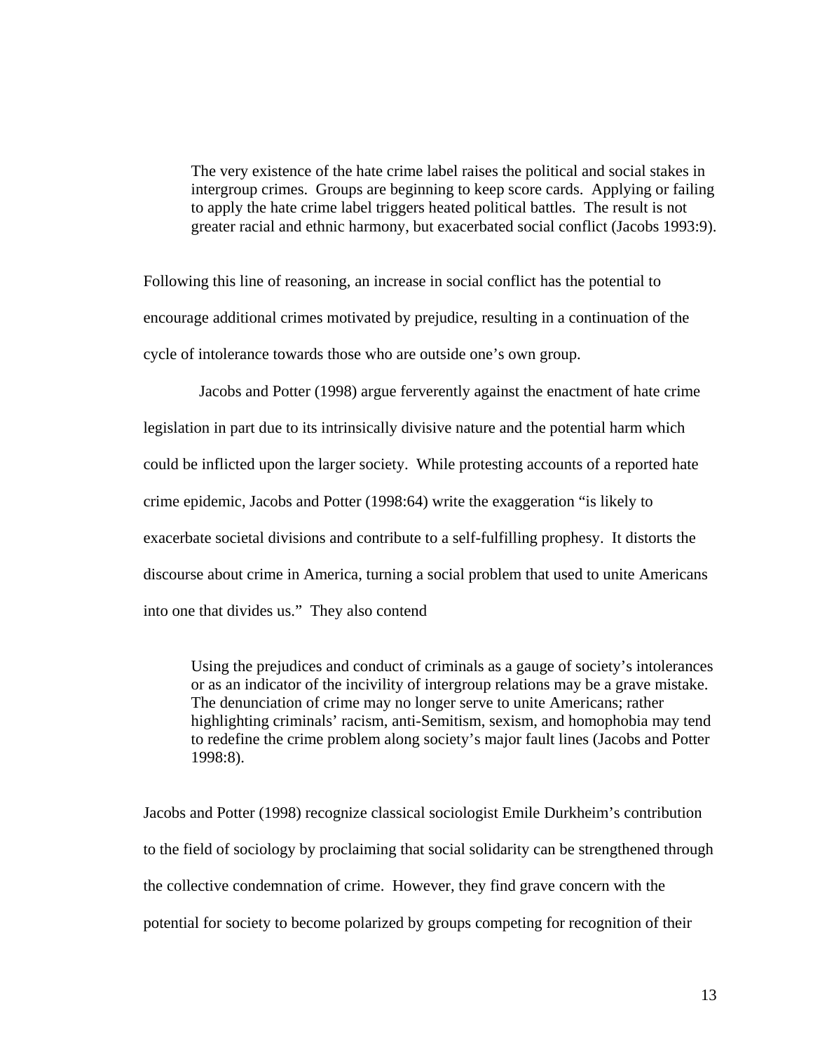> The very existence of the hate crime label raises the political and social stakes in intergroup crimes. Groups are beginning to keep score cards. Applying or failing to apply the hate crime label triggers heated political battles. The result is not greater racial and ethnic harmony, but exacerbated social conflict (Jacobs 1993:9).

Following this line of reasoning, an increase in social conflict has the potential to encourage additional crimes motivated by prejudice, resulting in a continuation of the cycle of intolerance towards those who are outside one's own group.

Jacobs and Potter (1998) argue ferverently against the enactment of hate crime legislation in part due to its intrinsically divisive nature and the potential harm which could be inflicted upon the larger society. While protesting accounts of a reported hate crime epidemic, Jacobs and Potter (1998:64) write the exaggeration "is likely to exacerbate societal divisions and contribute to a self-fulfilling prophesy. It distorts the discourse about crime in America, turning a social problem that used to unite Americans into one that divides us." They also contend

> Using the prejudices and conduct of criminals as a gauge of society's intolerances or as an indicator of the incivility of intergroup relations may be a grave mistake. The denunciation of crime may no longer serve to unite Americans; rather highlighting criminals' racism, anti-Semitism, sexism, and homophobia may tend to redefine the crime problem along society's major fault lines (Jacobs and Potter 1998:8).

Jacobs and Potter (1998) recognize classical sociologist Emile Durkheim's contribution to the field of sociology by proclaiming that social solidarity can be strengthened through the collective condemnation of crime. However, they find grave concern with the potential for society to become polarized by groups competing for recognition of their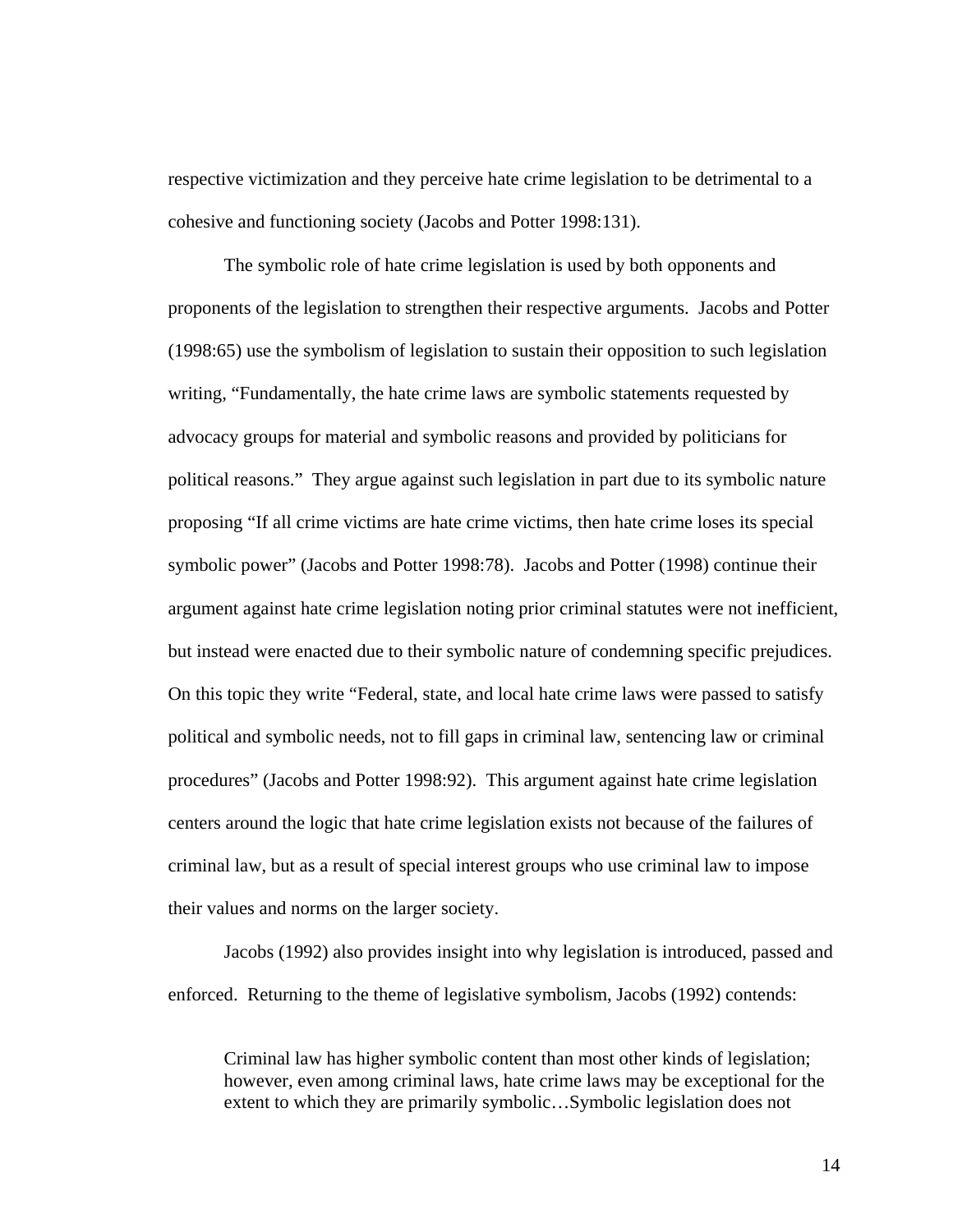respective victimization and they perceive hate crime legislation to be detrimental to a cohesive and functioning society (Jacobs and Potter 1998:131).

The symbolic role of hate crime legislation is used by both opponents and proponents of the legislation to strengthen their respective arguments. Jacobs and Potter (1998:65) use the symbolism of legislation to sustain their opposition to such legislation writing, "Fundamentally, the hate crime laws are symbolic statements requested by advocacy groups for material and symbolic reasons and provided by politicians for political reasons." They argue against such legislation in part due to its symbolic nature proposing "If all crime victims are hate crime victims, then hate crime loses its special symbolic power" (Jacobs and Potter 1998:78). Jacobs and Potter (1998) continue their argument against hate crime legislation noting prior criminal statutes were not inefficient, but instead were enacted due to their symbolic nature of condemning specific prejudices. On this topic they write "Federal, state, and local hate crime laws were passed to satisfy political and symbolic needs, not to fill gaps in criminal law, sentencing law or criminal procedures" (Jacobs and Potter 1998:92). This argument against hate crime legislation centers around the logic that hate crime legislation exists not because of the failures of criminal law, but as a result of special interest groups who use criminal law to impose their values and norms on the larger society.

Jacobs (1992) also provides insight into why legislation is introduced, passed and enforced. Returning to the theme of legislative symbolism, Jacobs (1992) contends:

> Criminal law has higher symbolic content than most other kinds of legislation; however, even among criminal laws, hate crime laws may be exceptional for the extent to which they are primarily symbolic…Symbolic legislation does not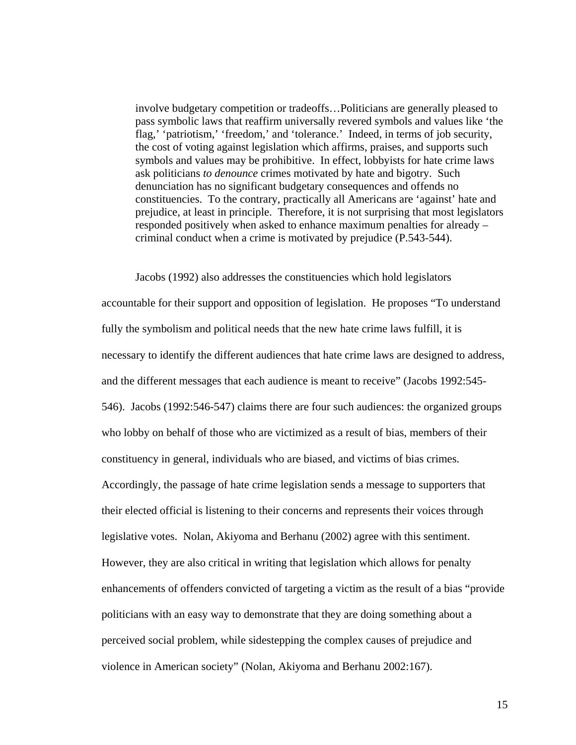> involve budgetary competition or tradeoffs…Politicians are generally pleased to pass symbolic laws that reaffirm universally revered symbols and values like 'the flag,' 'patriotism,' 'freedom,' and 'tolerance.' Indeed, in terms of job security, the cost of voting against legislation which affirms, praises, and supports such symbols and values may be prohibitive. In effect, lobbyists for hate crime laws ask politicians *to denounce* crimes motivated by hate and bigotry. Such denunciation has no significant budgetary consequences and offends no constituencies. To the contrary, practically all Americans are 'against' hate and prejudice, at least in principle. Therefore, it is not surprising that most legislators responded positively when asked to enhance maximum penalties for already – criminal conduct when a crime is motivated by prejudice (P.543-544).

Jacobs (1992) also addresses the constituencies which hold legislators accountable for their support and opposition of legislation. He proposes "To understand fully the symbolism and political needs that the new hate crime laws fulfill, it is necessary to identify the different audiences that hate crime laws are designed to address, and the different messages that each audience is meant to receive" (Jacobs 1992:545-546). Jacobs (1992:546-547) claims there are four such audiences: the organized groups who lobby on behalf of those who are victimized as a result of bias, members of their constituency in general, individuals who are biased, and victims of bias crimes. Accordingly, the passage of hate crime legislation sends a message to supporters that their elected official is listening to their concerns and represents their voices through legislative votes. Nolan, Akiyoma and Berhanu (2002) agree with this sentiment. However, they are also critical in writing that legislation which allows for penalty enhancements of offenders convicted of targeting a victim as the result of a bias "provide politicians with an easy way to demonstrate that they are doing something about a perceived social problem, while sidestepping the complex causes of prejudice and violence in American society" (Nolan, Akiyoma and Berhanu 2002:167).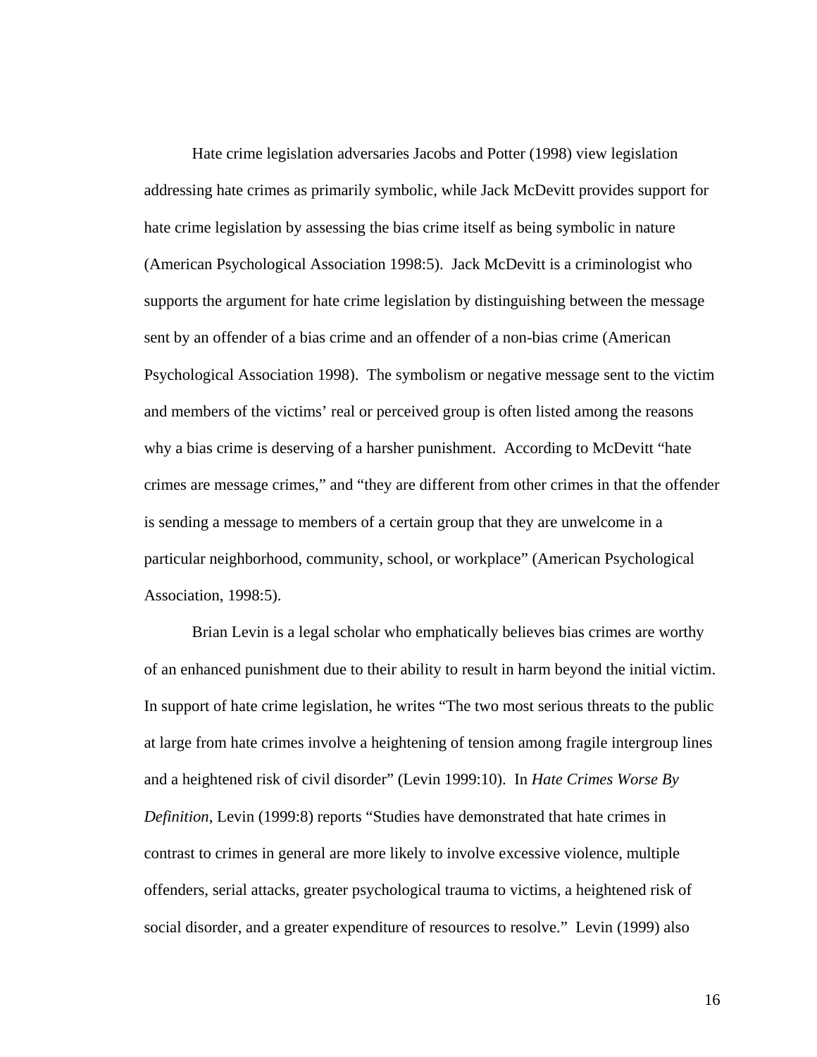Hate crime legislation adversaries Jacobs and Potter (1998) view legislation addressing hate crimes as primarily symbolic, while Jack McDevitt provides support for hate crime legislation by assessing the bias crime itself as being symbolic in nature (American Psychological Association 1998:5). Jack McDevitt is a criminologist who supports the argument for hate crime legislation by distinguishing between the message sent by an offender of a bias crime and an offender of a non-bias crime (American Psychological Association 1998). The symbolism or negative message sent to the victim and members of the victims' real or perceived group is often listed among the reasons why a bias crime is deserving of a harsher punishment. According to McDevitt "hate crimes are message crimes," and "they are different from other crimes in that the offender is sending a message to members of a certain group that they are unwelcome in a particular neighborhood, community, school, or workplace" (American Psychological Association, 1998:5).

Brian Levin is a legal scholar who emphatically believes bias crimes are worthy of an enhanced punishment due to their ability to result in harm beyond the initial victim. In support of hate crime legislation, he writes "The two most serious threats to the public at large from hate crimes involve a heightening of tension among fragile intergroup lines and a heightened risk of civil disorder" (Levin 1999:10). In *Hate Crimes Worse By Definition*, Levin (1999:8) reports "Studies have demonstrated that hate crimes in contrast to crimes in general are more likely to involve excessive violence, multiple offenders, serial attacks, greater psychological trauma to victims, a heightened risk of social disorder, and a greater expenditure of resources to resolve." Levin (1999) also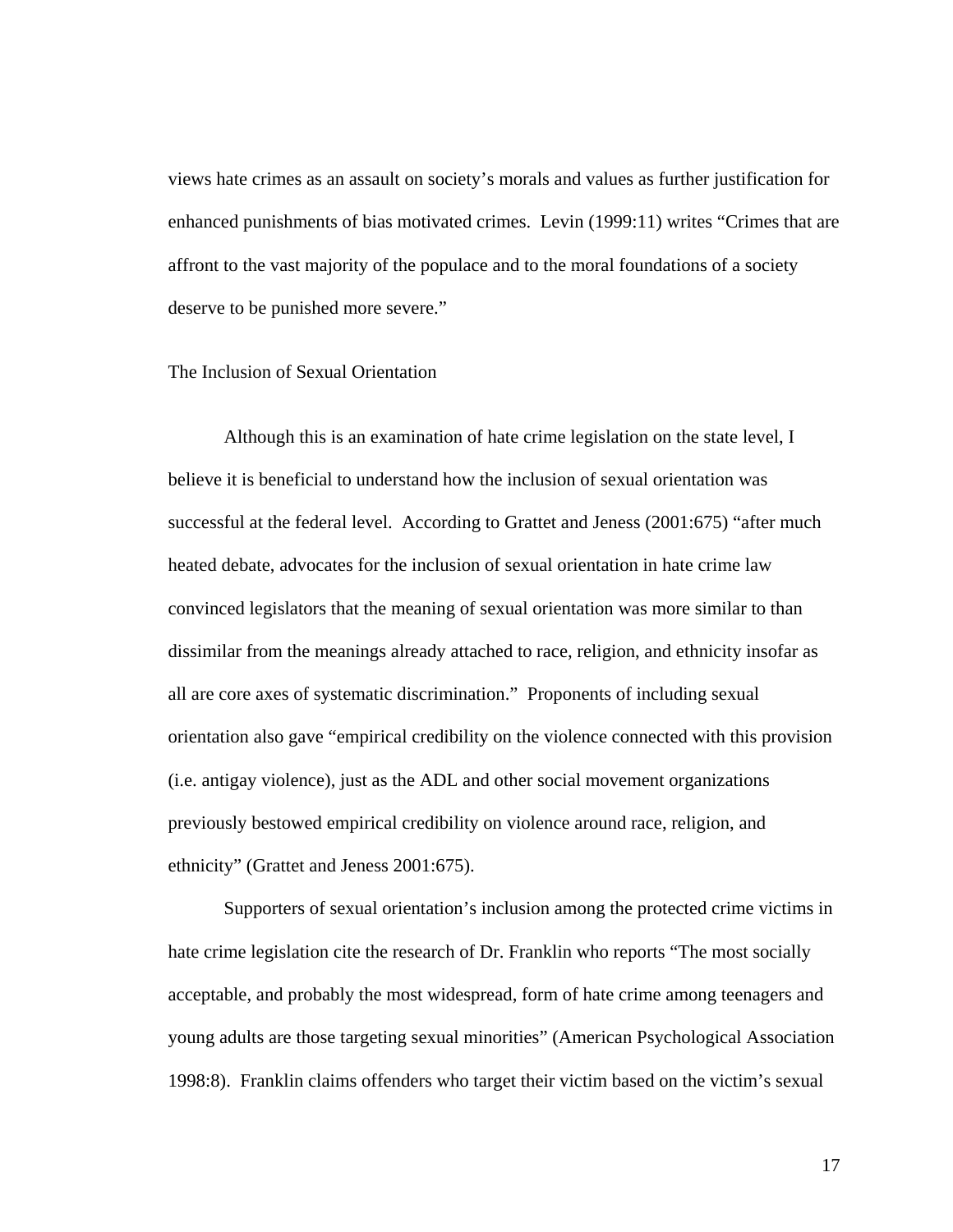views hate crimes as an assault on society's morals and values as further justification for enhanced punishments of bias motivated crimes. Levin (1999:11) writes "Crimes that are affront to the vast majority of the populace and to the moral foundations of a society deserve to be punished more severe."

## The Inclusion of Sexual Orientation

Although this is an examination of hate crime legislation on the state level, I believe it is beneficial to understand how the inclusion of sexual orientation was successful at the federal level. According to Grattet and Jeness (2001:675) "after much heated debate, advocates for the inclusion of sexual orientation in hate crime law convinced legislators that the meaning of sexual orientation was more similar to than dissimilar from the meanings already attached to race, religion, and ethnicity insofar as all are core axes of systematic discrimination." Proponents of including sexual orientation also gave "empirical credibility on the violence connected with this provision (i.e. antigay violence), just as the ADL and other social movement organizations previously bestowed empirical credibility on violence around race, religion, and ethnicity" (Grattet and Jeness 2001:675).

Supporters of sexual orientation's inclusion among the protected crime victims in hate crime legislation cite the research of Dr. Franklin who reports "The most socially acceptable, and probably the most widespread, form of hate crime among teenagers and young adults are those targeting sexual minorities" (American Psychological Association 1998:8). Franklin claims offenders who target their victim based on the victim's sexual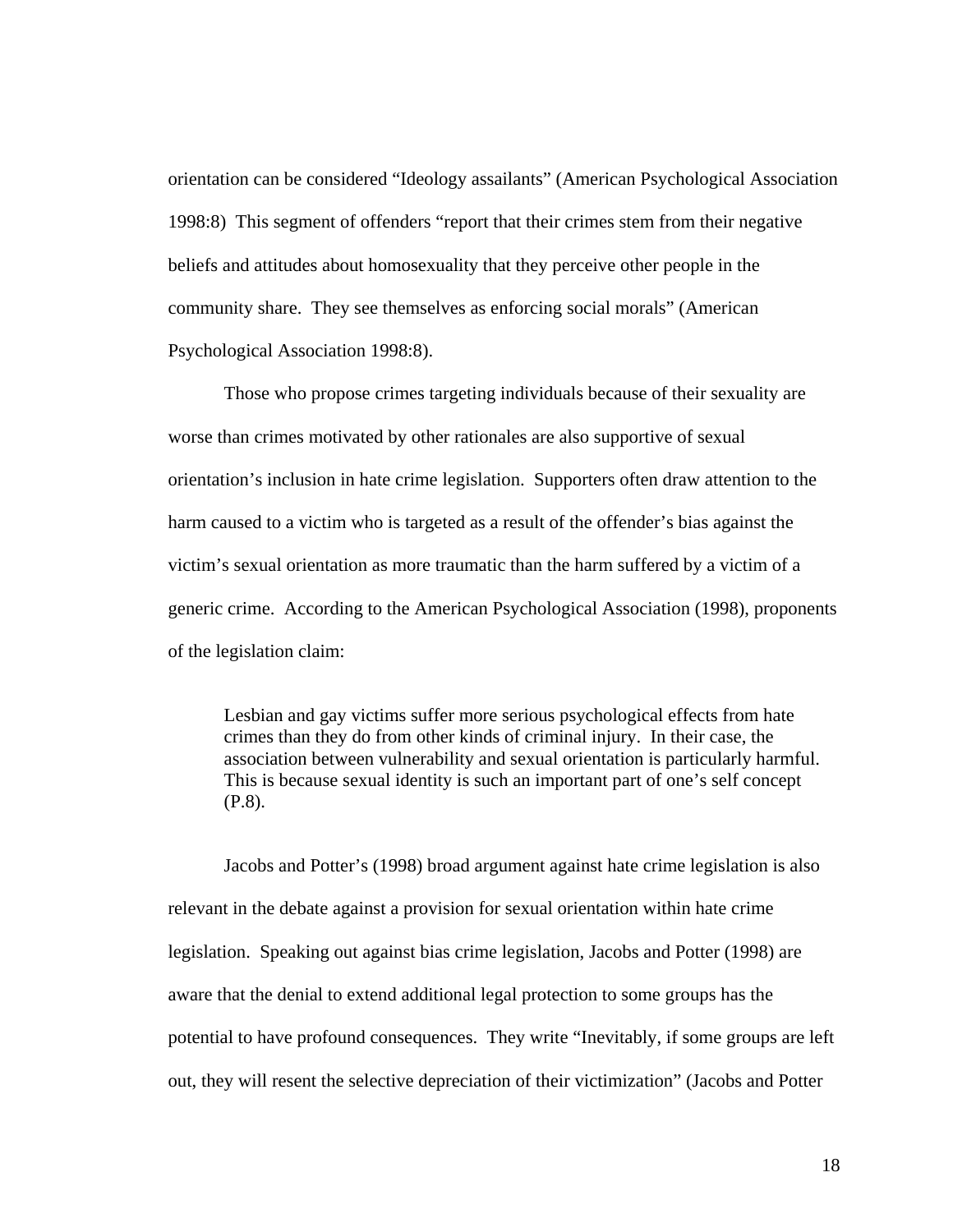orientation can be considered "Ideology assailants" (American Psychological Association 1998:8) This segment of offenders "report that their crimes stem from their negative beliefs and attitudes about homosexuality that they perceive other people in the community share. They see themselves as enforcing social morals" (American Psychological Association 1998:8).

Those who propose crimes targeting individuals because of their sexuality are worse than crimes motivated by other rationales are also supportive of sexual orientation's inclusion in hate crime legislation. Supporters often draw attention to the harm caused to a victim who is targeted as a result of the offender's bias against the victim's sexual orientation as more traumatic than the harm suffered by a victim of a generic crime. According to the American Psychological Association (1998), proponents of the legislation claim:

> Lesbian and gay victims suffer more serious psychological effects from hate crimes than they do from other kinds of criminal injury. In their case, the association between vulnerability and sexual orientation is particularly harmful. This is because sexual identity is such an important part of one's self concept (P.8).

Jacobs and Potter's (1998) broad argument against hate crime legislation is also relevant in the debate against a provision for sexual orientation within hate crime legislation. Speaking out against bias crime legislation, Jacobs and Potter (1998) are aware that the denial to extend additional legal protection to some groups has the potential to have profound consequences. They write "Inevitably, if some groups are left out, they will resent the selective depreciation of their victimization" (Jacobs and Potter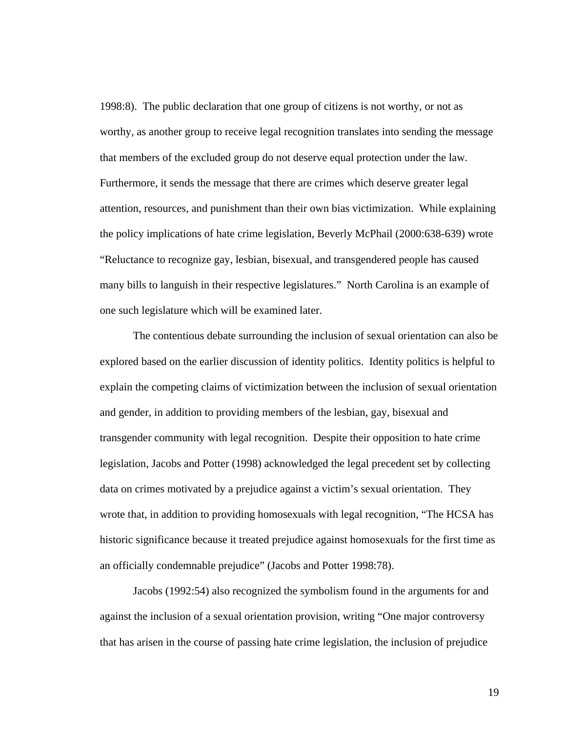1998:8). The public declaration that one group of citizens is not worthy, or not as worthy, as another group to receive legal recognition translates into sending the message that members of the excluded group do not deserve equal protection under the law. Furthermore, it sends the message that there are crimes which deserve greater legal attention, resources, and punishment than their own bias victimization. While explaining the policy implications of hate crime legislation, Beverly McPhail (2000:638-639) wrote "Reluctance to recognize gay, lesbian, bisexual, and transgendered people has caused many bills to languish in their respective legislatures." North Carolina is an example of one such legislature which will be examined later.

The contentious debate surrounding the inclusion of sexual orientation can also be explored based on the earlier discussion of identity politics. Identity politics is helpful to explain the competing claims of victimization between the inclusion of sexual orientation and gender, in addition to providing members of the lesbian, gay, bisexual and transgender community with legal recognition. Despite their opposition to hate crime legislation, Jacobs and Potter (1998) acknowledged the legal precedent set by collecting data on crimes motivated by a prejudice against a victim's sexual orientation. They wrote that, in addition to providing homosexuals with legal recognition, "The HCSA has historic significance because it treated prejudice against homosexuals for the first time as an officially condemnable prejudice" (Jacobs and Potter 1998:78).

Jacobs (1992:54) also recognized the symbolism found in the arguments for and against the inclusion of a sexual orientation provision, writing "One major controversy that has arisen in the course of passing hate crime legislation, the inclusion of prejudice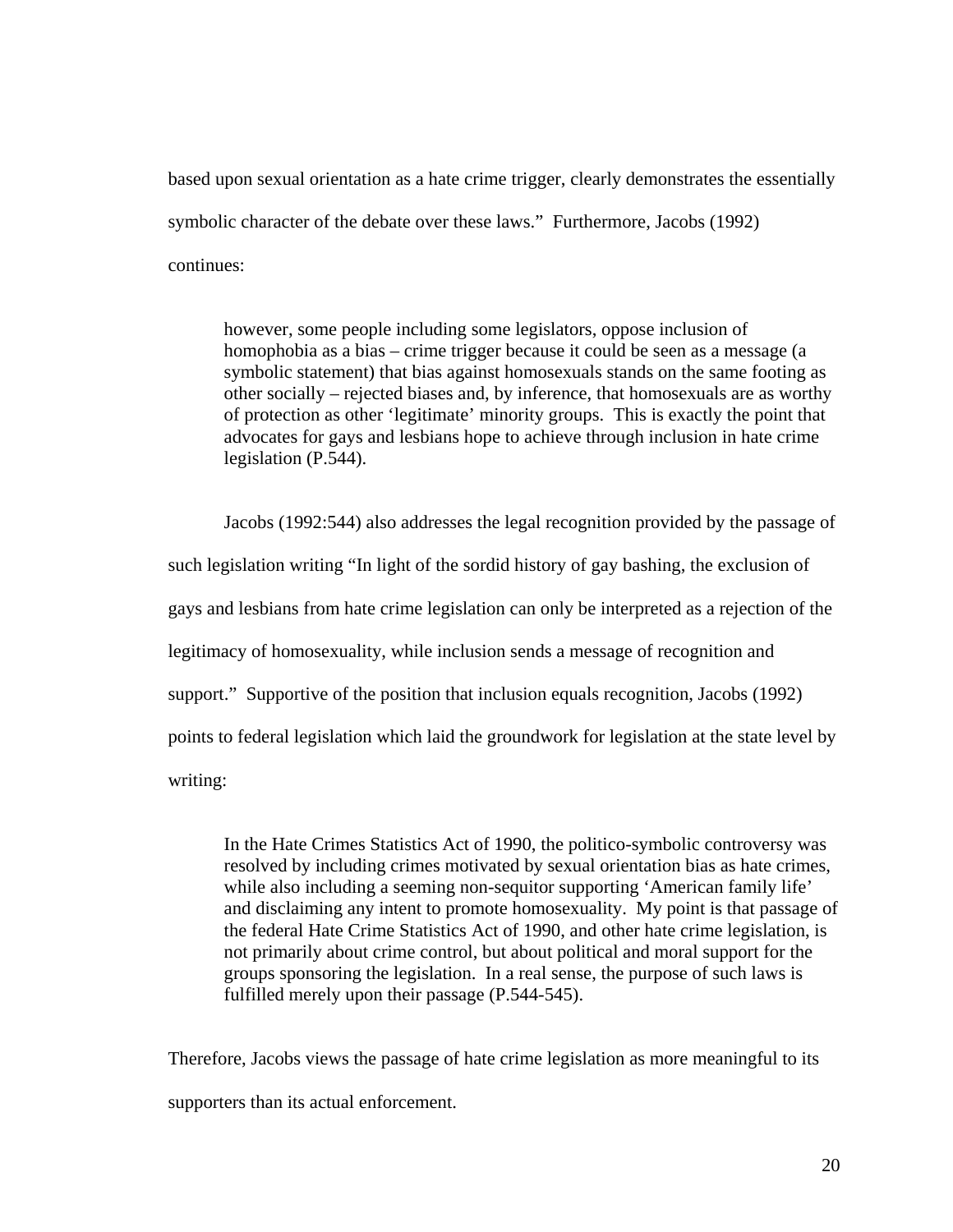based upon sexual orientation as a hate crime trigger, clearly demonstrates the essentially symbolic character of the debate over these laws." Furthermore, Jacobs (1992) continues:

> however, some people including some legislators, oppose inclusion of homophobia as a bias – crime trigger because it could be seen as a message (a symbolic statement) that bias against homosexuals stands on the same footing as other socially – rejected biases and, by inference, that homosexuals are as worthy of protection as other 'legitimate' minority groups. This is exactly the point that advocates for gays and lesbians hope to achieve through inclusion in hate crime legislation (P.544).

Jacobs (1992:544) also addresses the legal recognition provided by the passage of such legislation writing "In light of the sordid history of gay bashing, the exclusion of gays and lesbians from hate crime legislation can only be interpreted as a rejection of the legitimacy of homosexuality, while inclusion sends a message of recognition and support." Supportive of the position that inclusion equals recognition, Jacobs (1992) points to federal legislation which laid the groundwork for legislation at the state level by writing:

> In the Hate Crimes Statistics Act of 1990, the politico-symbolic controversy was resolved by including crimes motivated by sexual orientation bias as hate crimes, while also including a seeming non-sequitor supporting 'American family life' and disclaiming any intent to promote homosexuality. My point is that passage of the federal Hate Crime Statistics Act of 1990, and other hate crime legislation, is not primarily about crime control, but about political and moral support for the groups sponsoring the legislation. In a real sense, the purpose of such laws is fulfilled merely upon their passage (P.544-545).

Therefore, Jacobs views the passage of hate crime legislation as more meaningful to its supporters than its actual enforcement.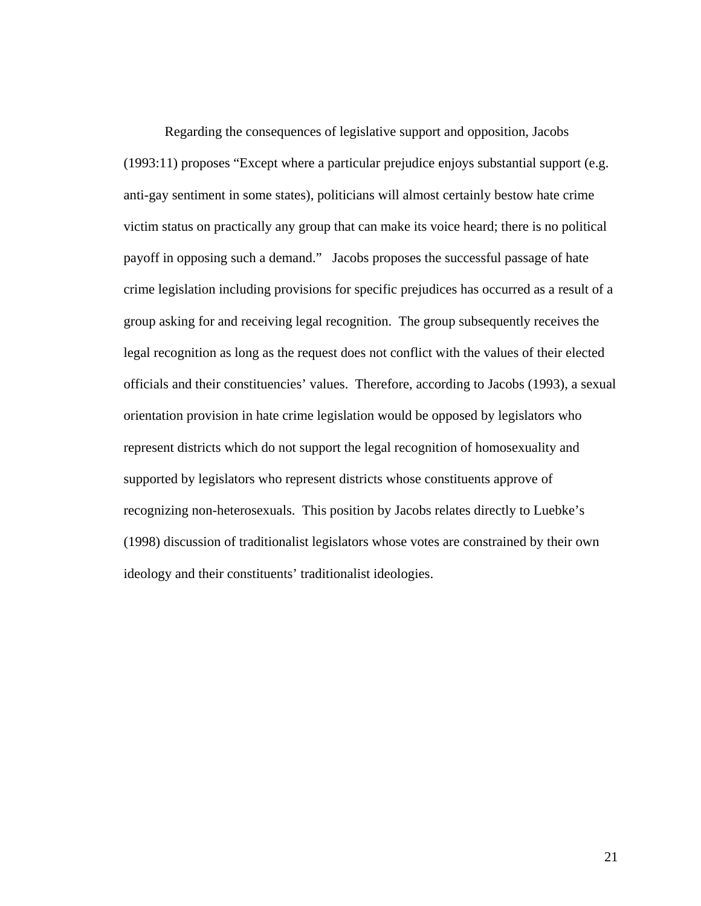Regarding the consequences of legislative support and opposition, Jacobs (1993:11) proposes "Except where a particular prejudice enjoys substantial support (e.g. anti-gay sentiment in some states), politicians will almost certainly bestow hate crime victim status on practically any group that can make its voice heard; there is no political payoff in opposing such a demand." Jacobs proposes the successful passage of hate crime legislation including provisions for specific prejudices has occurred as a result of a group asking for and receiving legal recognition. The group subsequently receives the legal recognition as long as the request does not conflict with the values of their elected officials and their constituencies' values. Therefore, according to Jacobs (1993), a sexual orientation provision in hate crime legislation would be opposed by legislators who represent districts which do not support the legal recognition of homosexuality and supported by legislators who represent districts whose constituents approve of recognizing non-heterosexuals. This position by Jacobs relates directly to Luebke's (1998) discussion of traditionalist legislators whose votes are constrained by their own ideology and their constituents' traditionalist ideologies.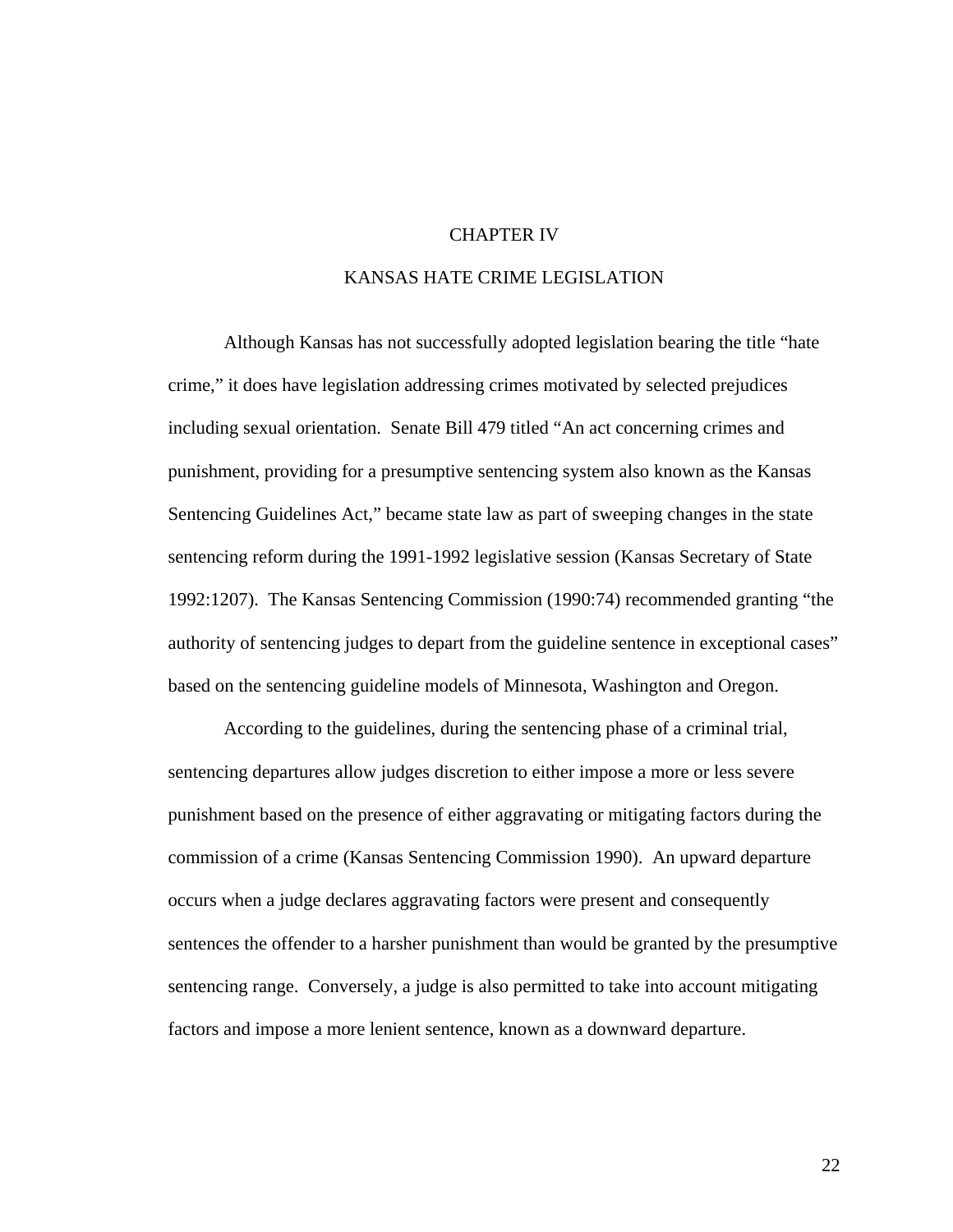# CHAPTER IV

# KANSAS HATE CRIME LEGISLATION

Although Kansas has not successfully adopted legislation bearing the title "hate crime," it does have legislation addressing crimes motivated by selected prejudices including sexual orientation. Senate Bill 479 titled "An act concerning crimes and punishment, providing for a presumptive sentencing system also known as the Kansas Sentencing Guidelines Act," became state law as part of sweeping changes in the state sentencing reform during the 1991-1992 legislative session (Kansas Secretary of State 1992:1207). The Kansas Sentencing Commission (1990:74) recommended granting "the authority of sentencing judges to depart from the guideline sentence in exceptional cases" based on the sentencing guideline models of Minnesota, Washington and Oregon.

According to the guidelines, during the sentencing phase of a criminal trial, sentencing departures allow judges discretion to either impose a more or less severe punishment based on the presence of either aggravating or mitigating factors during the commission of a crime (Kansas Sentencing Commission 1990). An upward departure occurs when a judge declares aggravating factors were present and consequently sentences the offender to a harsher punishment than would be granted by the presumptive sentencing range. Conversely, a judge is also permitted to take into account mitigating factors and impose a more lenient sentence, known as a downward departure.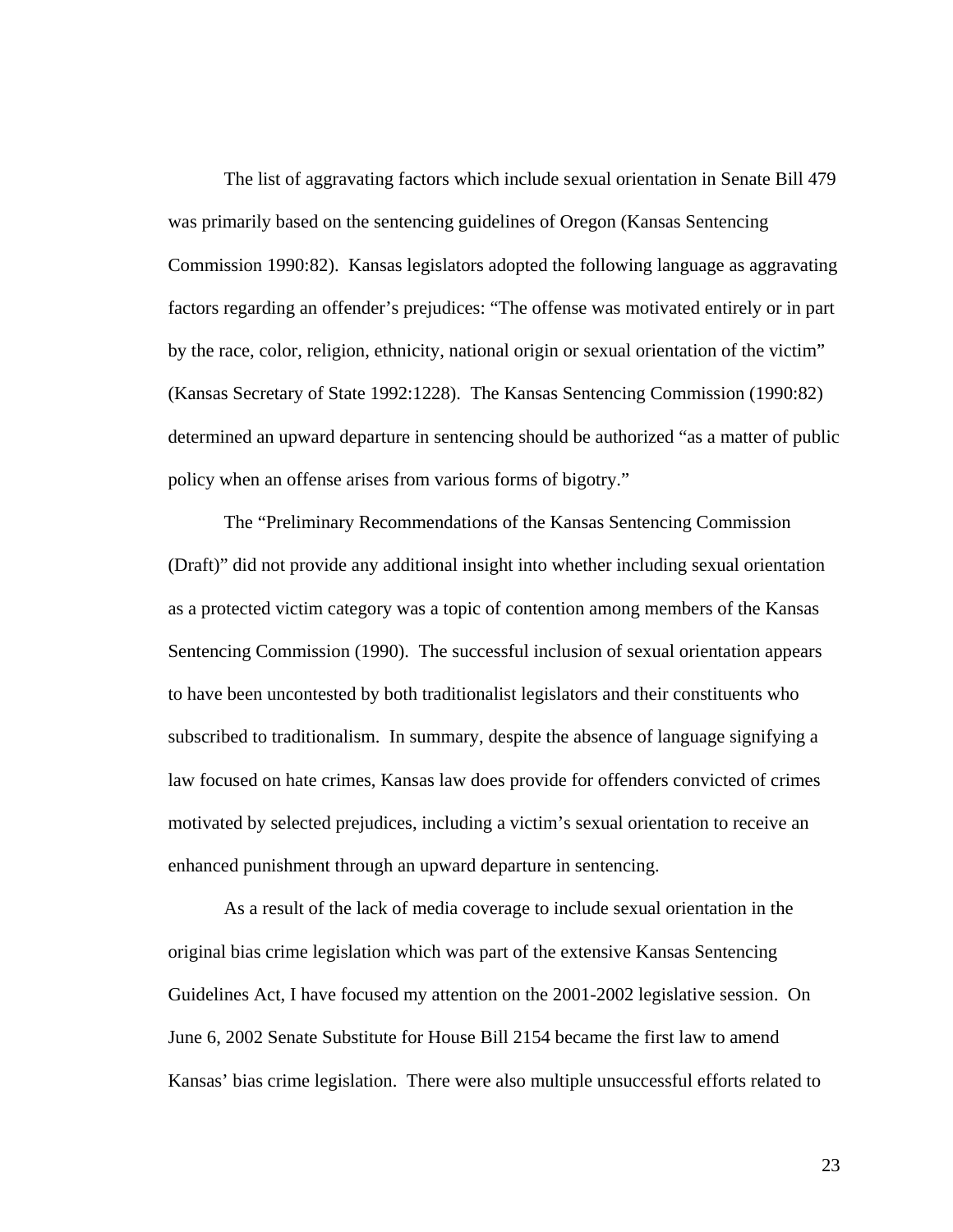The list of aggravating factors which include sexual orientation in Senate Bill 479 was primarily based on the sentencing guidelines of Oregon (Kansas Sentencing Commission 1990:82). Kansas legislators adopted the following language as aggravating factors regarding an offender's prejudices: "The offense was motivated entirely or in part by the race, color, religion, ethnicity, national origin or sexual orientation of the victim" (Kansas Secretary of State 1992:1228). The Kansas Sentencing Commission (1990:82) determined an upward departure in sentencing should be authorized "as a matter of public policy when an offense arises from various forms of bigotry."

The "Preliminary Recommendations of the Kansas Sentencing Commission (Draft)" did not provide any additional insight into whether including sexual orientation as a protected victim category was a topic of contention among members of the Kansas Sentencing Commission (1990). The successful inclusion of sexual orientation appears to have been uncontested by both traditionalist legislators and their constituents who subscribed to traditionalism. In summary, despite the absence of language signifying a law focused on hate crimes, Kansas law does provide for offenders convicted of crimes motivated by selected prejudices, including a victim's sexual orientation to receive an enhanced punishment through an upward departure in sentencing.

As a result of the lack of media coverage to include sexual orientation in the original bias crime legislation which was part of the extensive Kansas Sentencing Guidelines Act, I have focused my attention on the 2001-2002 legislative session. On June 6, 2002 Senate Substitute for House Bill 2154 became the first law to amend Kansas' bias crime legislation. There were also multiple unsuccessful efforts related to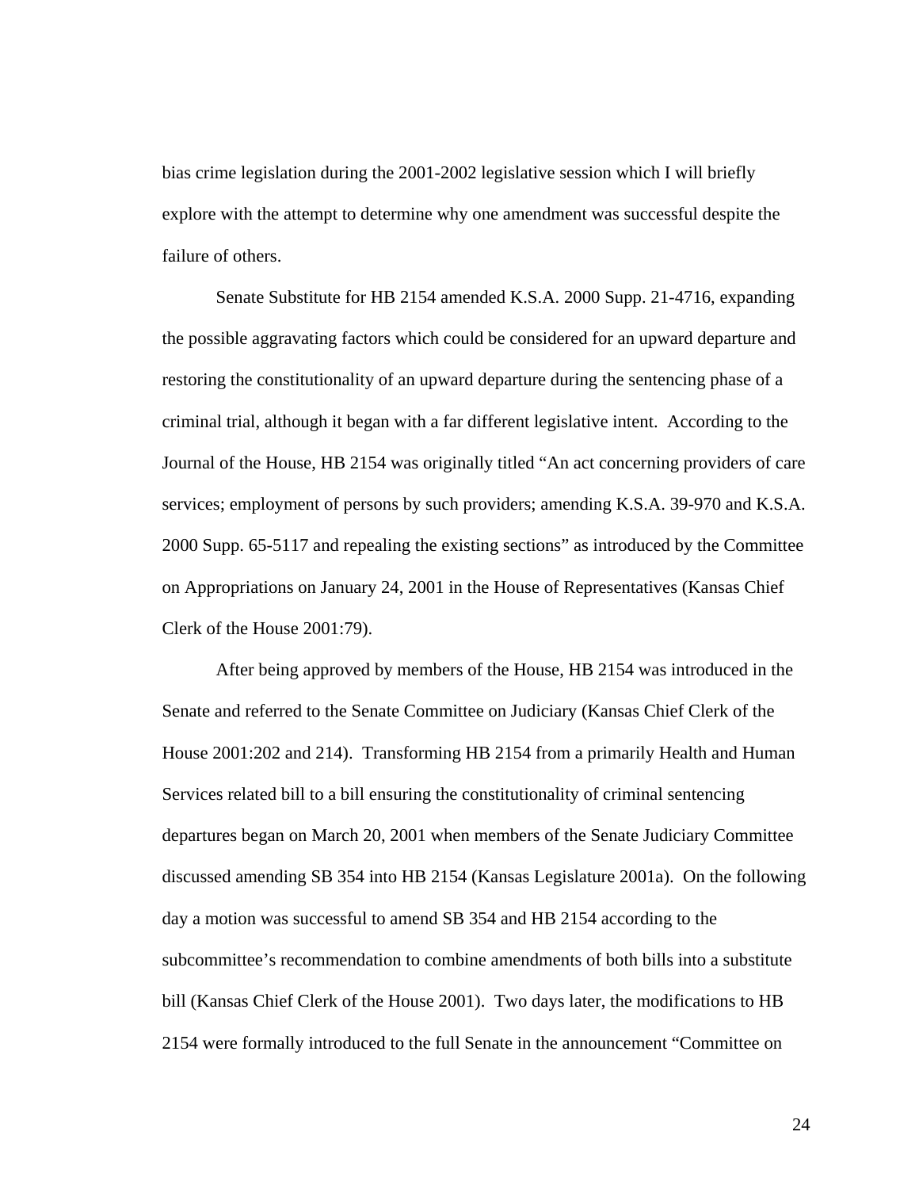bias crime legislation during the 2001-2002 legislative session which I will briefly explore with the attempt to determine why one amendment was successful despite the failure of others.

Senate Substitute for HB 2154 amended K.S.A. 2000 Supp. 21-4716, expanding the possible aggravating factors which could be considered for an upward departure and restoring the constitutionality of an upward departure during the sentencing phase of a criminal trial, although it began with a far different legislative intent. According to the Journal of the House, HB 2154 was originally titled "An act concerning providers of care services; employment of persons by such providers; amending K.S.A. 39-970 and K.S.A. 2000 Supp. 65-5117 and repealing the existing sections" as introduced by the Committee on Appropriations on January 24, 2001 in the House of Representatives (Kansas Chief Clerk of the House 2001:79).

After being approved by members of the House, HB 2154 was introduced in the Senate and referred to the Senate Committee on Judiciary (Kansas Chief Clerk of the House 2001:202 and 214). Transforming HB 2154 from a primarily Health and Human Services related bill to a bill ensuring the constitutionality of criminal sentencing departures began on March 20, 2001 when members of the Senate Judiciary Committee discussed amending SB 354 into HB 2154 (Kansas Legislature 2001a). On the following day a motion was successful to amend SB 354 and HB 2154 according to the subcommittee's recommendation to combine amendments of both bills into a substitute bill (Kansas Chief Clerk of the House 2001). Two days later, the modifications to HB 2154 were formally introduced to the full Senate in the announcement "Committee on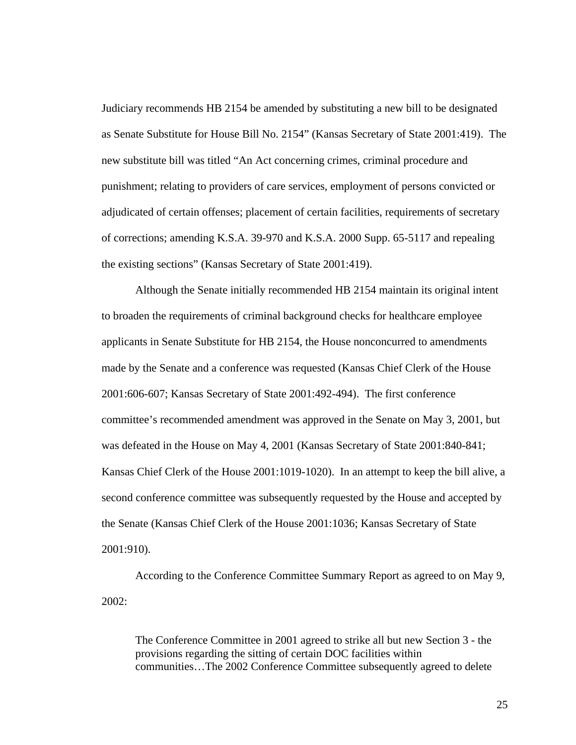Judiciary recommends HB 2154 be amended by substituting a new bill to be designated as Senate Substitute for House Bill No. 2154" (Kansas Secretary of State 2001:419). The new substitute bill was titled "An Act concerning crimes, criminal procedure and punishment; relating to providers of care services, employment of persons convicted or adjudicated of certain offenses; placement of certain facilities, requirements of secretary of corrections; amending K.S.A. 39-970 and K.S.A. 2000 Supp. 65-5117 and repealing the existing sections" (Kansas Secretary of State 2001:419).

Although the Senate initially recommended HB 2154 maintain its original intent to broaden the requirements of criminal background checks for healthcare employee applicants in Senate Substitute for HB 2154, the House nonconcurred to amendments made by the Senate and a conference was requested (Kansas Chief Clerk of the House 2001:606-607; Kansas Secretary of State 2001:492-494). The first conference committee's recommended amendment was approved in the Senate on May 3, 2001, but was defeated in the House on May 4, 2001 (Kansas Secretary of State 2001:840-841; Kansas Chief Clerk of the House 2001:1019-1020). In an attempt to keep the bill alive, a second conference committee was subsequently requested by the House and accepted by the Senate (Kansas Chief Clerk of the House 2001:1036; Kansas Secretary of State 2001:910).

According to the Conference Committee Summary Report as agreed to on May 9, 2002:

> The Conference Committee in 2001 agreed to strike all but new Section 3 - the provisions regarding the sitting of certain DOC facilities within communities…The 2002 Conference Committee subsequently agreed to delete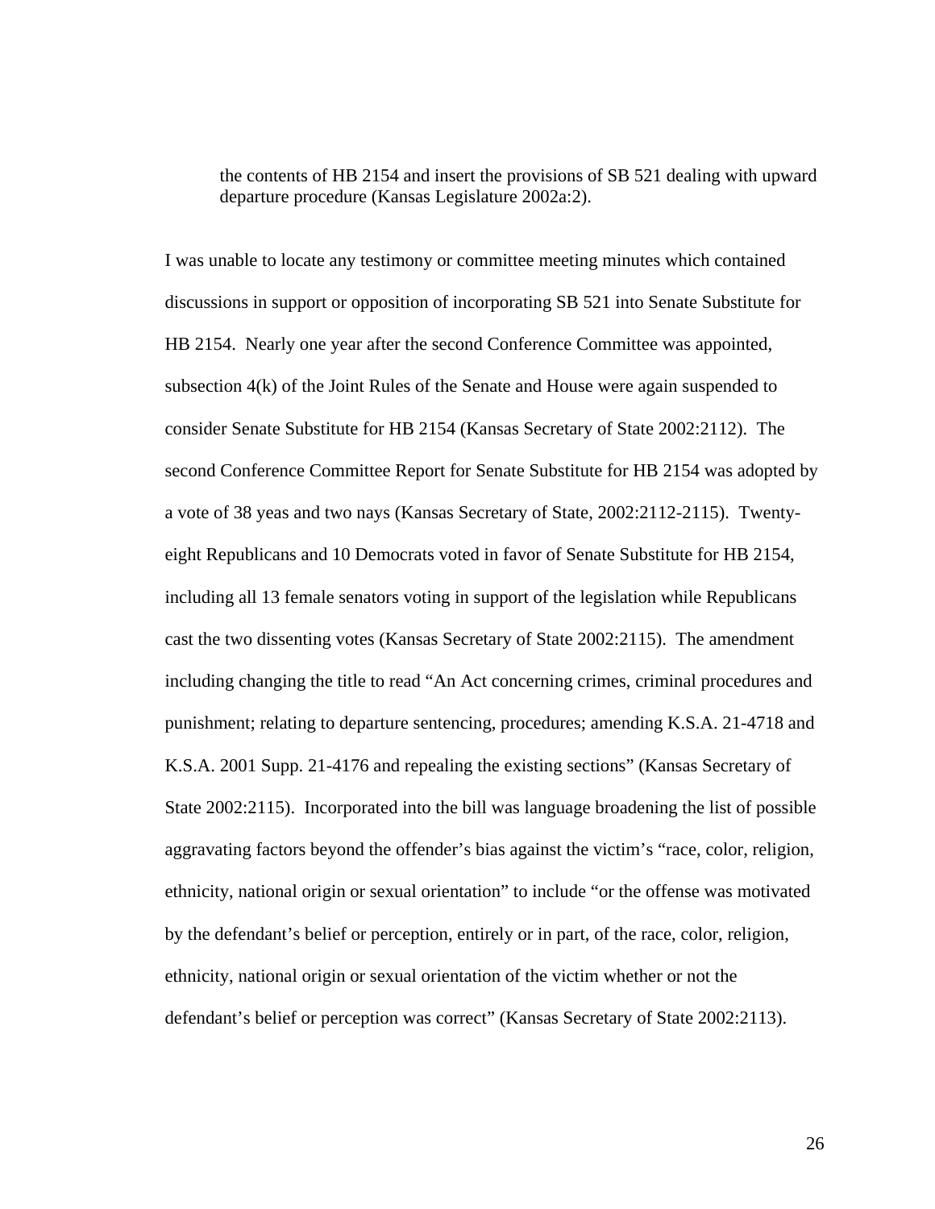> the contents of HB 2154 and insert the provisions of SB 521 dealing with upward departure procedure (Kansas Legislature 2002a:2).

I was unable to locate any testimony or committee meeting minutes which contained discussions in support or opposition of incorporating SB 521 into Senate Substitute for HB 2154. Nearly one year after the second Conference Committee was appointed, subsection 4(k) of the Joint Rules of the Senate and House were again suspended to consider Senate Substitute for HB 2154 (Kansas Secretary of State 2002:2112). The second Conference Committee Report for Senate Substitute for HB 2154 was adopted by a vote of 38 yeas and two nays (Kansas Secretary of State, 2002:2112-2115). Twenty-eight Republicans and 10 Democrats voted in favor of Senate Substitute for HB 2154, including all 13 female senators voting in support of the legislation while Republicans cast the two dissenting votes (Kansas Secretary of State 2002:2115). The amendment including changing the title to read "An Act concerning crimes, criminal procedures and punishment; relating to departure sentencing, procedures; amending K.S.A. 21-4718 and K.S.A. 2001 Supp. 21-4176 and repealing the existing sections" (Kansas Secretary of State 2002:2115). Incorporated into the bill was language broadening the list of possible aggravating factors beyond the offender's bias against the victim's "race, color, religion, ethnicity, national origin or sexual orientation" to include "or the offense was motivated by the defendant's belief or perception, entirely or in part, of the race, color, religion, ethnicity, national origin or sexual orientation of the victim whether or not the defendant's belief or perception was correct" (Kansas Secretary of State 2002:2113).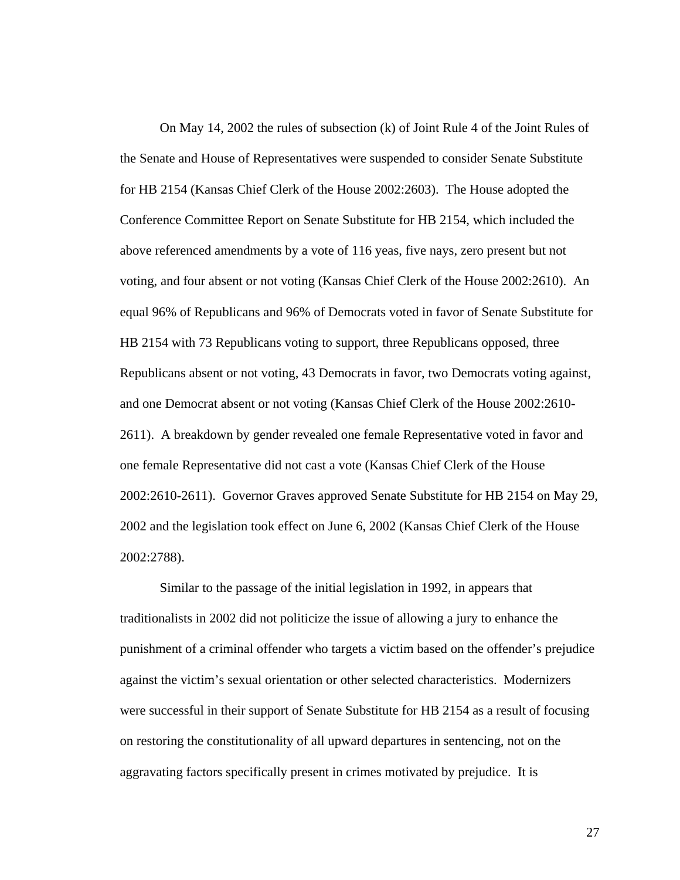On May 14, 2002 the rules of subsection (k) of Joint Rule 4 of the Joint Rules of the Senate and House of Representatives were suspended to consider Senate Substitute for HB 2154 (Kansas Chief Clerk of the House 2002:2603). The House adopted the Conference Committee Report on Senate Substitute for HB 2154, which included the above referenced amendments by a vote of 116 yeas, five nays, zero present but not voting, and four absent or not voting (Kansas Chief Clerk of the House 2002:2610). An equal 96% of Republicans and 96% of Democrats voted in favor of Senate Substitute for HB 2154 with 73 Republicans voting to support, three Republicans opposed, three Republicans absent or not voting, 43 Democrats in favor, two Democrats voting against, and one Democrat absent or not voting (Kansas Chief Clerk of the House 2002:2610-2611). A breakdown by gender revealed one female Representative voted in favor and one female Representative did not cast a vote (Kansas Chief Clerk of the House 2002:2610-2611). Governor Graves approved Senate Substitute for HB 2154 on May 29, 2002 and the legislation took effect on June 6, 2002 (Kansas Chief Clerk of the House 2002:2788).

Similar to the passage of the initial legislation in 1992, in appears that traditionalists in 2002 did not politicize the issue of allowing a jury to enhance the punishment of a criminal offender who targets a victim based on the offender's prejudice against the victim's sexual orientation or other selected characteristics. Modernizers were successful in their support of Senate Substitute for HB 2154 as a result of focusing on restoring the constitutionality of all upward departures in sentencing, not on the aggravating factors specifically present in crimes motivated by prejudice. It is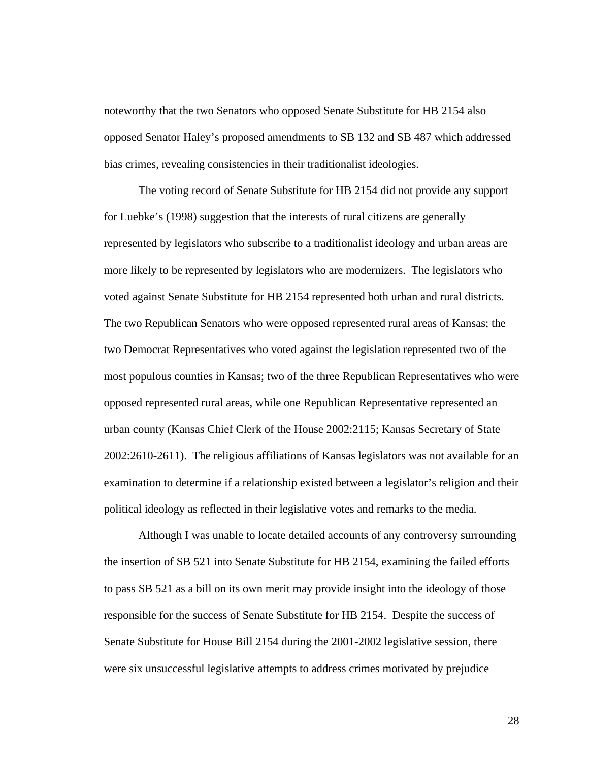noteworthy that the two Senators who opposed Senate Substitute for HB 2154 also opposed Senator Haley's proposed amendments to SB 132 and SB 487 which addressed bias crimes, revealing consistencies in their traditionalist ideologies.

The voting record of Senate Substitute for HB 2154 did not provide any support for Luebke's (1998) suggestion that the interests of rural citizens are generally represented by legislators who subscribe to a traditionalist ideology and urban areas are more likely to be represented by legislators who are modernizers. The legislators who voted against Senate Substitute for HB 2154 represented both urban and rural districts. The two Republican Senators who were opposed represented rural areas of Kansas; the two Democrat Representatives who voted against the legislation represented two of the most populous counties in Kansas; two of the three Republican Representatives who were opposed represented rural areas, while one Republican Representative represented an urban county (Kansas Chief Clerk of the House 2002:2115; Kansas Secretary of State 2002:2610-2611). The religious affiliations of Kansas legislators was not available for an examination to determine if a relationship existed between a legislator's religion and their political ideology as reflected in their legislative votes and remarks to the media.

Although I was unable to locate detailed accounts of any controversy surrounding the insertion of SB 521 into Senate Substitute for HB 2154, examining the failed efforts to pass SB 521 as a bill on its own merit may provide insight into the ideology of those responsible for the success of Senate Substitute for HB 2154. Despite the success of Senate Substitute for House Bill 2154 during the 2001-2002 legislative session, there were six unsuccessful legislative attempts to address crimes motivated by prejudice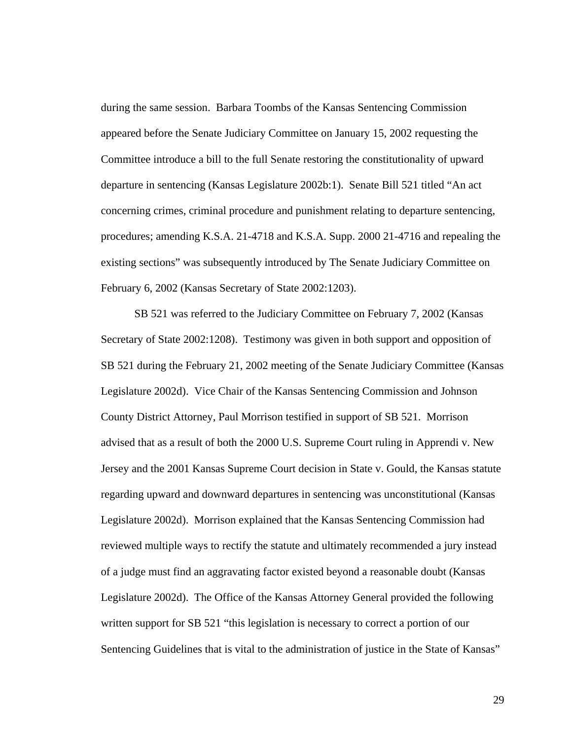during the same session. Barbara Toombs of the Kansas Sentencing Commission appeared before the Senate Judiciary Committee on January 15, 2002 requesting the Committee introduce a bill to the full Senate restoring the constitutionality of upward departure in sentencing (Kansas Legislature 2002b:1). Senate Bill 521 titled "An act concerning crimes, criminal procedure and punishment relating to departure sentencing, procedures; amending K.S.A. 21-4718 and K.S.A. Supp. 2000 21-4716 and repealing the existing sections" was subsequently introduced by The Senate Judiciary Committee on February 6, 2002 (Kansas Secretary of State 2002:1203).

SB 521 was referred to the Judiciary Committee on February 7, 2002 (Kansas Secretary of State 2002:1208). Testimony was given in both support and opposition of SB 521 during the February 21, 2002 meeting of the Senate Judiciary Committee (Kansas Legislature 2002d). Vice Chair of the Kansas Sentencing Commission and Johnson County District Attorney, Paul Morrison testified in support of SB 521. Morrison advised that as a result of both the 2000 U.S. Supreme Court ruling in Apprendi v. New Jersey and the 2001 Kansas Supreme Court decision in State v. Gould, the Kansas statute regarding upward and downward departures in sentencing was unconstitutional (Kansas Legislature 2002d). Morrison explained that the Kansas Sentencing Commission had reviewed multiple ways to rectify the statute and ultimately recommended a jury instead of a judge must find an aggravating factor existed beyond a reasonable doubt (Kansas Legislature 2002d). The Office of the Kansas Attorney General provided the following written support for SB 521 "this legislation is necessary to correct a portion of our Sentencing Guidelines that is vital to the administration of justice in the State of Kansas"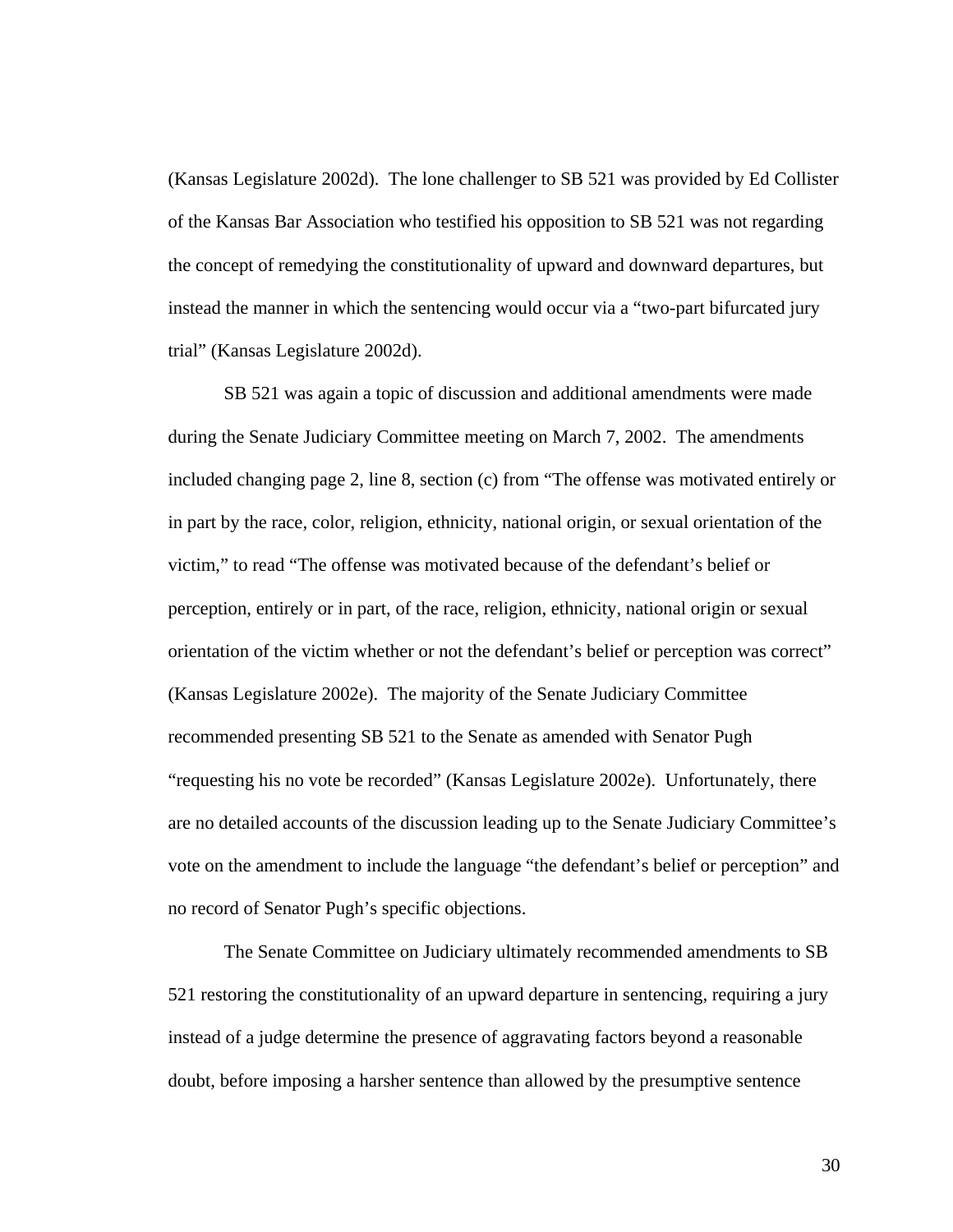(Kansas Legislature 2002d). The lone challenger to SB 521 was provided by Ed Collister of the Kansas Bar Association who testified his opposition to SB 521 was not regarding the concept of remedying the constitutionality of upward and downward departures, but instead the manner in which the sentencing would occur via a "two-part bifurcated jury trial" (Kansas Legislature 2002d).

SB 521 was again a topic of discussion and additional amendments were made during the Senate Judiciary Committee meeting on March 7, 2002. The amendments included changing page 2, line 8, section (c) from "The offense was motivated entirely or in part by the race, color, religion, ethnicity, national origin, or sexual orientation of the victim," to read "The offense was motivated because of the defendant's belief or perception, entirely or in part, of the race, religion, ethnicity, national origin or sexual orientation of the victim whether or not the defendant's belief or perception was correct" (Kansas Legislature 2002e). The majority of the Senate Judiciary Committee recommended presenting SB 521 to the Senate as amended with Senator Pugh "requesting his no vote be recorded" (Kansas Legislature 2002e). Unfortunately, there are no detailed accounts of the discussion leading up to the Senate Judiciary Committee's vote on the amendment to include the language "the defendant's belief or perception" and no record of Senator Pugh's specific objections.

The Senate Committee on Judiciary ultimately recommended amendments to SB 521 restoring the constitutionality of an upward departure in sentencing, requiring a jury instead of a judge determine the presence of aggravating factors beyond a reasonable doubt, before imposing a harsher sentence than allowed by the presumptive sentence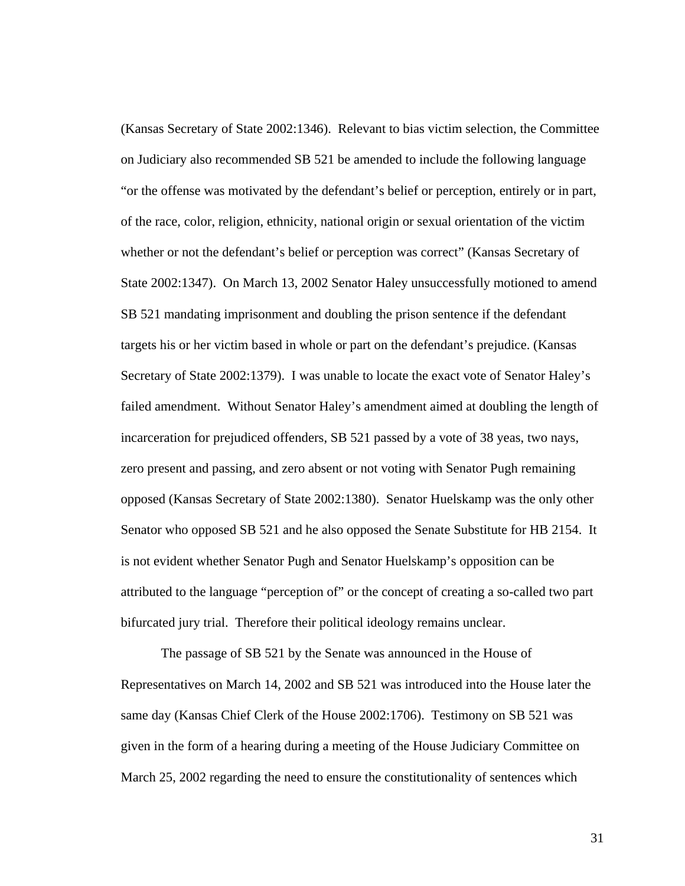(Kansas Secretary of State 2002:1346). Relevant to bias victim selection, the Committee on Judiciary also recommended SB 521 be amended to include the following language "or the offense was motivated by the defendant's belief or perception, entirely or in part, of the race, color, religion, ethnicity, national origin or sexual orientation of the victim whether or not the defendant's belief or perception was correct" (Kansas Secretary of State 2002:1347). On March 13, 2002 Senator Haley unsuccessfully motioned to amend SB 521 mandating imprisonment and doubling the prison sentence if the defendant targets his or her victim based in whole or part on the defendant's prejudice. (Kansas Secretary of State 2002:1379). I was unable to locate the exact vote of Senator Haley's failed amendment. Without Senator Haley's amendment aimed at doubling the length of incarceration for prejudiced offenders, SB 521 passed by a vote of 38 yeas, two nays, zero present and passing, and zero absent or not voting with Senator Pugh remaining opposed (Kansas Secretary of State 2002:1380). Senator Huelskamp was the only other Senator who opposed SB 521 and he also opposed the Senate Substitute for HB 2154. It is not evident whether Senator Pugh and Senator Huelskamp's opposition can be attributed to the language "perception of" or the concept of creating a so-called two part bifurcated jury trial. Therefore their political ideology remains unclear.

The passage of SB 521 by the Senate was announced in the House of Representatives on March 14, 2002 and SB 521 was introduced into the House later the same day (Kansas Chief Clerk of the House 2002:1706). Testimony on SB 521 was given in the form of a hearing during a meeting of the House Judiciary Committee on March 25, 2002 regarding the need to ensure the constitutionality of sentences which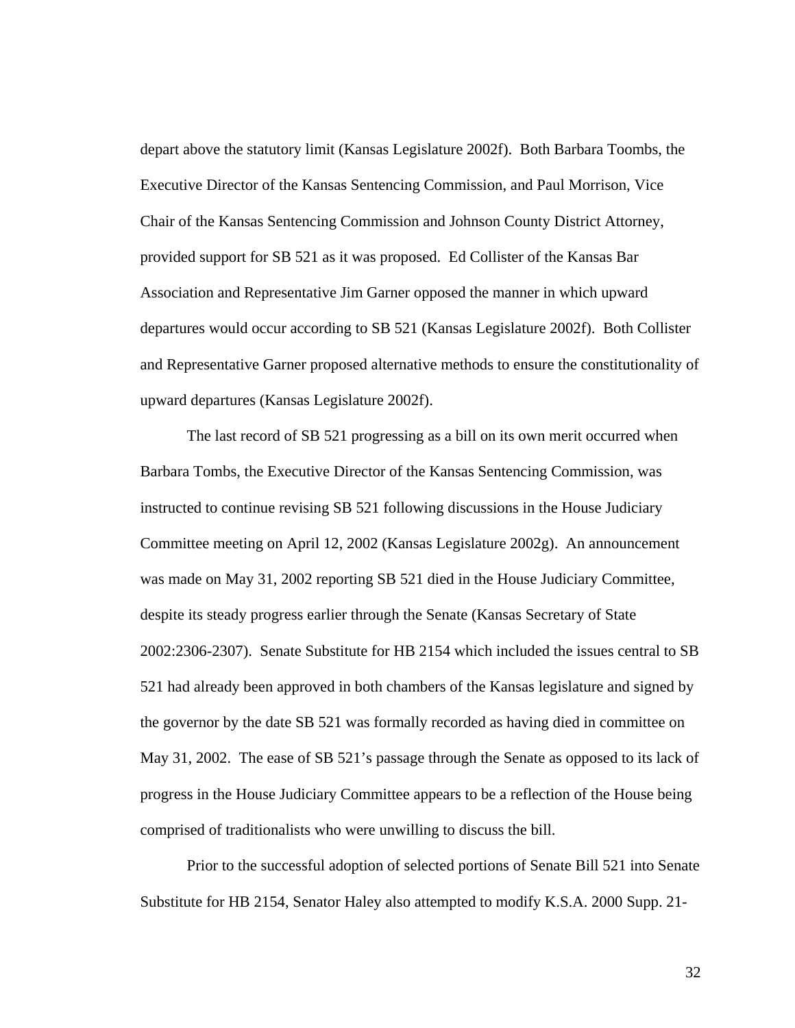depart above the statutory limit (Kansas Legislature 2002f). Both Barbara Toombs, the Executive Director of the Kansas Sentencing Commission, and Paul Morrison, Vice Chair of the Kansas Sentencing Commission and Johnson County District Attorney, provided support for SB 521 as it was proposed. Ed Collister of the Kansas Bar Association and Representative Jim Garner opposed the manner in which upward departures would occur according to SB 521 (Kansas Legislature 2002f). Both Collister and Representative Garner proposed alternative methods to ensure the constitutionality of upward departures (Kansas Legislature 2002f).

The last record of SB 521 progressing as a bill on its own merit occurred when Barbara Tombs, the Executive Director of the Kansas Sentencing Commission, was instructed to continue revising SB 521 following discussions in the House Judiciary Committee meeting on April 12, 2002 (Kansas Legislature 2002g). An announcement was made on May 31, 2002 reporting SB 521 died in the House Judiciary Committee, despite its steady progress earlier through the Senate (Kansas Secretary of State 2002:2306-2307). Senate Substitute for HB 2154 which included the issues central to SB 521 had already been approved in both chambers of the Kansas legislature and signed by the governor by the date SB 521 was formally recorded as having died in committee on May 31, 2002. The ease of SB 521's passage through the Senate as opposed to its lack of progress in the House Judiciary Committee appears to be a reflection of the House being comprised of traditionalists who were unwilling to discuss the bill.

Prior to the successful adoption of selected portions of Senate Bill 521 into Senate Substitute for HB 2154, Senator Haley also attempted to modify K.S.A. 2000 Supp. 21-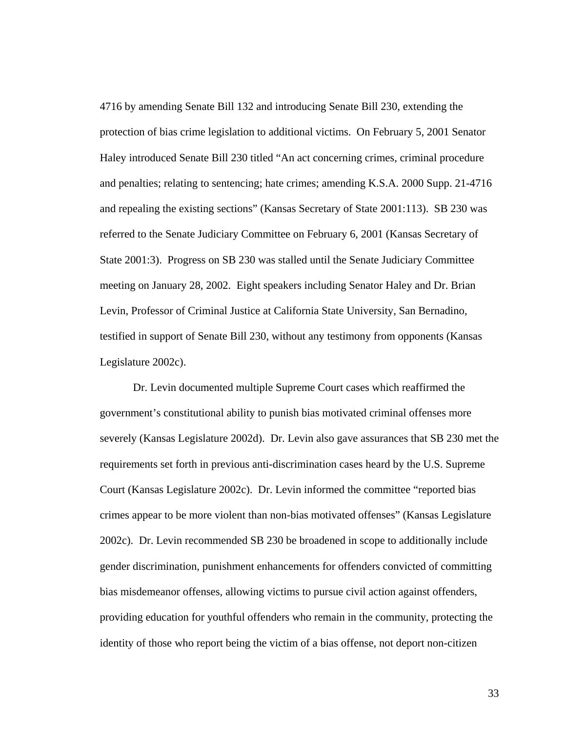4716 by amending Senate Bill 132 and introducing Senate Bill 230, extending the protection of bias crime legislation to additional victims. On February 5, 2001 Senator Haley introduced Senate Bill 230 titled "An act concerning crimes, criminal procedure and penalties; relating to sentencing; hate crimes; amending K.S.A. 2000 Supp. 21-4716 and repealing the existing sections" (Kansas Secretary of State 2001:113). SB 230 was referred to the Senate Judiciary Committee on February 6, 2001 (Kansas Secretary of State 2001:3). Progress on SB 230 was stalled until the Senate Judiciary Committee meeting on January 28, 2002. Eight speakers including Senator Haley and Dr. Brian Levin, Professor of Criminal Justice at California State University, San Bernadino, testified in support of Senate Bill 230, without any testimony from opponents (Kansas Legislature 2002c).

Dr. Levin documented multiple Supreme Court cases which reaffirmed the government's constitutional ability to punish bias motivated criminal offenses more severely (Kansas Legislature 2002d). Dr. Levin also gave assurances that SB 230 met the requirements set forth in previous anti-discrimination cases heard by the U.S. Supreme Court (Kansas Legislature 2002c). Dr. Levin informed the committee "reported bias crimes appear to be more violent than non-bias motivated offenses" (Kansas Legislature 2002c). Dr. Levin recommended SB 230 be broadened in scope to additionally include gender discrimination, punishment enhancements for offenders convicted of committing bias misdemeanor offenses, allowing victims to pursue civil action against offenders, providing education for youthful offenders who remain in the community, protecting the identity of those who report being the victim of a bias offense, not deport non-citizen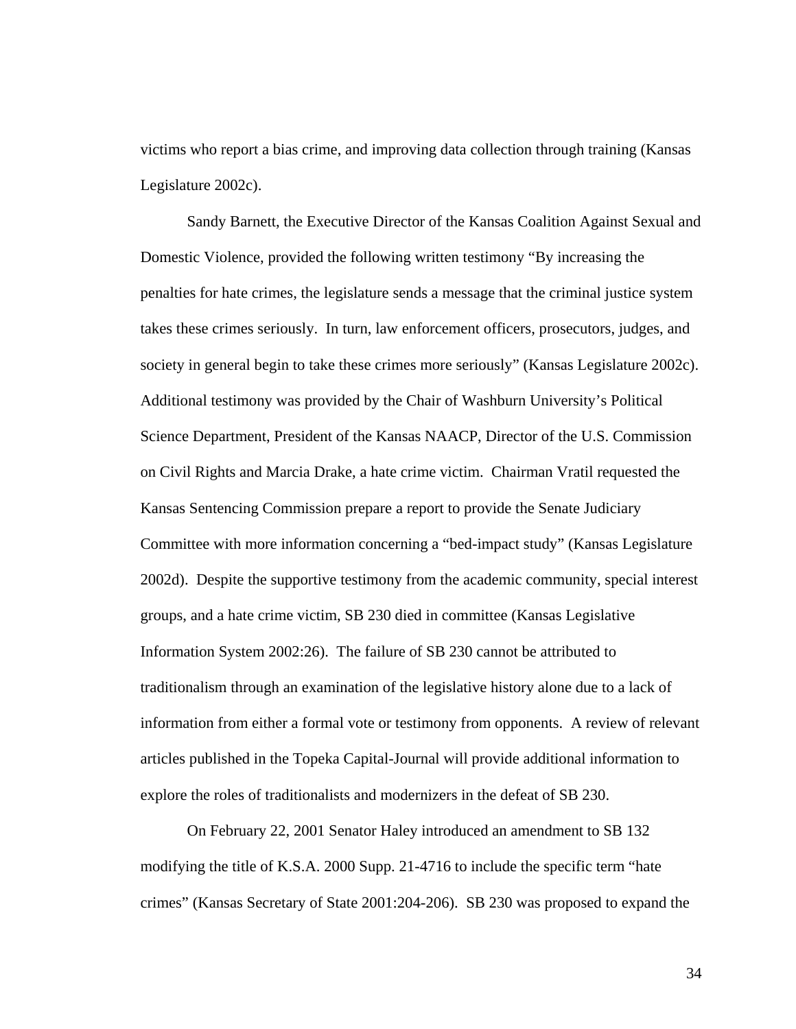victims who report a bias crime, and improving data collection through training (Kansas Legislature 2002c).

Sandy Barnett, the Executive Director of the Kansas Coalition Against Sexual and Domestic Violence, provided the following written testimony "By increasing the penalties for hate crimes, the legislature sends a message that the criminal justice system takes these crimes seriously. In turn, law enforcement officers, prosecutors, judges, and society in general begin to take these crimes more seriously" (Kansas Legislature 2002c). Additional testimony was provided by the Chair of Washburn University's Political Science Department, President of the Kansas NAACP, Director of the U.S. Commission on Civil Rights and Marcia Drake, a hate crime victim. Chairman Vratil requested the Kansas Sentencing Commission prepare a report to provide the Senate Judiciary Committee with more information concerning a "bed-impact study" (Kansas Legislature 2002d). Despite the supportive testimony from the academic community, special interest groups, and a hate crime victim, SB 230 died in committee (Kansas Legislative Information System 2002:26). The failure of SB 230 cannot be attributed to traditionalism through an examination of the legislative history alone due to a lack of information from either a formal vote or testimony from opponents. A review of relevant articles published in the Topeka Capital-Journal will provide additional information to explore the roles of traditionalists and modernizers in the defeat of SB 230.

On February 22, 2001 Senator Haley introduced an amendment to SB 132 modifying the title of K.S.A. 2000 Supp. 21-4716 to include the specific term "hate crimes" (Kansas Secretary of State 2001:204-206). SB 230 was proposed to expand the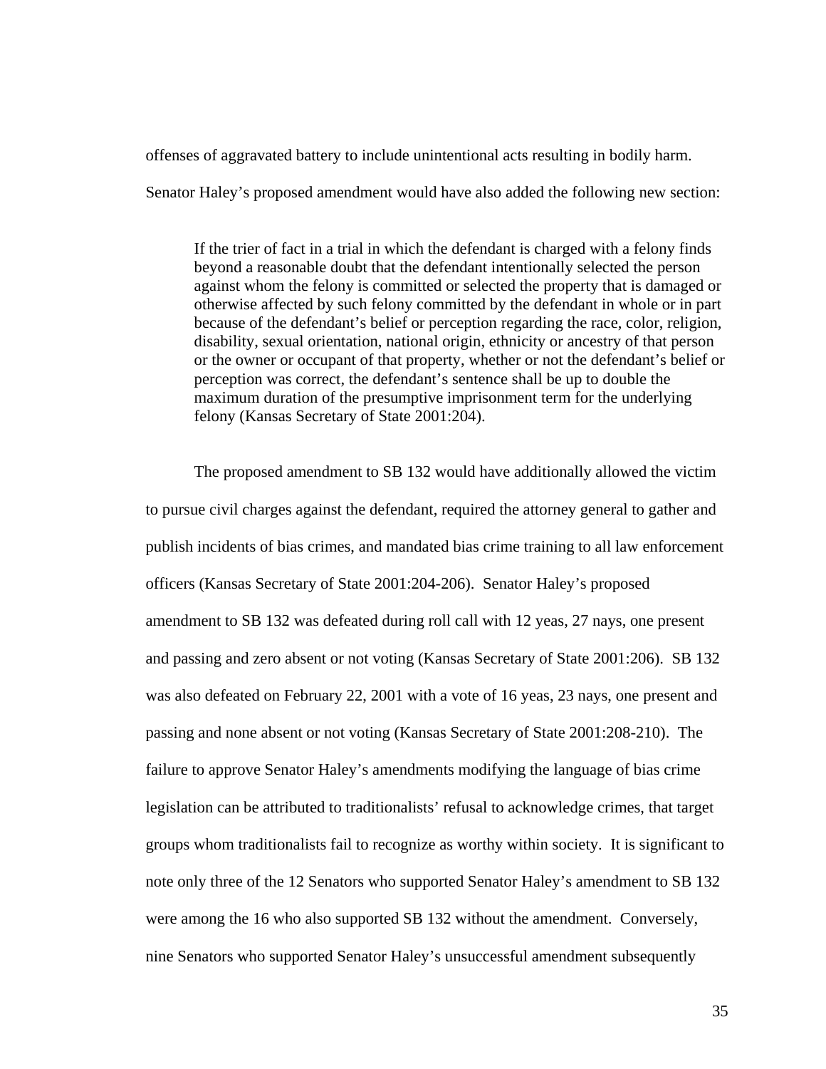offenses of aggravated battery to include unintentional acts resulting in bodily harm. Senator Haley's proposed amendment would have also added the following new section:

> If the trier of fact in a trial in which the defendant is charged with a felony finds beyond a reasonable doubt that the defendant intentionally selected the person against whom the felony is committed or selected the property that is damaged or otherwise affected by such felony committed by the defendant in whole or in part because of the defendant's belief or perception regarding the race, color, religion, disability, sexual orientation, national origin, ethnicity or ancestry of that person or the owner or occupant of that property, whether or not the defendant's belief or perception was correct, the defendant's sentence shall be up to double the maximum duration of the presumptive imprisonment term for the underlying felony (Kansas Secretary of State 2001:204).

The proposed amendment to SB 132 would have additionally allowed the victim to pursue civil charges against the defendant, required the attorney general to gather and publish incidents of bias crimes, and mandated bias crime training to all law enforcement officers (Kansas Secretary of State 2001:204-206). Senator Haley's proposed amendment to SB 132 was defeated during roll call with 12 yeas, 27 nays, one present and passing and zero absent or not voting (Kansas Secretary of State 2001:206). SB 132 was also defeated on February 22, 2001 with a vote of 16 yeas, 23 nays, one present and passing and none absent or not voting (Kansas Secretary of State 2001:208-210). The failure to approve Senator Haley's amendments modifying the language of bias crime legislation can be attributed to traditionalists' refusal to acknowledge crimes, that target groups whom traditionalists fail to recognize as worthy within society. It is significant to note only three of the 12 Senators who supported Senator Haley's amendment to SB 132 were among the 16 who also supported SB 132 without the amendment. Conversely, nine Senators who supported Senator Haley's unsuccessful amendment subsequently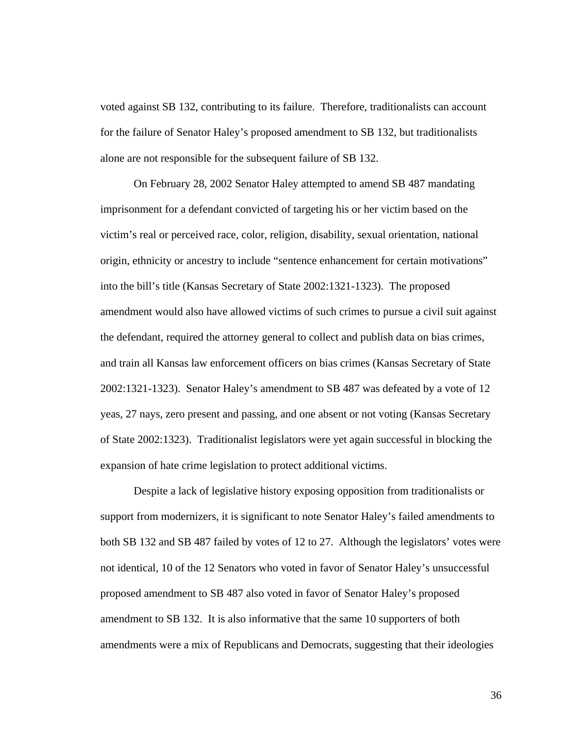voted against SB 132, contributing to its failure. Therefore, traditionalists can account for the failure of Senator Haley's proposed amendment to SB 132, but traditionalists alone are not responsible for the subsequent failure of SB 132.

On February 28, 2002 Senator Haley attempted to amend SB 487 mandating imprisonment for a defendant convicted of targeting his or her victim based on the victim's real or perceived race, color, religion, disability, sexual orientation, national origin, ethnicity or ancestry to include "sentence enhancement for certain motivations" into the bill's title (Kansas Secretary of State 2002:1321-1323). The proposed amendment would also have allowed victims of such crimes to pursue a civil suit against the defendant, required the attorney general to collect and publish data on bias crimes, and train all Kansas law enforcement officers on bias crimes (Kansas Secretary of State 2002:1321-1323). Senator Haley's amendment to SB 487 was defeated by a vote of 12 yeas, 27 nays, zero present and passing, and one absent or not voting (Kansas Secretary of State 2002:1323). Traditionalist legislators were yet again successful in blocking the expansion of hate crime legislation to protect additional victims.

Despite a lack of legislative history exposing opposition from traditionalists or support from modernizers, it is significant to note Senator Haley's failed amendments to both SB 132 and SB 487 failed by votes of 12 to 27. Although the legislators' votes were not identical, 10 of the 12 Senators who voted in favor of Senator Haley's unsuccessful proposed amendment to SB 487 also voted in favor of Senator Haley's proposed amendment to SB 132. It is also informative that the same 10 supporters of both amendments were a mix of Republicans and Democrats, suggesting that their ideologies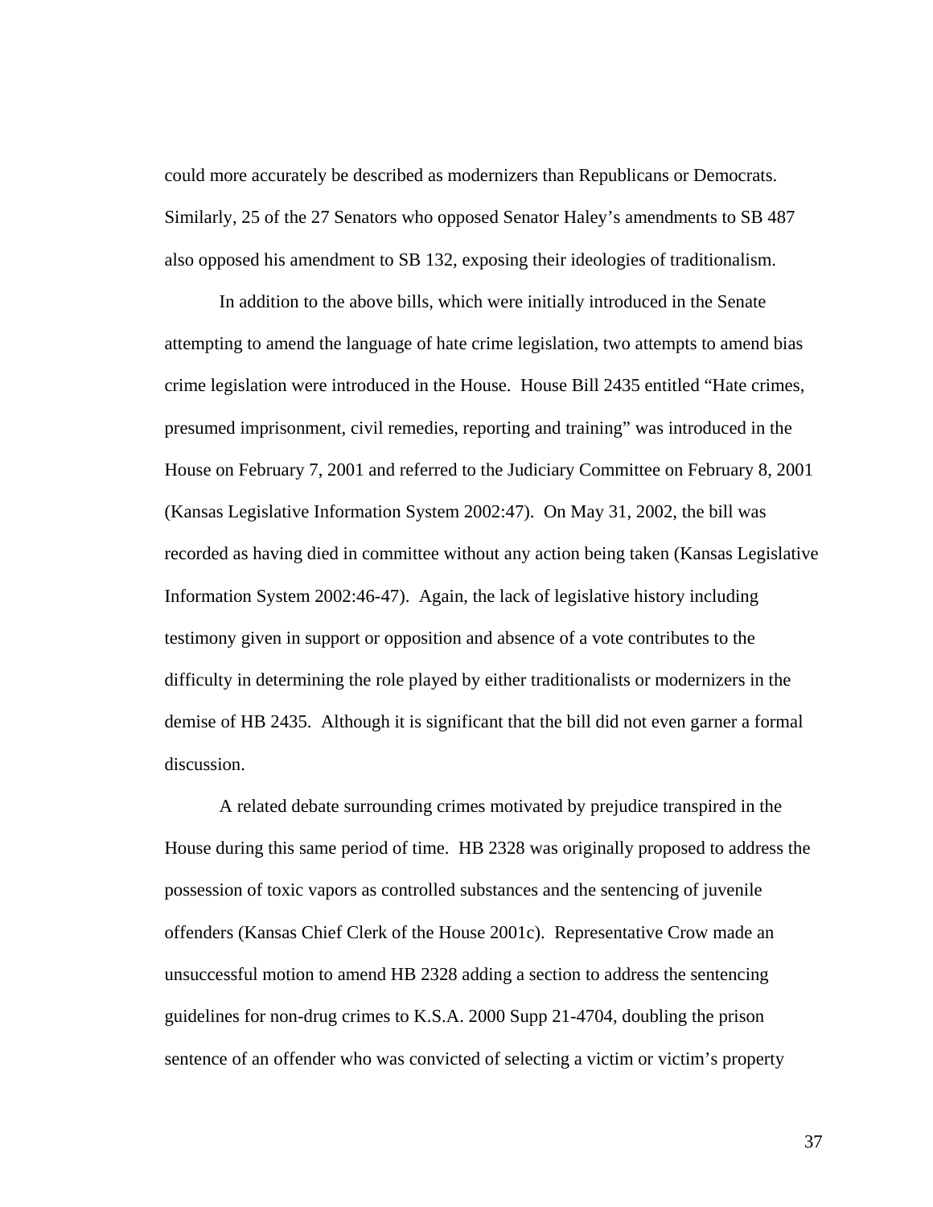could more accurately be described as modernizers than Republicans or Democrats. Similarly, 25 of the 27 Senators who opposed Senator Haley's amendments to SB 487 also opposed his amendment to SB 132, exposing their ideologies of traditionalism.

In addition to the above bills, which were initially introduced in the Senate attempting to amend the language of hate crime legislation, two attempts to amend bias crime legislation were introduced in the House. House Bill 2435 entitled "Hate crimes, presumed imprisonment, civil remedies, reporting and training" was introduced in the House on February 7, 2001 and referred to the Judiciary Committee on February 8, 2001 (Kansas Legislative Information System 2002:47). On May 31, 2002, the bill was recorded as having died in committee without any action being taken (Kansas Legislative Information System 2002:46-47). Again, the lack of legislative history including testimony given in support or opposition and absence of a vote contributes to the difficulty in determining the role played by either traditionalists or modernizers in the demise of HB 2435. Although it is significant that the bill did not even garner a formal discussion.

A related debate surrounding crimes motivated by prejudice transpired in the House during this same period of time. HB 2328 was originally proposed to address the possession of toxic vapors as controlled substances and the sentencing of juvenile offenders (Kansas Chief Clerk of the House 2001c). Representative Crow made an unsuccessful motion to amend HB 2328 adding a section to address the sentencing guidelines for non-drug crimes to K.S.A. 2000 Supp 21-4704, doubling the prison sentence of an offender who was convicted of selecting a victim or victim's property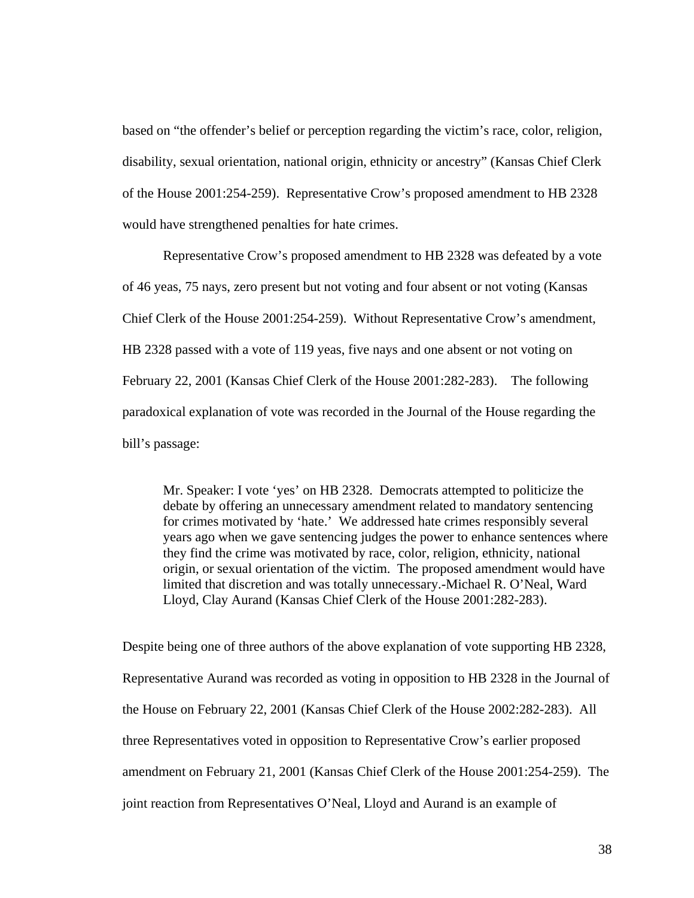based on "the offender's belief or perception regarding the victim's race, color, religion, disability, sexual orientation, national origin, ethnicity or ancestry" (Kansas Chief Clerk of the House 2001:254-259). Representative Crow's proposed amendment to HB 2328 would have strengthened penalties for hate crimes.

Representative Crow's proposed amendment to HB 2328 was defeated by a vote of 46 yeas, 75 nays, zero present but not voting and four absent or not voting (Kansas Chief Clerk of the House 2001:254-259). Without Representative Crow's amendment, HB 2328 passed with a vote of 119 yeas, five nays and one absent or not voting on February 22, 2001 (Kansas Chief Clerk of the House 2001:282-283). The following paradoxical explanation of vote was recorded in the Journal of the House regarding the bill's passage:

> Mr. Speaker: I vote 'yes' on HB 2328. Democrats attempted to politicize the debate by offering an unnecessary amendment related to mandatory sentencing for crimes motivated by 'hate.' We addressed hate crimes responsibly several years ago when we gave sentencing judges the power to enhance sentences where they find the crime was motivated by race, color, religion, ethnicity, national origin, or sexual orientation of the victim. The proposed amendment would have limited that discretion and was totally unnecessary.-Michael R. O'Neal, Ward Lloyd, Clay Aurand (Kansas Chief Clerk of the House 2001:282-283).

Despite being one of three authors of the above explanation of vote supporting HB 2328, Representative Aurand was recorded as voting in opposition to HB 2328 in the Journal of the House on February 22, 2001 (Kansas Chief Clerk of the House 2002:282-283). All three Representatives voted in opposition to Representative Crow's earlier proposed amendment on February 21, 2001 (Kansas Chief Clerk of the House 2001:254-259). The joint reaction from Representatives O'Neal, Lloyd and Aurand is an example of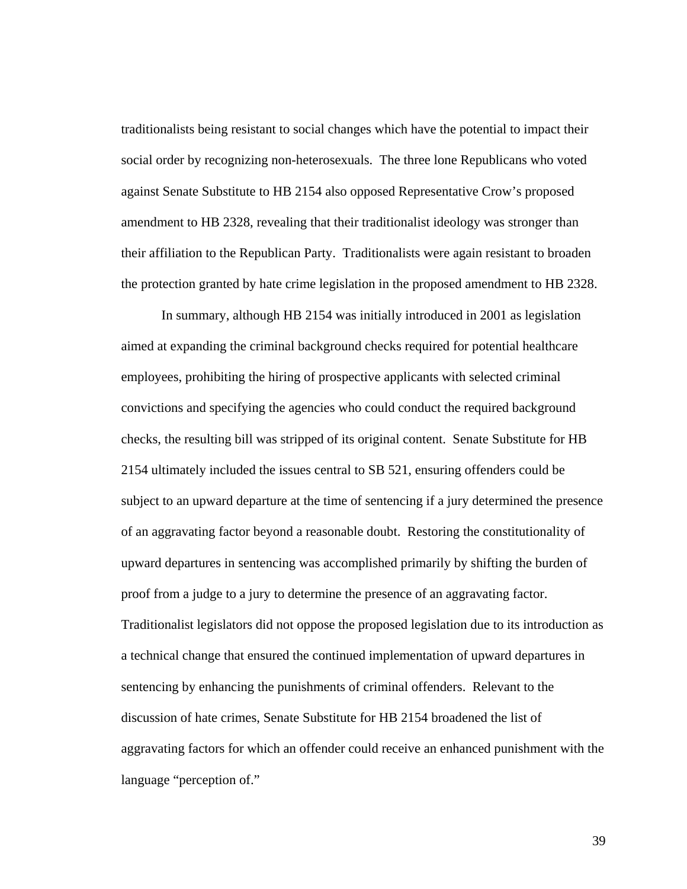traditionalists being resistant to social changes which have the potential to impact their social order by recognizing non-heterosexuals. The three lone Republicans who voted against Senate Substitute to HB 2154 also opposed Representative Crow's proposed amendment to HB 2328, revealing that their traditionalist ideology was stronger than their affiliation to the Republican Party. Traditionalists were again resistant to broaden the protection granted by hate crime legislation in the proposed amendment to HB 2328.

In summary, although HB 2154 was initially introduced in 2001 as legislation aimed at expanding the criminal background checks required for potential healthcare employees, prohibiting the hiring of prospective applicants with selected criminal convictions and specifying the agencies who could conduct the required background checks, the resulting bill was stripped of its original content. Senate Substitute for HB 2154 ultimately included the issues central to SB 521, ensuring offenders could be subject to an upward departure at the time of sentencing if a jury determined the presence of an aggravating factor beyond a reasonable doubt. Restoring the constitutionality of upward departures in sentencing was accomplished primarily by shifting the burden of proof from a judge to a jury to determine the presence of an aggravating factor. Traditionalist legislators did not oppose the proposed legislation due to its introduction as a technical change that ensured the continued implementation of upward departures in sentencing by enhancing the punishments of criminal offenders. Relevant to the discussion of hate crimes, Senate Substitute for HB 2154 broadened the list of aggravating factors for which an offender could receive an enhanced punishment with the language "perception of."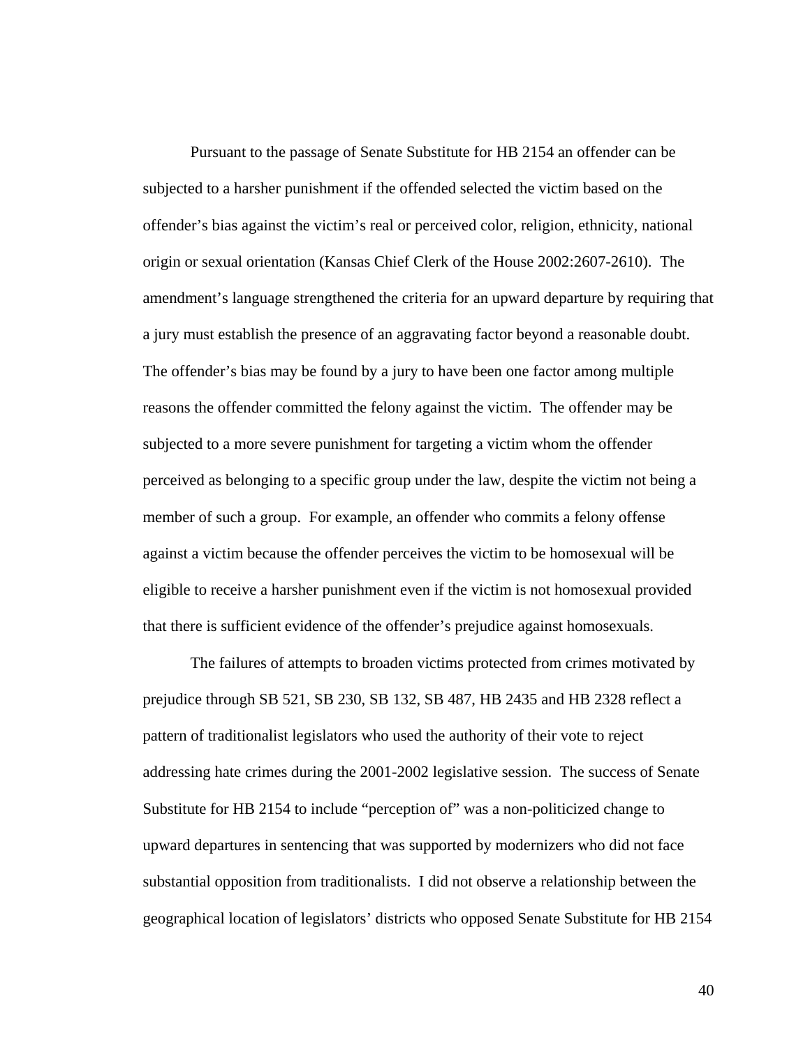Pursuant to the passage of Senate Substitute for HB 2154 an offender can be subjected to a harsher punishment if the offended selected the victim based on the offender's bias against the victim's real or perceived color, religion, ethnicity, national origin or sexual orientation (Kansas Chief Clerk of the House 2002:2607-2610). The amendment's language strengthened the criteria for an upward departure by requiring that a jury must establish the presence of an aggravating factor beyond a reasonable doubt. The offender's bias may be found by a jury to have been one factor among multiple reasons the offender committed the felony against the victim. The offender may be subjected to a more severe punishment for targeting a victim whom the offender perceived as belonging to a specific group under the law, despite the victim not being a member of such a group. For example, an offender who commits a felony offense against a victim because the offender perceives the victim to be homosexual will be eligible to receive a harsher punishment even if the victim is not homosexual provided that there is sufficient evidence of the offender's prejudice against homosexuals.

The failures of attempts to broaden victims protected from crimes motivated by prejudice through SB 521, SB 230, SB 132, SB 487, HB 2435 and HB 2328 reflect a pattern of traditionalist legislators who used the authority of their vote to reject addressing hate crimes during the 2001-2002 legislative session. The success of Senate Substitute for HB 2154 to include "perception of" was a non-politicized change to upward departures in sentencing that was supported by modernizers who did not face substantial opposition from traditionalists. I did not observe a relationship between the geographical location of legislators' districts who opposed Senate Substitute for HB 2154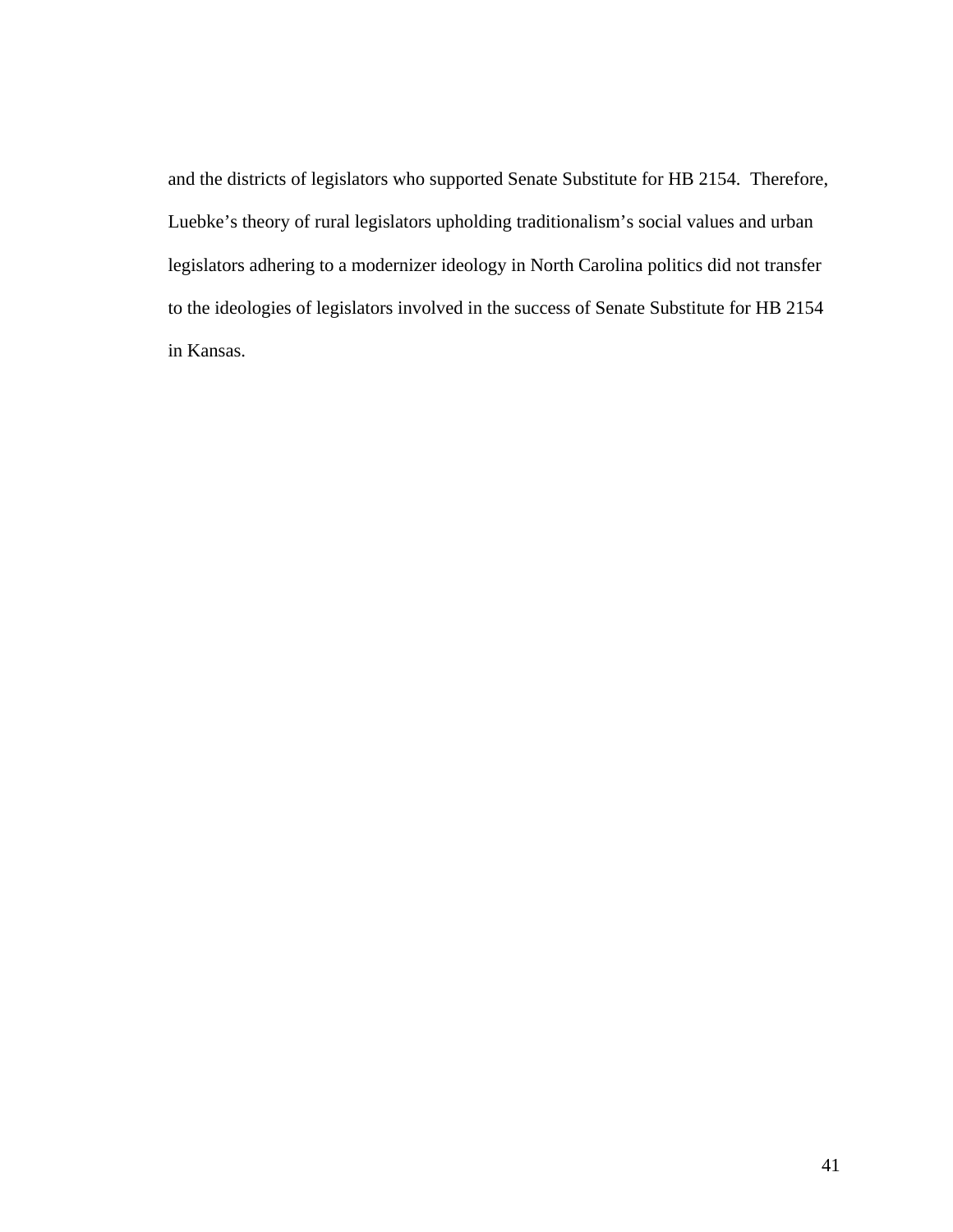and the districts of legislators who supported Senate Substitute for HB 2154. Therefore, Luebke's theory of rural legislators upholding traditionalism's social values and urban legislators adhering to a modernizer ideology in North Carolina politics did not transfer to the ideologies of legislators involved in the success of Senate Substitute for HB 2154 in Kansas.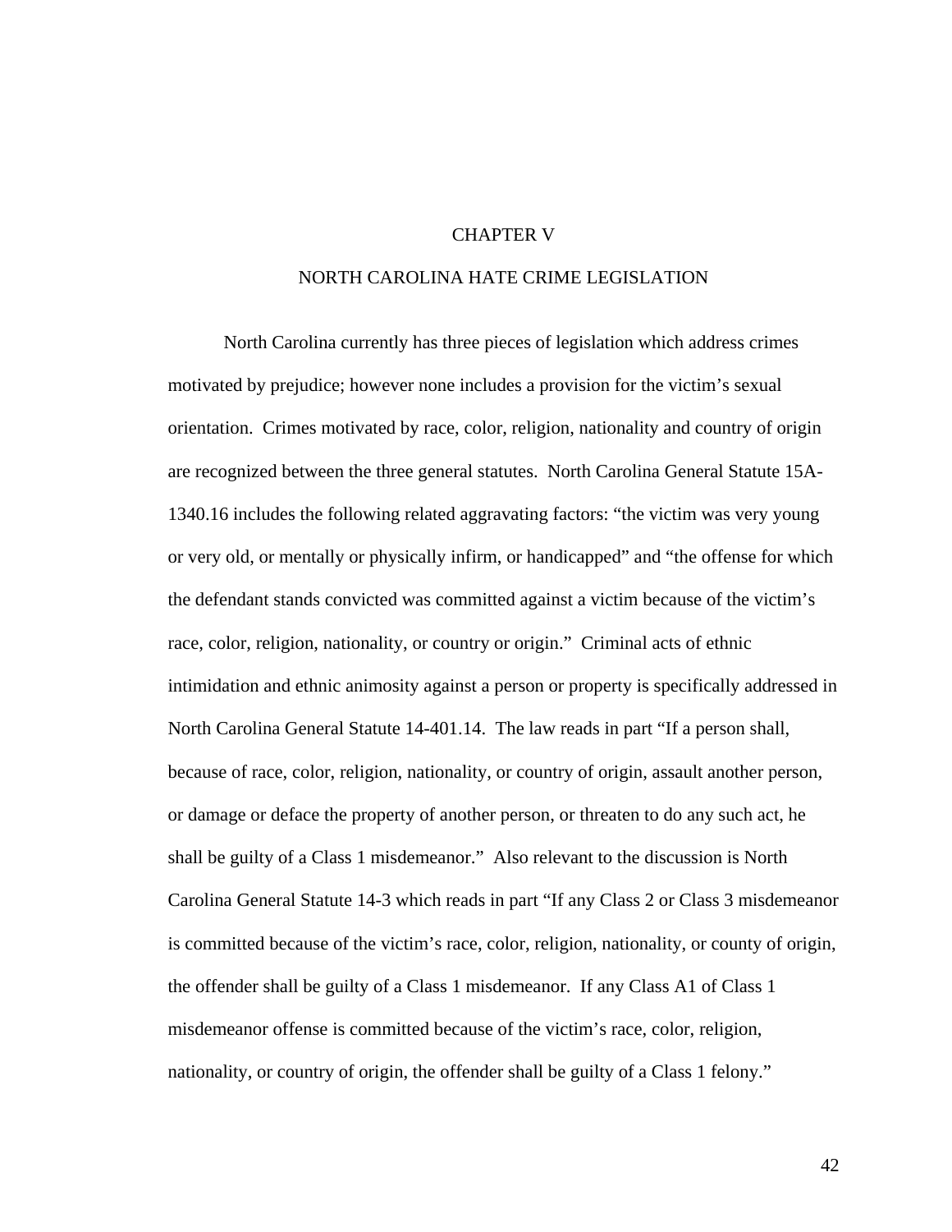# CHAPTER V

## NORTH CAROLINA HATE CRIME LEGISLATION

North Carolina currently has three pieces of legislation which address crimes motivated by prejudice; however none includes a provision for the victim's sexual orientation. Crimes motivated by race, color, religion, nationality and country of origin are recognized between the three general statutes. North Carolina General Statute 15A-1340.16 includes the following related aggravating factors: "the victim was very young or very old, or mentally or physically infirm, or handicapped" and "the offense for which the defendant stands convicted was committed against a victim because of the victim's race, color, religion, nationality, or country or origin." Criminal acts of ethnic intimidation and ethnic animosity against a person or property is specifically addressed in North Carolina General Statute 14-401.14. The law reads in part "If a person shall, because of race, color, religion, nationality, or country of origin, assault another person, or damage or deface the property of another person, or threaten to do any such act, he shall be guilty of a Class 1 misdemeanor." Also relevant to the discussion is North Carolina General Statute 14-3 which reads in part "If any Class 2 or Class 3 misdemeanor is committed because of the victim's race, color, religion, nationality, or county of origin, the offender shall be guilty of a Class 1 misdemeanor. If any Class A1 of Class 1 misdemeanor offense is committed because of the victim's race, color, religion, nationality, or country of origin, the offender shall be guilty of a Class 1 felony."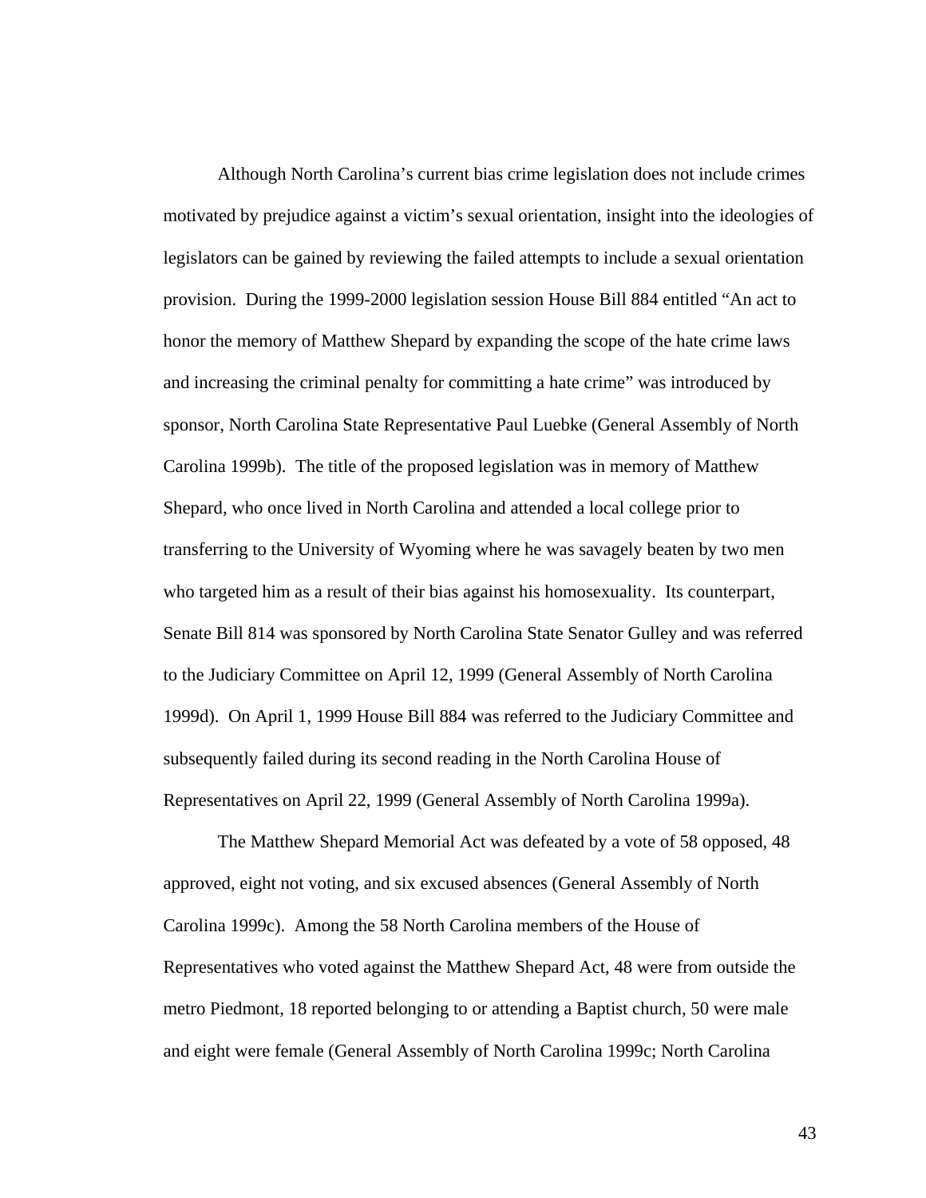Although North Carolina's current bias crime legislation does not include crimes motivated by prejudice against a victim's sexual orientation, insight into the ideologies of legislators can be gained by reviewing the failed attempts to include a sexual orientation provision. During the 1999-2000 legislation session House Bill 884 entitled "An act to honor the memory of Matthew Shepard by expanding the scope of the hate crime laws and increasing the criminal penalty for committing a hate crime" was introduced by sponsor, North Carolina State Representative Paul Luebke (General Assembly of North Carolina 1999b). The title of the proposed legislation was in memory of Matthew Shepard, who once lived in North Carolina and attended a local college prior to transferring to the University of Wyoming where he was savagely beaten by two men who targeted him as a result of their bias against his homosexuality. Its counterpart, Senate Bill 814 was sponsored by North Carolina State Senator Gulley and was referred to the Judiciary Committee on April 12, 1999 (General Assembly of North Carolina 1999d). On April 1, 1999 House Bill 884 was referred to the Judiciary Committee and subsequently failed during its second reading in the North Carolina House of Representatives on April 22, 1999 (General Assembly of North Carolina 1999a).

The Matthew Shepard Memorial Act was defeated by a vote of 58 opposed, 48 approved, eight not voting, and six excused absences (General Assembly of North Carolina 1999c). Among the 58 North Carolina members of the House of Representatives who voted against the Matthew Shepard Act, 48 were from outside the metro Piedmont, 18 reported belonging to or attending a Baptist church, 50 were male and eight were female (General Assembly of North Carolina 1999c; North Carolina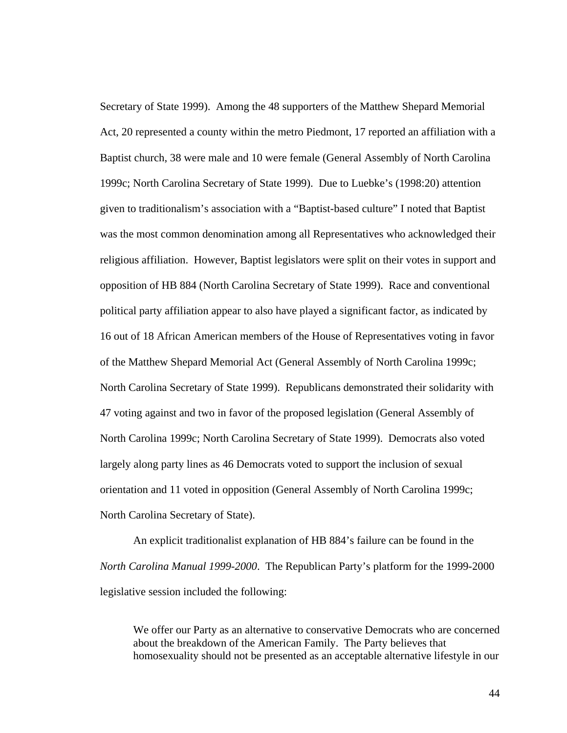Secretary of State 1999). Among the 48 supporters of the Matthew Shepard Memorial Act, 20 represented a county within the metro Piedmont, 17 reported an affiliation with a Baptist church, 38 were male and 10 were female (General Assembly of North Carolina 1999c; North Carolina Secretary of State 1999). Due to Luebke's (1998:20) attention given to traditionalism's association with a "Baptist-based culture" I noted that Baptist was the most common denomination among all Representatives who acknowledged their religious affiliation. However, Baptist legislators were split on their votes in support and opposition of HB 884 (North Carolina Secretary of State 1999). Race and conventional political party affiliation appear to also have played a significant factor, as indicated by 16 out of 18 African American members of the House of Representatives voting in favor of the Matthew Shepard Memorial Act (General Assembly of North Carolina 1999c; North Carolina Secretary of State 1999). Republicans demonstrated their solidarity with 47 voting against and two in favor of the proposed legislation (General Assembly of North Carolina 1999c; North Carolina Secretary of State 1999). Democrats also voted largely along party lines as 46 Democrats voted to support the inclusion of sexual orientation and 11 voted in opposition (General Assembly of North Carolina 1999c; North Carolina Secretary of State).

An explicit traditionalist explanation of HB 884's failure can be found in the *North Carolina Manual 1999-2000*. The Republican Party's platform for the 1999-2000 legislative session included the following:

> We offer our Party as an alternative to conservative Democrats who are concerned about the breakdown of the American Family. The Party believes that homosexuality should not be presented as an acceptable alternative lifestyle in our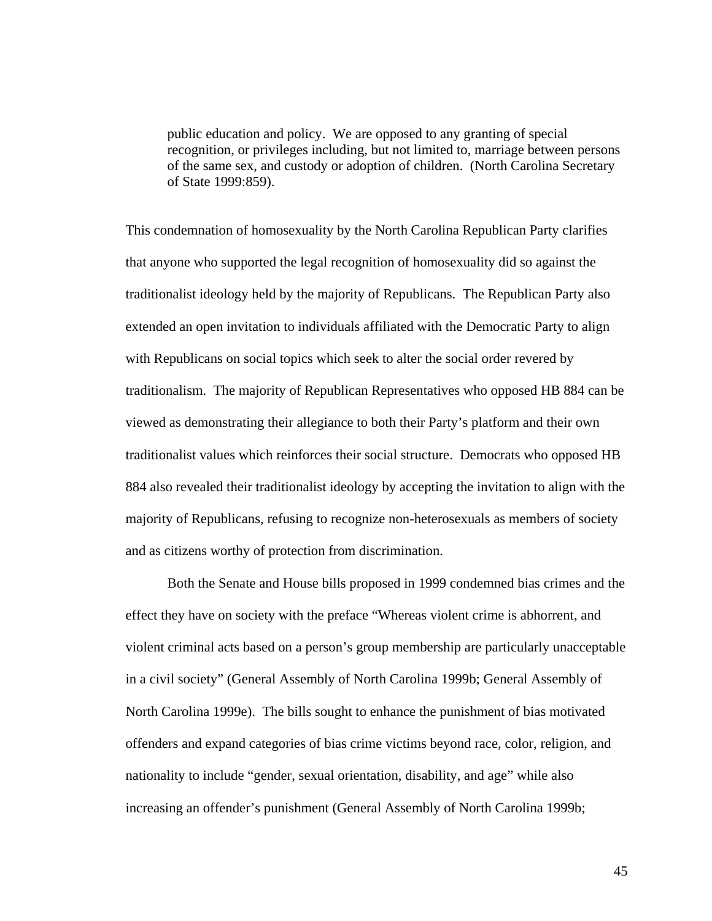> public education and policy. We are opposed to any granting of special recognition, or privileges including, but not limited to, marriage between persons of the same sex, and custody or adoption of children. (North Carolina Secretary of State 1999:859).

This condemnation of homosexuality by the North Carolina Republican Party clarifies that anyone who supported the legal recognition of homosexuality did so against the traditionalist ideology held by the majority of Republicans. The Republican Party also extended an open invitation to individuals affiliated with the Democratic Party to align with Republicans on social topics which seek to alter the social order revered by traditionalism. The majority of Republican Representatives who opposed HB 884 can be viewed as demonstrating their allegiance to both their Party's platform and their own traditionalist values which reinforces their social structure. Democrats who opposed HB 884 also revealed their traditionalist ideology by accepting the invitation to align with the majority of Republicans, refusing to recognize non-heterosexuals as members of society and as citizens worthy of protection from discrimination.

Both the Senate and House bills proposed in 1999 condemned bias crimes and the effect they have on society with the preface "Whereas violent crime is abhorrent, and violent criminal acts based on a person's group membership are particularly unacceptable in a civil society" (General Assembly of North Carolina 1999b; General Assembly of North Carolina 1999e). The bills sought to enhance the punishment of bias motivated offenders and expand categories of bias crime victims beyond race, color, religion, and nationality to include "gender, sexual orientation, disability, and age" while also increasing an offender's punishment (General Assembly of North Carolina 1999b;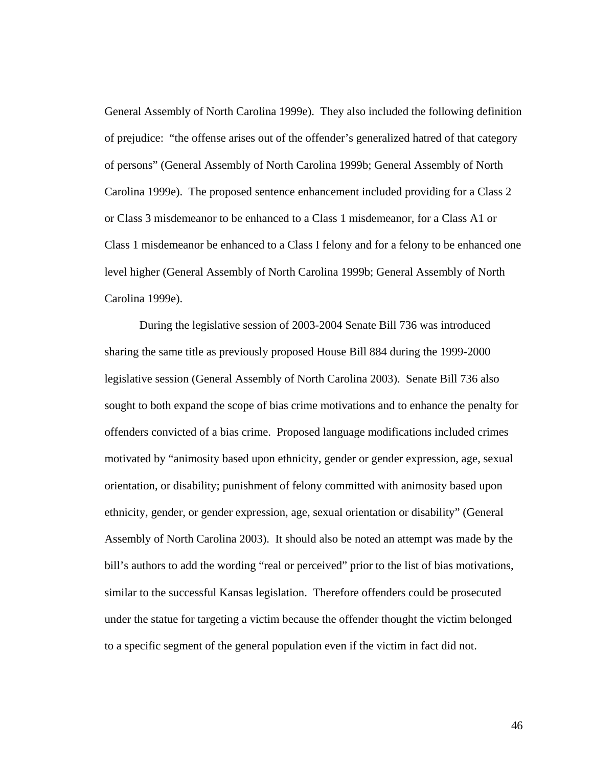General Assembly of North Carolina 1999e). They also included the following definition of prejudice: "the offense arises out of the offender's generalized hatred of that category of persons" (General Assembly of North Carolina 1999b; General Assembly of North Carolina 1999e). The proposed sentence enhancement included providing for a Class 2 or Class 3 misdemeanor to be enhanced to a Class 1 misdemeanor, for a Class A1 or Class 1 misdemeanor be enhanced to a Class I felony and for a felony to be enhanced one level higher (General Assembly of North Carolina 1999b; General Assembly of North Carolina 1999e).

During the legislative session of 2003-2004 Senate Bill 736 was introduced sharing the same title as previously proposed House Bill 884 during the 1999-2000 legislative session (General Assembly of North Carolina 2003). Senate Bill 736 also sought to both expand the scope of bias crime motivations and to enhance the penalty for offenders convicted of a bias crime. Proposed language modifications included crimes motivated by "animosity based upon ethnicity, gender or gender expression, age, sexual orientation, or disability; punishment of felony committed with animosity based upon ethnicity, gender, or gender expression, age, sexual orientation or disability" (General Assembly of North Carolina 2003). It should also be noted an attempt was made by the bill's authors to add the wording "real or perceived" prior to the list of bias motivations, similar to the successful Kansas legislation. Therefore offenders could be prosecuted under the statue for targeting a victim because the offender thought the victim belonged to a specific segment of the general population even if the victim in fact did not.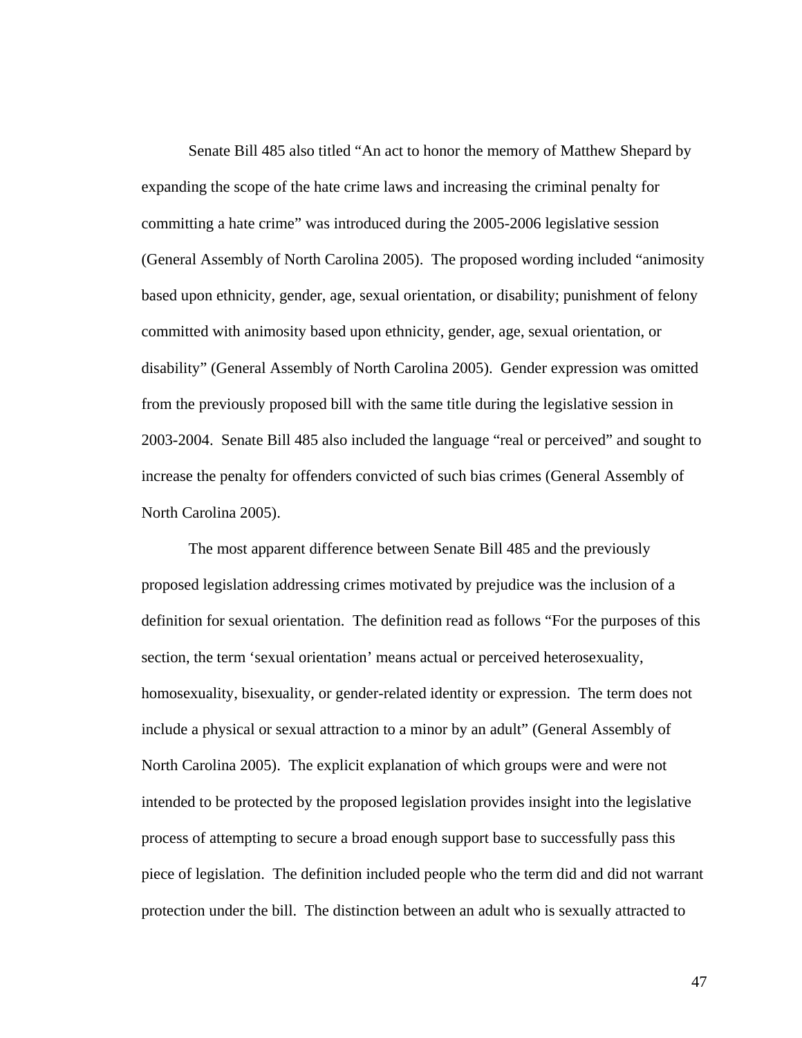Senate Bill 485 also titled "An act to honor the memory of Matthew Shepard by expanding the scope of the hate crime laws and increasing the criminal penalty for committing a hate crime" was introduced during the 2005-2006 legislative session (General Assembly of North Carolina 2005). The proposed wording included "animosity based upon ethnicity, gender, age, sexual orientation, or disability; punishment of felony committed with animosity based upon ethnicity, gender, age, sexual orientation, or disability" (General Assembly of North Carolina 2005). Gender expression was omitted from the previously proposed bill with the same title during the legislative session in 2003-2004. Senate Bill 485 also included the language "real or perceived" and sought to increase the penalty for offenders convicted of such bias crimes (General Assembly of North Carolina 2005).

The most apparent difference between Senate Bill 485 and the previously proposed legislation addressing crimes motivated by prejudice was the inclusion of a definition for sexual orientation. The definition read as follows "For the purposes of this section, the term 'sexual orientation' means actual or perceived heterosexuality, homosexuality, bisexuality, or gender-related identity or expression. The term does not include a physical or sexual attraction to a minor by an adult" (General Assembly of North Carolina 2005). The explicit explanation of which groups were and were not intended to be protected by the proposed legislation provides insight into the legislative process of attempting to secure a broad enough support base to successfully pass this piece of legislation. The definition included people who the term did and did not warrant protection under the bill. The distinction between an adult who is sexually attracted to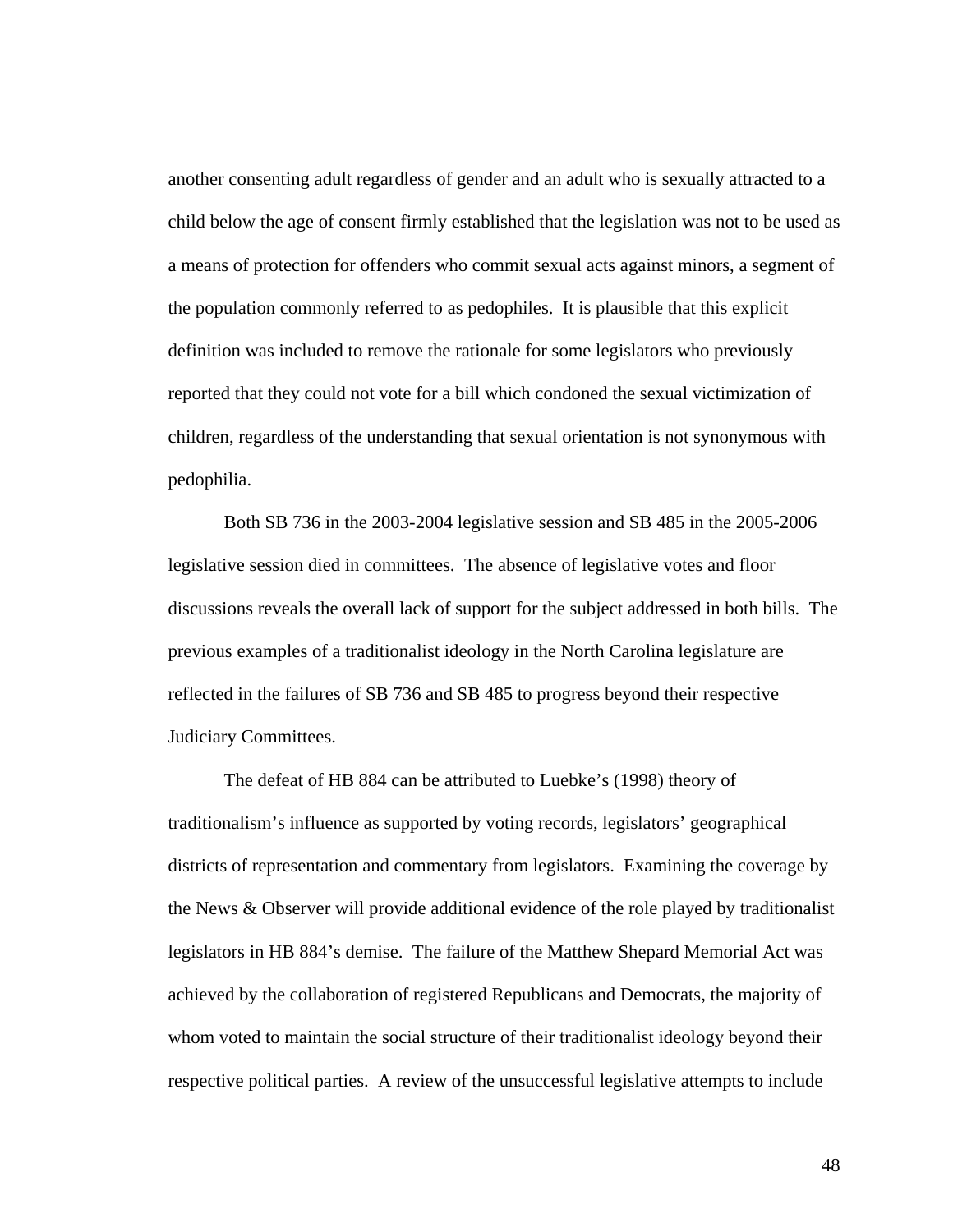another consenting adult regardless of gender and an adult who is sexually attracted to a child below the age of consent firmly established that the legislation was not to be used as a means of protection for offenders who commit sexual acts against minors, a segment of the population commonly referred to as pedophiles. It is plausible that this explicit definition was included to remove the rationale for some legislators who previously reported that they could not vote for a bill which condoned the sexual victimization of children, regardless of the understanding that sexual orientation is not synonymous with pedophilia.

Both SB 736 in the 2003-2004 legislative session and SB 485 in the 2005-2006 legislative session died in committees. The absence of legislative votes and floor discussions reveals the overall lack of support for the subject addressed in both bills. The previous examples of a traditionalist ideology in the North Carolina legislature are reflected in the failures of SB 736 and SB 485 to progress beyond their respective Judiciary Committees.

The defeat of HB 884 can be attributed to Luebke's (1998) theory of traditionalism's influence as supported by voting records, legislators' geographical districts of representation and commentary from legislators. Examining the coverage by the News & Observer will provide additional evidence of the role played by traditionalist legislators in HB 884's demise. The failure of the Matthew Shepard Memorial Act was achieved by the collaboration of registered Republicans and Democrats, the majority of whom voted to maintain the social structure of their traditionalist ideology beyond their respective political parties. A review of the unsuccessful legislative attempts to include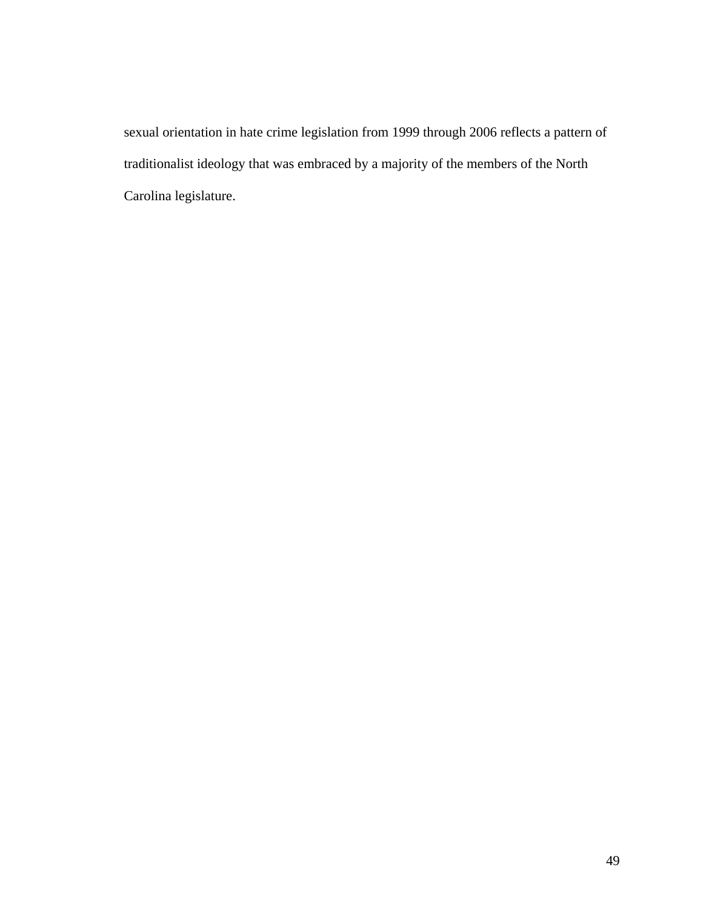sexual orientation in hate crime legislation from 1999 through 2006 reflects a pattern of traditionalist ideology that was embraced by a majority of the members of the North Carolina legislature.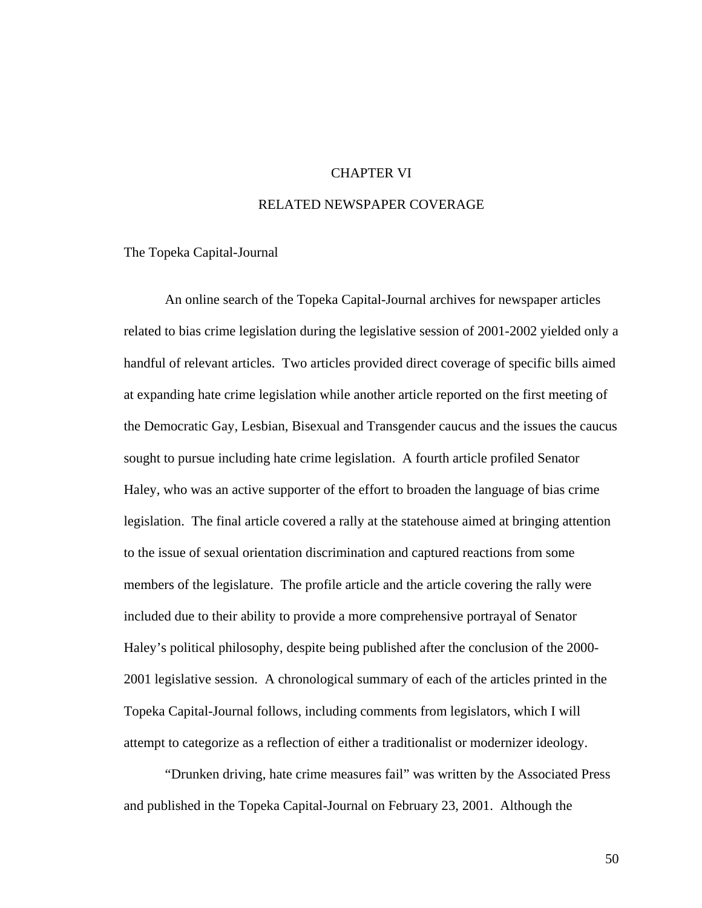# CHAPTER VI

# RELATED NEWSPAPER COVERAGE

## The Topeka Capital-Journal

An online search of the Topeka Capital-Journal archives for newspaper articles related to bias crime legislation during the legislative session of 2001-2002 yielded only a handful of relevant articles. Two articles provided direct coverage of specific bills aimed at expanding hate crime legislation while another article reported on the first meeting of the Democratic Gay, Lesbian, Bisexual and Transgender caucus and the issues the caucus sought to pursue including hate crime legislation. A fourth article profiled Senator Haley, who was an active supporter of the effort to broaden the language of bias crime legislation. The final article covered a rally at the statehouse aimed at bringing attention to the issue of sexual orientation discrimination and captured reactions from some members of the legislature. The profile article and the article covering the rally were included due to their ability to provide a more comprehensive portrayal of Senator Haley's political philosophy, despite being published after the conclusion of the 2000-2001 legislative session. A chronological summary of each of the articles printed in the Topeka Capital-Journal follows, including comments from legislators, which I will attempt to categorize as a reflection of either a traditionalist or modernizer ideology.

"Drunken driving, hate crime measures fail" was written by the Associated Press and published in the Topeka Capital-Journal on February 23, 2001. Although the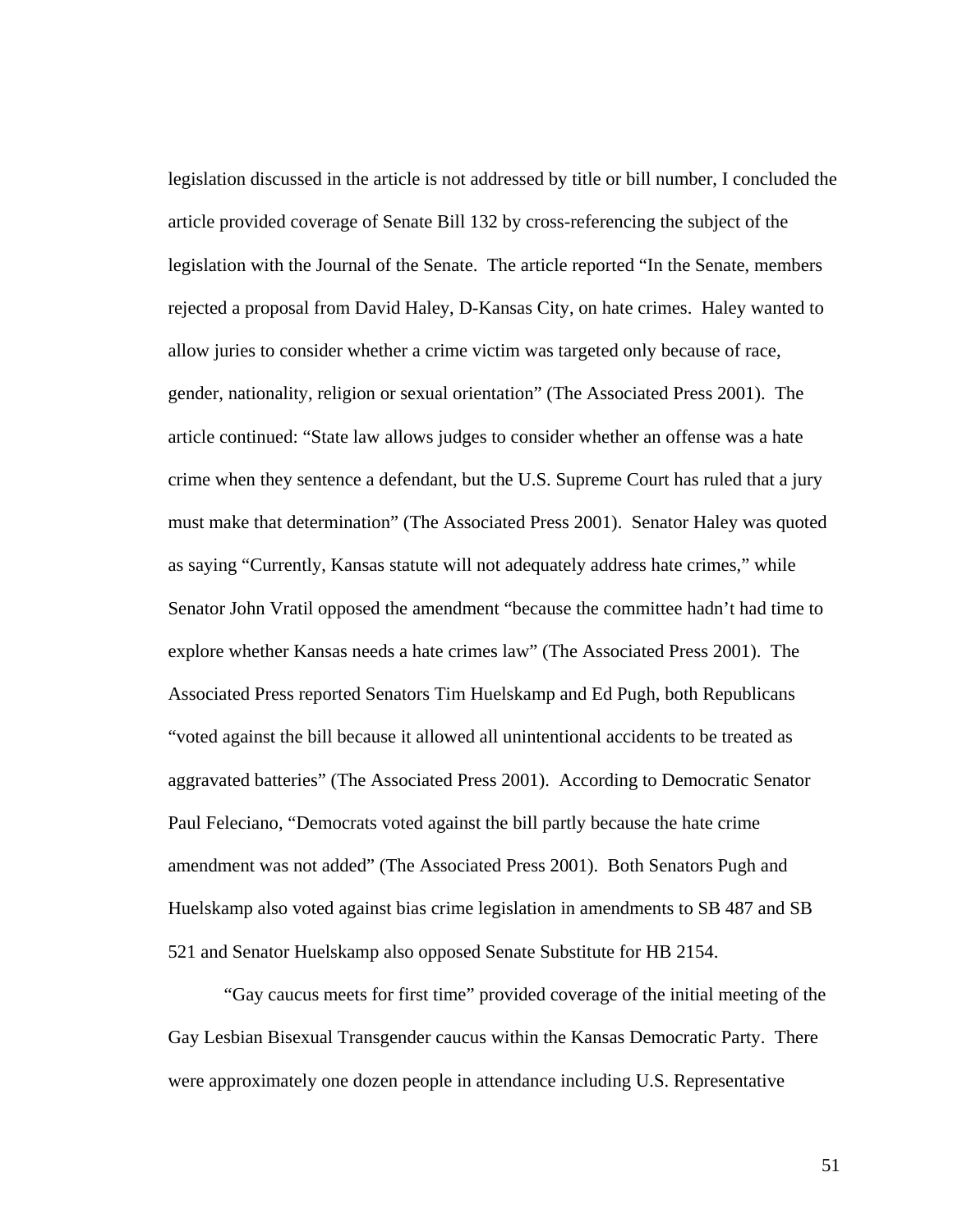legislation discussed in the article is not addressed by title or bill number, I concluded the article provided coverage of Senate Bill 132 by cross-referencing the subject of the legislation with the Journal of the Senate. The article reported "In the Senate, members rejected a proposal from David Haley, D-Kansas City, on hate crimes. Haley wanted to allow juries to consider whether a crime victim was targeted only because of race, gender, nationality, religion or sexual orientation" (The Associated Press 2001). The article continued: "State law allows judges to consider whether an offense was a hate crime when they sentence a defendant, but the U.S. Supreme Court has ruled that a jury must make that determination" (The Associated Press 2001). Senator Haley was quoted as saying "Currently, Kansas statute will not adequately address hate crimes," while Senator John Vratil opposed the amendment "because the committee hadn't had time to explore whether Kansas needs a hate crimes law" (The Associated Press 2001). The Associated Press reported Senators Tim Huelskamp and Ed Pugh, both Republicans "voted against the bill because it allowed all unintentional accidents to be treated as aggravated batteries" (The Associated Press 2001). According to Democratic Senator Paul Feleciano, "Democrats voted against the bill partly because the hate crime amendment was not added" (The Associated Press 2001). Both Senators Pugh and Huelskamp also voted against bias crime legislation in amendments to SB 487 and SB 521 and Senator Huelskamp also opposed Senate Substitute for HB 2154.

"Gay caucus meets for first time" provided coverage of the initial meeting of the Gay Lesbian Bisexual Transgender caucus within the Kansas Democratic Party. There were approximately one dozen people in attendance including U.S. Representative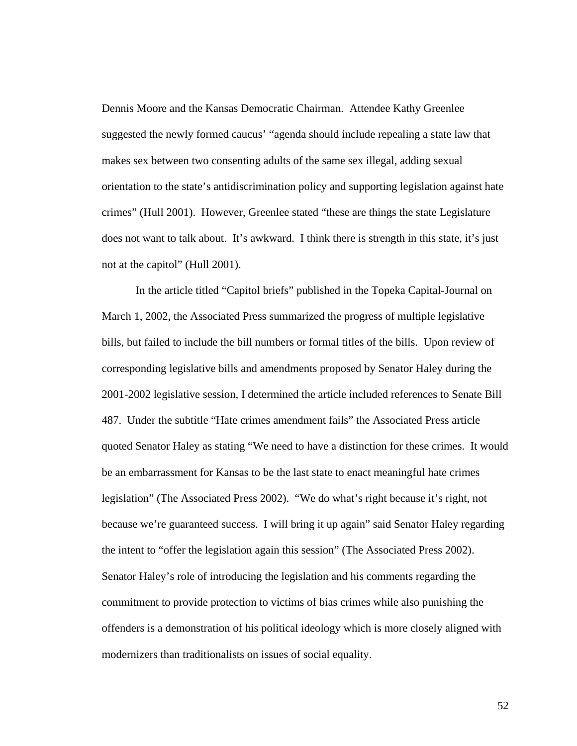Dennis Moore and the Kansas Democratic Chairman. Attendee Kathy Greenlee suggested the newly formed caucus' "agenda should include repealing a state law that makes sex between two consenting adults of the same sex illegal, adding sexual orientation to the state's antidiscrimination policy and supporting legislation against hate crimes" (Hull 2001). However, Greenlee stated "these are things the state Legislature does not want to talk about. It's awkward. I think there is strength in this state, it's just not at the capitol" (Hull 2001).

In the article titled "Capitol briefs" published in the Topeka Capital-Journal on March 1, 2002, the Associated Press summarized the progress of multiple legislative bills, but failed to include the bill numbers or formal titles of the bills. Upon review of corresponding legislative bills and amendments proposed by Senator Haley during the 2001-2002 legislative session, I determined the article included references to Senate Bill 487. Under the subtitle "Hate crimes amendment fails" the Associated Press article quoted Senator Haley as stating "We need to have a distinction for these crimes. It would be an embarrassment for Kansas to be the last state to enact meaningful hate crimes legislation" (The Associated Press 2002). "We do what's right because it's right, not because we're guaranteed success. I will bring it up again" said Senator Haley regarding the intent to "offer the legislation again this session" (The Associated Press 2002). Senator Haley's role of introducing the legislation and his comments regarding the commitment to provide protection to victims of bias crimes while also punishing the offenders is a demonstration of his political ideology which is more closely aligned with modernizers than traditionalists on issues of social equality.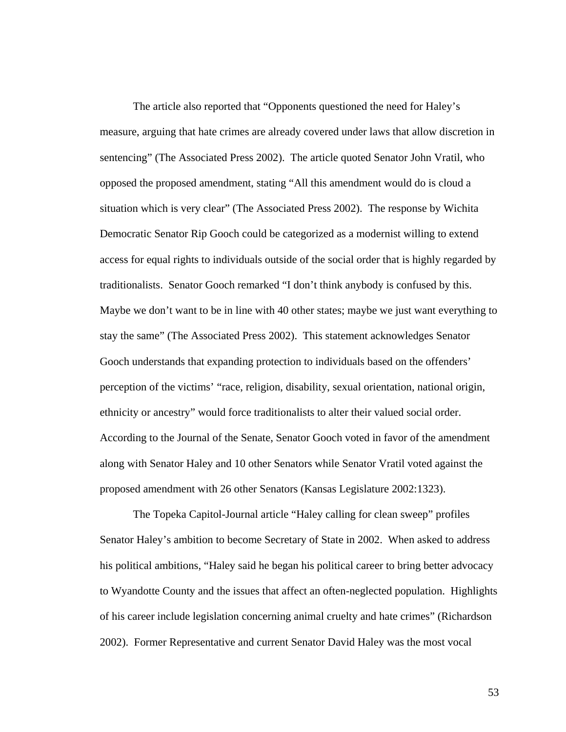The article also reported that "Opponents questioned the need for Haley's measure, arguing that hate crimes are already covered under laws that allow discretion in sentencing" (The Associated Press 2002). The article quoted Senator John Vratil, who opposed the proposed amendment, stating "All this amendment would do is cloud a situation which is very clear" (The Associated Press 2002). The response by Wichita Democratic Senator Rip Gooch could be categorized as a modernist willing to extend access for equal rights to individuals outside of the social order that is highly regarded by traditionalists. Senator Gooch remarked "I don't think anybody is confused by this. Maybe we don't want to be in line with 40 other states; maybe we just want everything to stay the same" (The Associated Press 2002). This statement acknowledges Senator Gooch understands that expanding protection to individuals based on the offenders' perception of the victims' "race, religion, disability, sexual orientation, national origin, ethnicity or ancestry" would force traditionalists to alter their valued social order. According to the Journal of the Senate, Senator Gooch voted in favor of the amendment along with Senator Haley and 10 other Senators while Senator Vratil voted against the proposed amendment with 26 other Senators (Kansas Legislature 2002:1323).

The Topeka Capitol-Journal article "Haley calling for clean sweep" profiles Senator Haley's ambition to become Secretary of State in 2002. When asked to address his political ambitions, "Haley said he began his political career to bring better advocacy to Wyandotte County and the issues that affect an often-neglected population. Highlights of his career include legislation concerning animal cruelty and hate crimes" (Richardson 2002). Former Representative and current Senator David Haley was the most vocal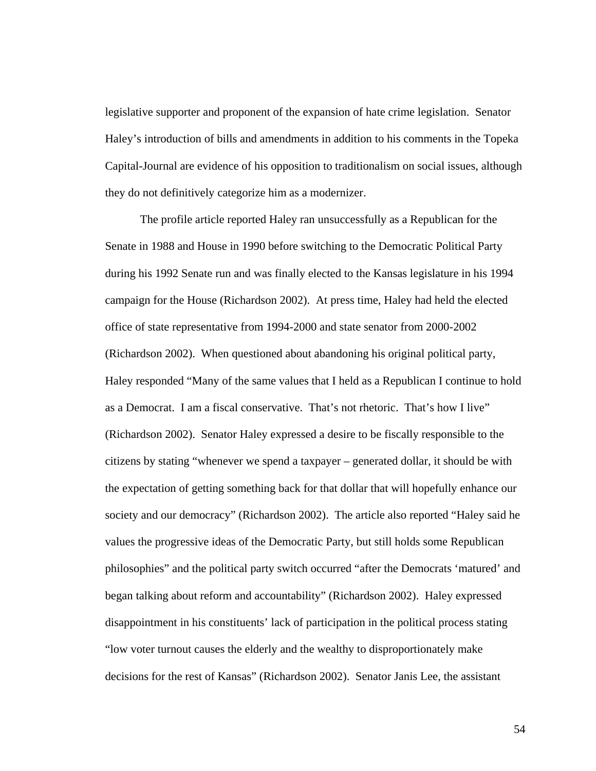legislative supporter and proponent of the expansion of hate crime legislation. Senator Haley's introduction of bills and amendments in addition to his comments in the Topeka Capital-Journal are evidence of his opposition to traditionalism on social issues, although they do not definitively categorize him as a modernizer.

The profile article reported Haley ran unsuccessfully as a Republican for the Senate in 1988 and House in 1990 before switching to the Democratic Political Party during his 1992 Senate run and was finally elected to the Kansas legislature in his 1994 campaign for the House (Richardson 2002). At press time, Haley had held the elected office of state representative from 1994-2000 and state senator from 2000-2002 (Richardson 2002). When questioned about abandoning his original political party, Haley responded "Many of the same values that I held as a Republican I continue to hold as a Democrat. I am a fiscal conservative. That's not rhetoric. That's how I live" (Richardson 2002). Senator Haley expressed a desire to be fiscally responsible to the citizens by stating "whenever we spend a taxpayer – generated dollar, it should be with the expectation of getting something back for that dollar that will hopefully enhance our society and our democracy" (Richardson 2002). The article also reported "Haley said he values the progressive ideas of the Democratic Party, but still holds some Republican philosophies" and the political party switch occurred "after the Democrats 'matured' and began talking about reform and accountability" (Richardson 2002). Haley expressed disappointment in his constituents' lack of participation in the political process stating "low voter turnout causes the elderly and the wealthy to disproportionately make decisions for the rest of Kansas" (Richardson 2002). Senator Janis Lee, the assistant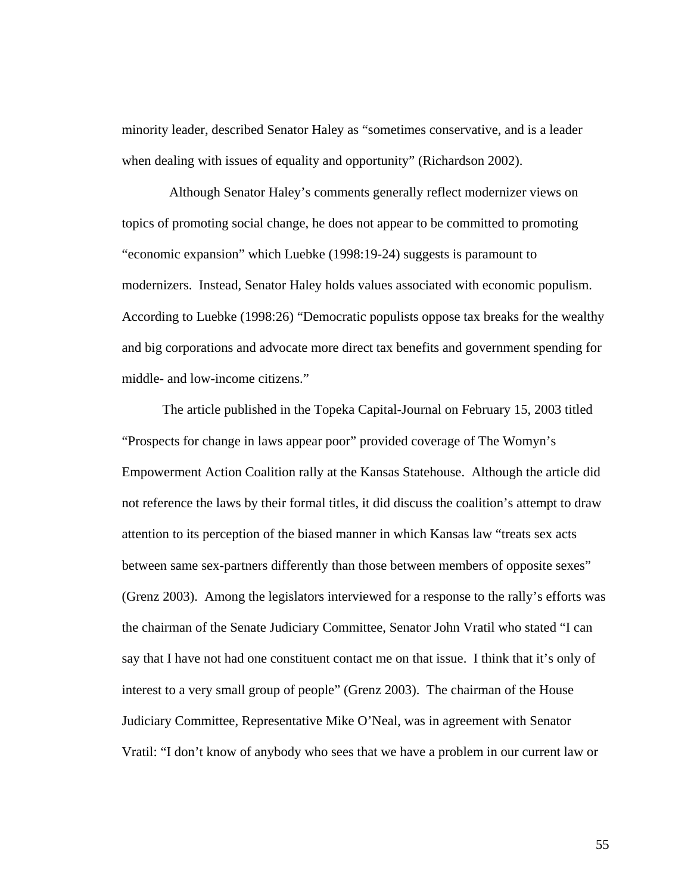minority leader, described Senator Haley as "sometimes conservative, and is a leader when dealing with issues of equality and opportunity" (Richardson 2002).

Although Senator Haley's comments generally reflect modernizer views on topics of promoting social change, he does not appear to be committed to promoting "economic expansion" which Luebke (1998:19-24) suggests is paramount to modernizers. Instead, Senator Haley holds values associated with economic populism. According to Luebke (1998:26) "Democratic populists oppose tax breaks for the wealthy and big corporations and advocate more direct tax benefits and government spending for middle- and low-income citizens."

The article published in the Topeka Capital-Journal on February 15, 2003 titled "Prospects for change in laws appear poor" provided coverage of The Womyn's Empowerment Action Coalition rally at the Kansas Statehouse. Although the article did not reference the laws by their formal titles, it did discuss the coalition's attempt to draw attention to its perception of the biased manner in which Kansas law "treats sex acts between same sex-partners differently than those between members of opposite sexes" (Grenz 2003). Among the legislators interviewed for a response to the rally's efforts was the chairman of the Senate Judiciary Committee, Senator John Vratil who stated "I can say that I have not had one constituent contact me on that issue. I think that it's only of interest to a very small group of people" (Grenz 2003). The chairman of the House Judiciary Committee, Representative Mike O'Neal, was in agreement with Senator Vratil: "I don't know of anybody who sees that we have a problem in our current law or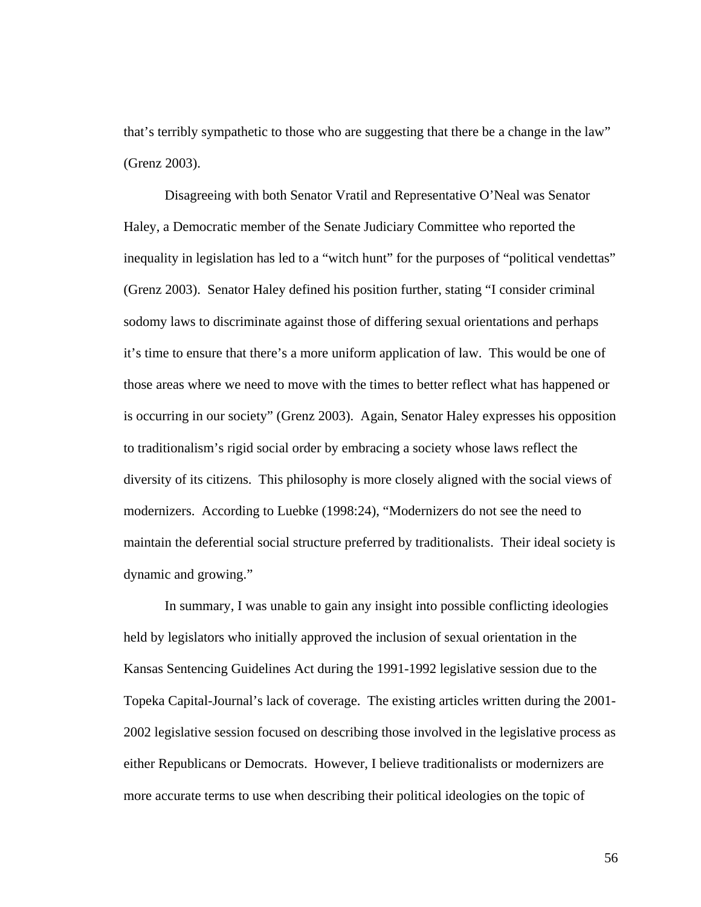that's terribly sympathetic to those who are suggesting that there be a change in the law" (Grenz 2003).

Disagreeing with both Senator Vratil and Representative O'Neal was Senator Haley, a Democratic member of the Senate Judiciary Committee who reported the inequality in legislation has led to a "witch hunt" for the purposes of "political vendettas" (Grenz 2003). Senator Haley defined his position further, stating "I consider criminal sodomy laws to discriminate against those of differing sexual orientations and perhaps it's time to ensure that there's a more uniform application of law. This would be one of those areas where we need to move with the times to better reflect what has happened or is occurring in our society" (Grenz 2003). Again, Senator Haley expresses his opposition to traditionalism's rigid social order by embracing a society whose laws reflect the diversity of its citizens. This philosophy is more closely aligned with the social views of modernizers. According to Luebke (1998:24), "Modernizers do not see the need to maintain the deferential social structure preferred by traditionalists. Their ideal society is dynamic and growing."

In summary, I was unable to gain any insight into possible conflicting ideologies held by legislators who initially approved the inclusion of sexual orientation in the Kansas Sentencing Guidelines Act during the 1991-1992 legislative session due to the Topeka Capital-Journal's lack of coverage. The existing articles written during the 2001-2002 legislative session focused on describing those involved in the legislative process as either Republicans or Democrats. However, I believe traditionalists or modernizers are more accurate terms to use when describing their political ideologies on the topic of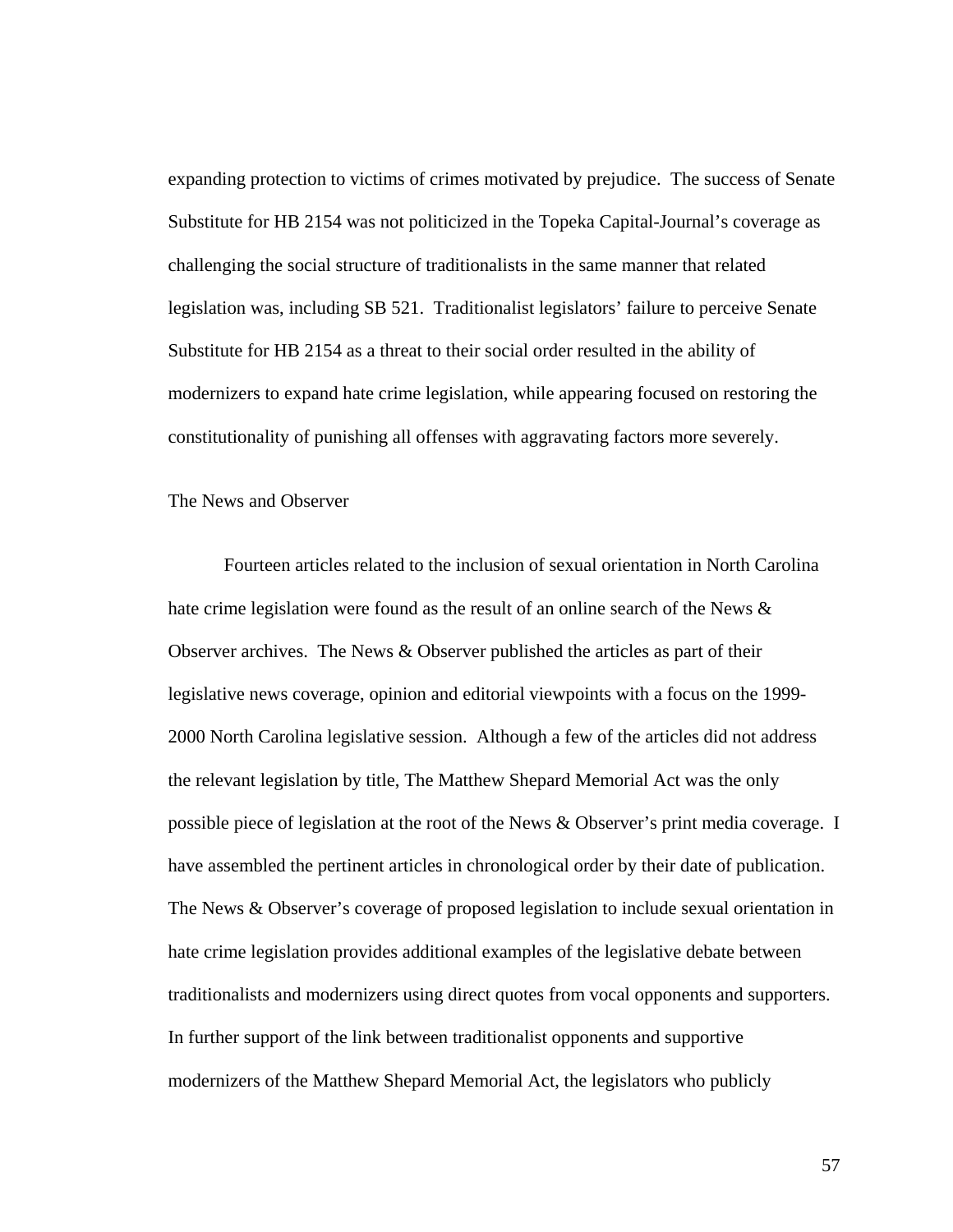expanding protection to victims of crimes motivated by prejudice. The success of Senate Substitute for HB 2154 was not politicized in the Topeka Capital-Journal's coverage as challenging the social structure of traditionalists in the same manner that related legislation was, including SB 521. Traditionalist legislators' failure to perceive Senate Substitute for HB 2154 as a threat to their social order resulted in the ability of modernizers to expand hate crime legislation, while appearing focused on restoring the constitutionality of punishing all offenses with aggravating factors more severely.

### The News and Observer

Fourteen articles related to the inclusion of sexual orientation in North Carolina hate crime legislation were found as the result of an online search of the News & Observer archives. The News & Observer published the articles as part of their legislative news coverage, opinion and editorial viewpoints with a focus on the 1999-2000 North Carolina legislative session. Although a few of the articles did not address the relevant legislation by title, The Matthew Shepard Memorial Act was the only possible piece of legislation at the root of the News & Observer's print media coverage. I have assembled the pertinent articles in chronological order by their date of publication. The News & Observer's coverage of proposed legislation to include sexual orientation in hate crime legislation provides additional examples of the legislative debate between traditionalists and modernizers using direct quotes from vocal opponents and supporters. In further support of the link between traditionalist opponents and supportive modernizers of the Matthew Shepard Memorial Act, the legislators who publicly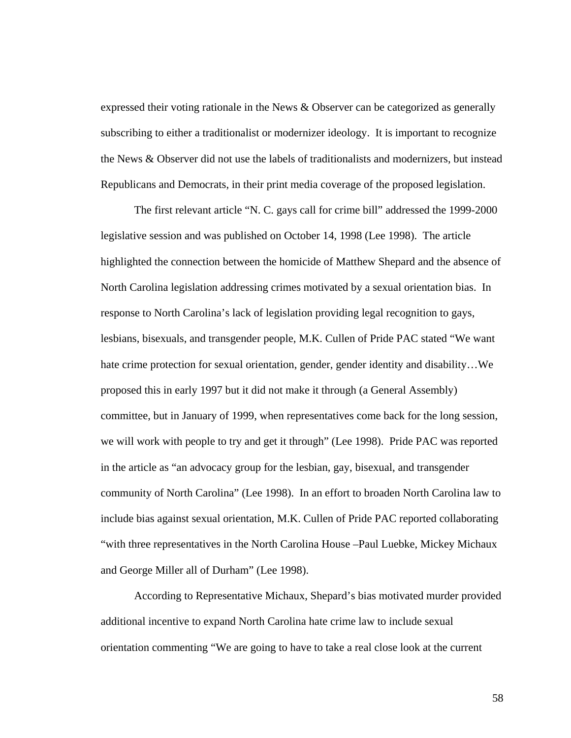expressed their voting rationale in the News & Observer can be categorized as generally subscribing to either a traditionalist or modernizer ideology. It is important to recognize the News & Observer did not use the labels of traditionalists and modernizers, but instead Republicans and Democrats, in their print media coverage of the proposed legislation.

The first relevant article "N. C. gays call for crime bill" addressed the 1999-2000 legislative session and was published on October 14, 1998 (Lee 1998). The article highlighted the connection between the homicide of Matthew Shepard and the absence of North Carolina legislation addressing crimes motivated by a sexual orientation bias. In response to North Carolina's lack of legislation providing legal recognition to gays, lesbians, bisexuals, and transgender people, M.K. Cullen of Pride PAC stated "We want hate crime protection for sexual orientation, gender, gender identity and disability…We proposed this in early 1997 but it did not make it through (a General Assembly) committee, but in January of 1999, when representatives come back for the long session, we will work with people to try and get it through" (Lee 1998). Pride PAC was reported in the article as "an advocacy group for the lesbian, gay, bisexual, and transgender community of North Carolina" (Lee 1998). In an effort to broaden North Carolina law to include bias against sexual orientation, M.K. Cullen of Pride PAC reported collaborating "with three representatives in the North Carolina House –Paul Luebke, Mickey Michaux and George Miller all of Durham" (Lee 1998).

According to Representative Michaux, Shepard's bias motivated murder provided additional incentive to expand North Carolina hate crime law to include sexual orientation commenting "We are going to have to take a real close look at the current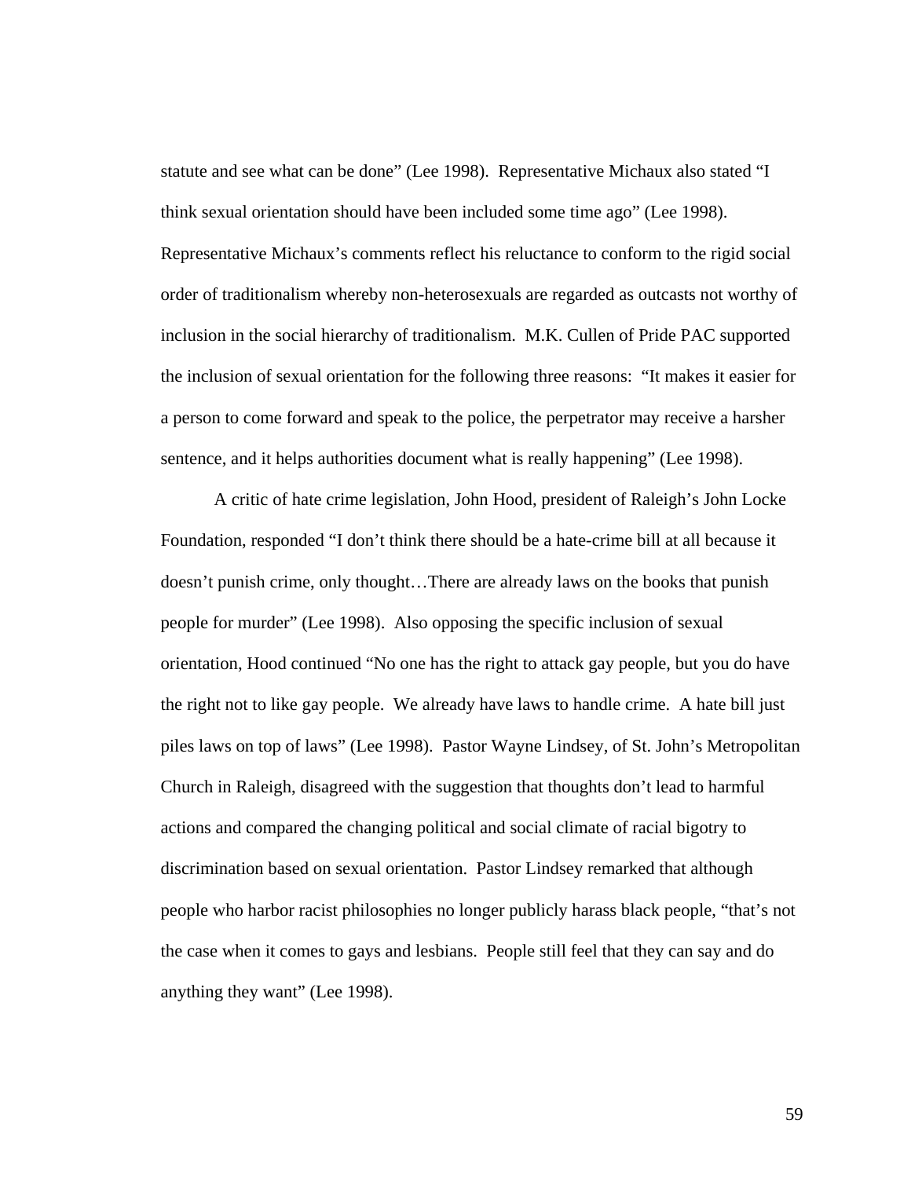statute and see what can be done" (Lee 1998). Representative Michaux also stated "I think sexual orientation should have been included some time ago" (Lee 1998). Representative Michaux's comments reflect his reluctance to conform to the rigid social order of traditionalism whereby non-heterosexuals are regarded as outcasts not worthy of inclusion in the social hierarchy of traditionalism. M.K. Cullen of Pride PAC supported the inclusion of sexual orientation for the following three reasons: "It makes it easier for a person to come forward and speak to the police, the perpetrator may receive a harsher sentence, and it helps authorities document what is really happening" (Lee 1998).

A critic of hate crime legislation, John Hood, president of Raleigh's John Locke Foundation, responded "I don't think there should be a hate-crime bill at all because it doesn't punish crime, only thought…There are already laws on the books that punish people for murder" (Lee 1998). Also opposing the specific inclusion of sexual orientation, Hood continued "No one has the right to attack gay people, but you do have the right not to like gay people. We already have laws to handle crime. A hate bill just piles laws on top of laws" (Lee 1998). Pastor Wayne Lindsey, of St. John's Metropolitan Church in Raleigh, disagreed with the suggestion that thoughts don't lead to harmful actions and compared the changing political and social climate of racial bigotry to discrimination based on sexual orientation. Pastor Lindsey remarked that although people who harbor racist philosophies no longer publicly harass black people, "that's not the case when it comes to gays and lesbians. People still feel that they can say and do anything they want" (Lee 1998).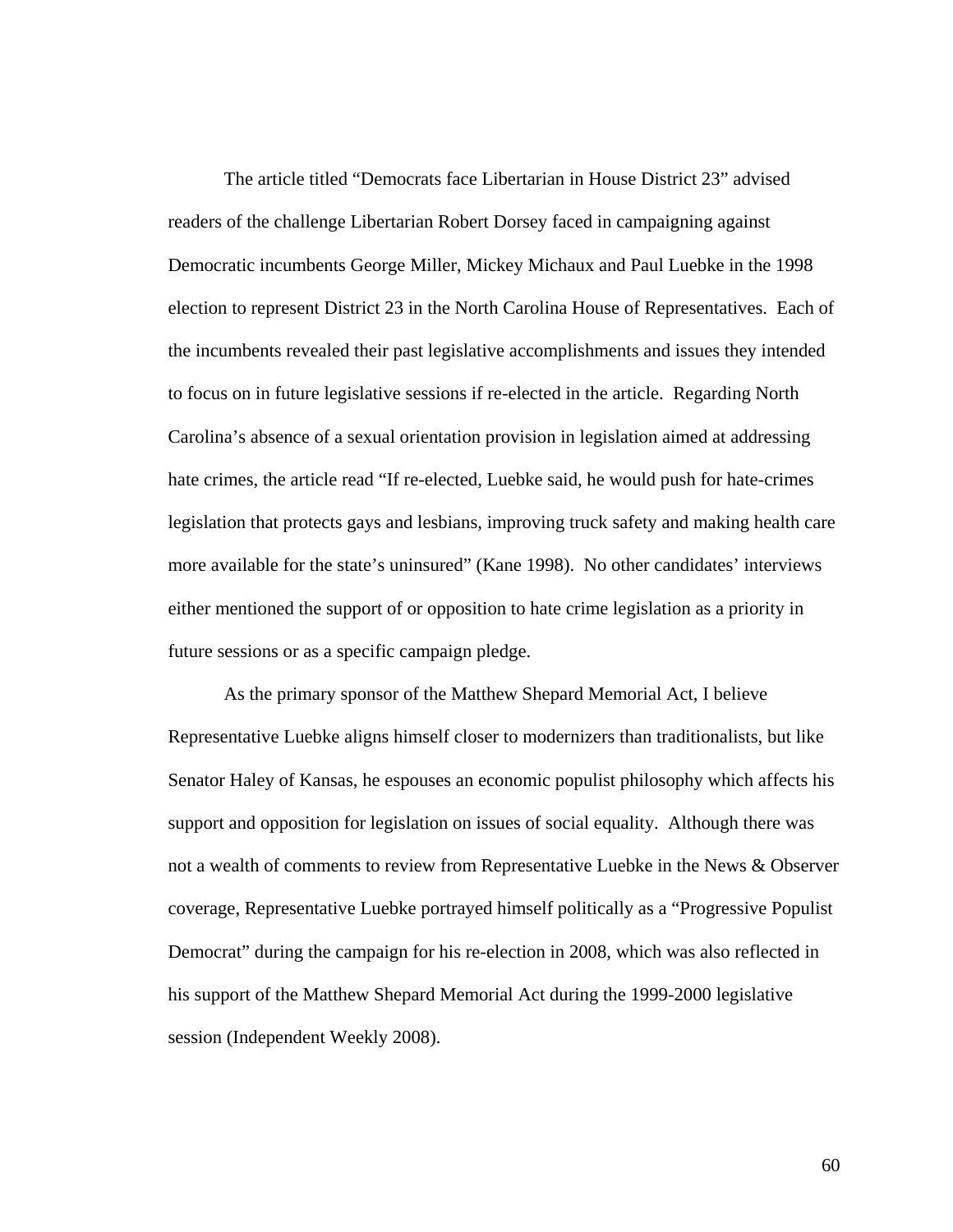The article titled "Democrats face Libertarian in House District 23" advised readers of the challenge Libertarian Robert Dorsey faced in campaigning against Democratic incumbents George Miller, Mickey Michaux and Paul Luebke in the 1998 election to represent District 23 in the North Carolina House of Representatives. Each of the incumbents revealed their past legislative accomplishments and issues they intended to focus on in future legislative sessions if re-elected in the article. Regarding North Carolina's absence of a sexual orientation provision in legislation aimed at addressing hate crimes, the article read "If re-elected, Luebke said, he would push for hate-crimes legislation that protects gays and lesbians, improving truck safety and making health care more available for the state's uninsured" (Kane 1998). No other candidates' interviews either mentioned the support of or opposition to hate crime legislation as a priority in future sessions or as a specific campaign pledge.

As the primary sponsor of the Matthew Shepard Memorial Act, I believe Representative Luebke aligns himself closer to modernizers than traditionalists, but like Senator Haley of Kansas, he espouses an economic populist philosophy which affects his support and opposition for legislation on issues of social equality. Although there was not a wealth of comments to review from Representative Luebke in the News & Observer coverage, Representative Luebke portrayed himself politically as a "Progressive Populist Democrat" during the campaign for his re-election in 2008, which was also reflected in his support of the Matthew Shepard Memorial Act during the 1999-2000 legislative session (Independent Weekly 2008).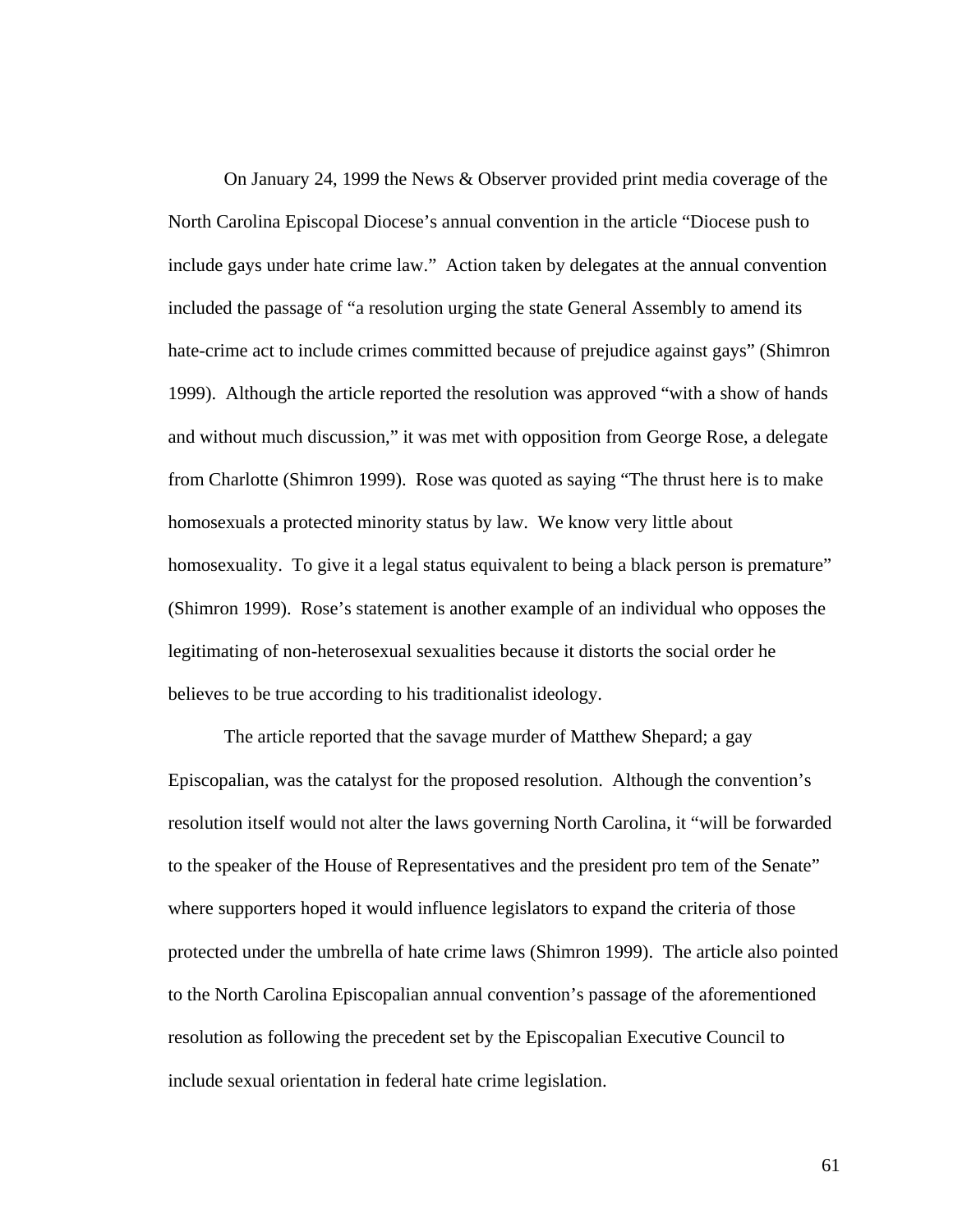On January 24, 1999 the News & Observer provided print media coverage of the North Carolina Episcopal Diocese's annual convention in the article "Diocese push to include gays under hate crime law." Action taken by delegates at the annual convention included the passage of "a resolution urging the state General Assembly to amend its hate-crime act to include crimes committed because of prejudice against gays" (Shimron 1999). Although the article reported the resolution was approved "with a show of hands and without much discussion," it was met with opposition from George Rose, a delegate from Charlotte (Shimron 1999). Rose was quoted as saying "The thrust here is to make homosexuals a protected minority status by law. We know very little about homosexuality. To give it a legal status equivalent to being a black person is premature" (Shimron 1999). Rose's statement is another example of an individual who opposes the legitimating of non-heterosexual sexualities because it distorts the social order he believes to be true according to his traditionalist ideology.

The article reported that the savage murder of Matthew Shepard; a gay Episcopalian, was the catalyst for the proposed resolution. Although the convention's resolution itself would not alter the laws governing North Carolina, it "will be forwarded to the speaker of the House of Representatives and the president pro tem of the Senate" where supporters hoped it would influence legislators to expand the criteria of those protected under the umbrella of hate crime laws (Shimron 1999). The article also pointed to the North Carolina Episcopalian annual convention's passage of the aforementioned resolution as following the precedent set by the Episcopalian Executive Council to include sexual orientation in federal hate crime legislation.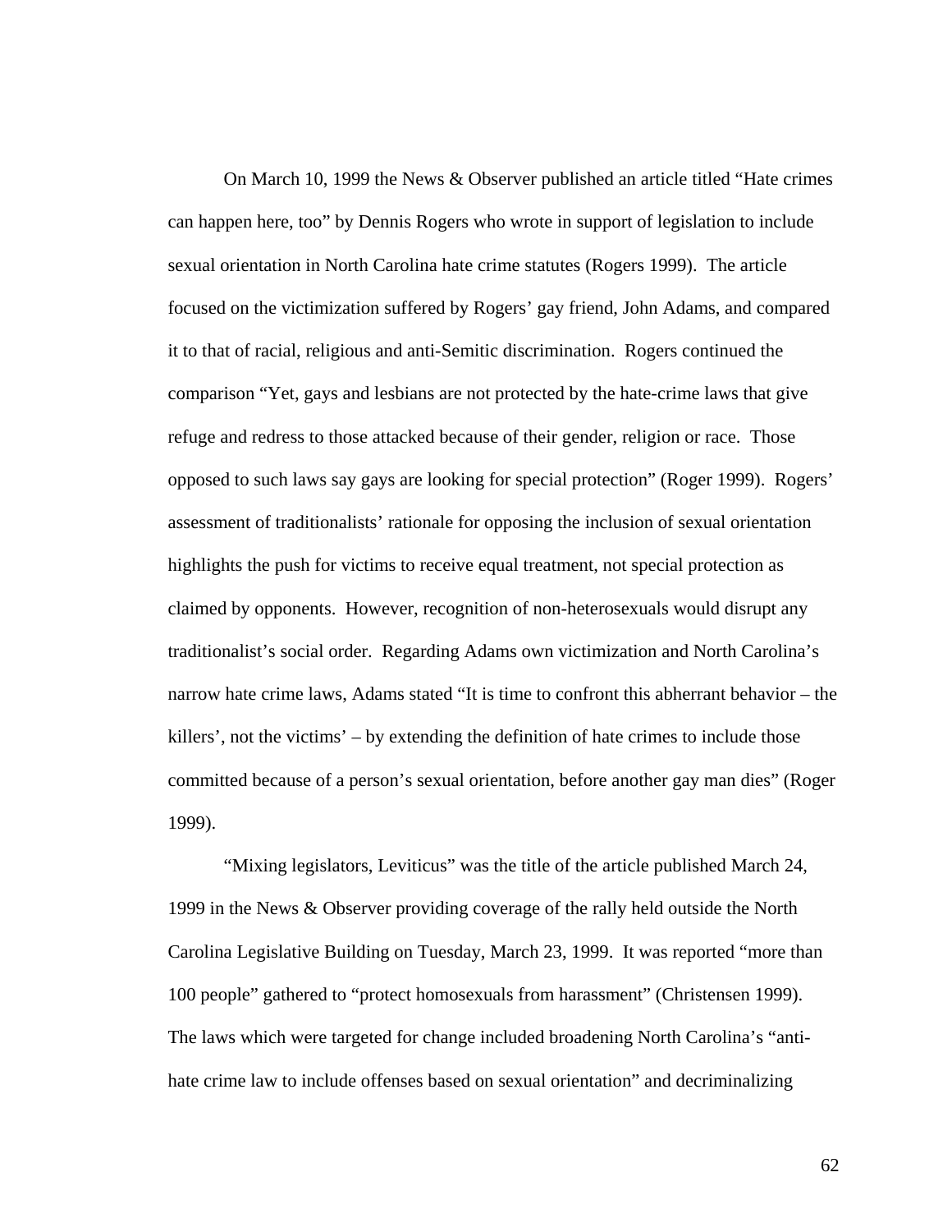On March 10, 1999 the News & Observer published an article titled "Hate crimes can happen here, too" by Dennis Rogers who wrote in support of legislation to include sexual orientation in North Carolina hate crime statutes (Rogers 1999). The article focused on the victimization suffered by Rogers' gay friend, John Adams, and compared it to that of racial, religious and anti-Semitic discrimination. Rogers continued the comparison "Yet, gays and lesbians are not protected by the hate-crime laws that give refuge and redress to those attacked because of their gender, religion or race. Those opposed to such laws say gays are looking for special protection" (Roger 1999). Rogers' assessment of traditionalists' rationale for opposing the inclusion of sexual orientation highlights the push for victims to receive equal treatment, not special protection as claimed by opponents. However, recognition of non-heterosexuals would disrupt any traditionalist's social order. Regarding Adams own victimization and North Carolina's narrow hate crime laws, Adams stated "It is time to confront this abherrant behavior – the killers', not the victims' – by extending the definition of hate crimes to include those committed because of a person's sexual orientation, before another gay man dies" (Roger 1999).

"Mixing legislators, Leviticus" was the title of the article published March 24, 1999 in the News & Observer providing coverage of the rally held outside the North Carolina Legislative Building on Tuesday, March 23, 1999. It was reported "more than 100 people" gathered to "protect homosexuals from harassment" (Christensen 1999). The laws which were targeted for change included broadening North Carolina's "anti-hate crime law to include offenses based on sexual orientation" and decriminalizing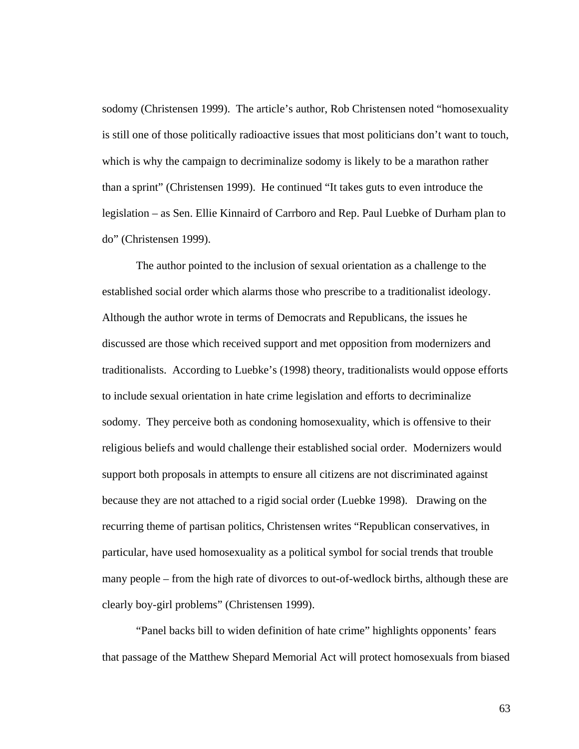sodomy (Christensen 1999). The article's author, Rob Christensen noted "homosexuality is still one of those politically radioactive issues that most politicians don't want to touch, which is why the campaign to decriminalize sodomy is likely to be a marathon rather than a sprint" (Christensen 1999). He continued "It takes guts to even introduce the legislation – as Sen. Ellie Kinnaird of Carrboro and Rep. Paul Luebke of Durham plan to do" (Christensen 1999).

The author pointed to the inclusion of sexual orientation as a challenge to the established social order which alarms those who prescribe to a traditionalist ideology. Although the author wrote in terms of Democrats and Republicans, the issues he discussed are those which received support and met opposition from modernizers and traditionalists. According to Luebke's (1998) theory, traditionalists would oppose efforts to include sexual orientation in hate crime legislation and efforts to decriminalize sodomy. They perceive both as condoning homosexuality, which is offensive to their religious beliefs and would challenge their established social order. Modernizers would support both proposals in attempts to ensure all citizens are not discriminated against because they are not attached to a rigid social order (Luebke 1998). Drawing on the recurring theme of partisan politics, Christensen writes "Republican conservatives, in particular, have used homosexuality as a political symbol for social trends that trouble many people – from the high rate of divorces to out-of-wedlock births, although these are clearly boy-girl problems" (Christensen 1999).

"Panel backs bill to widen definition of hate crime" highlights opponents' fears that passage of the Matthew Shepard Memorial Act will protect homosexuals from biased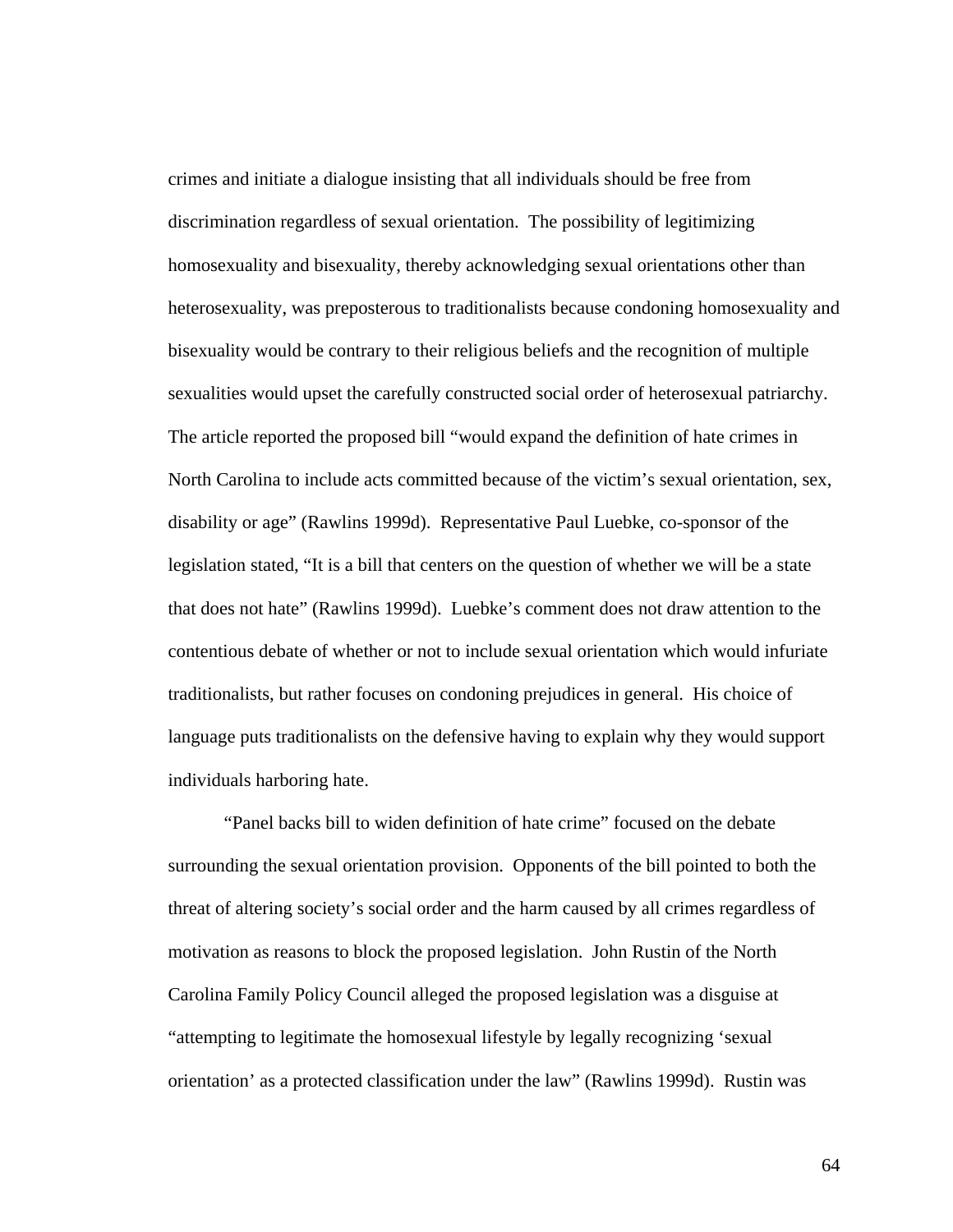crimes and initiate a dialogue insisting that all individuals should be free from discrimination regardless of sexual orientation. The possibility of legitimizing homosexuality and bisexuality, thereby acknowledging sexual orientations other than heterosexuality, was preposterous to traditionalists because condoning homosexuality and bisexuality would be contrary to their religious beliefs and the recognition of multiple sexualities would upset the carefully constructed social order of heterosexual patriarchy. The article reported the proposed bill "would expand the definition of hate crimes in North Carolina to include acts committed because of the victim's sexual orientation, sex, disability or age" (Rawlins 1999d). Representative Paul Luebke, co-sponsor of the legislation stated, "It is a bill that centers on the question of whether we will be a state that does not hate" (Rawlins 1999d). Luebke's comment does not draw attention to the contentious debate of whether or not to include sexual orientation which would infuriate traditionalists, but rather focuses on condoning prejudices in general. His choice of language puts traditionalists on the defensive having to explain why they would support individuals harboring hate.

"Panel backs bill to widen definition of hate crime" focused on the debate surrounding the sexual orientation provision. Opponents of the bill pointed to both the threat of altering society's social order and the harm caused by all crimes regardless of motivation as reasons to block the proposed legislation. John Rustin of the North Carolina Family Policy Council alleged the proposed legislation was a disguise at "attempting to legitimate the homosexual lifestyle by legally recognizing 'sexual orientation' as a protected classification under the law" (Rawlins 1999d). Rustin was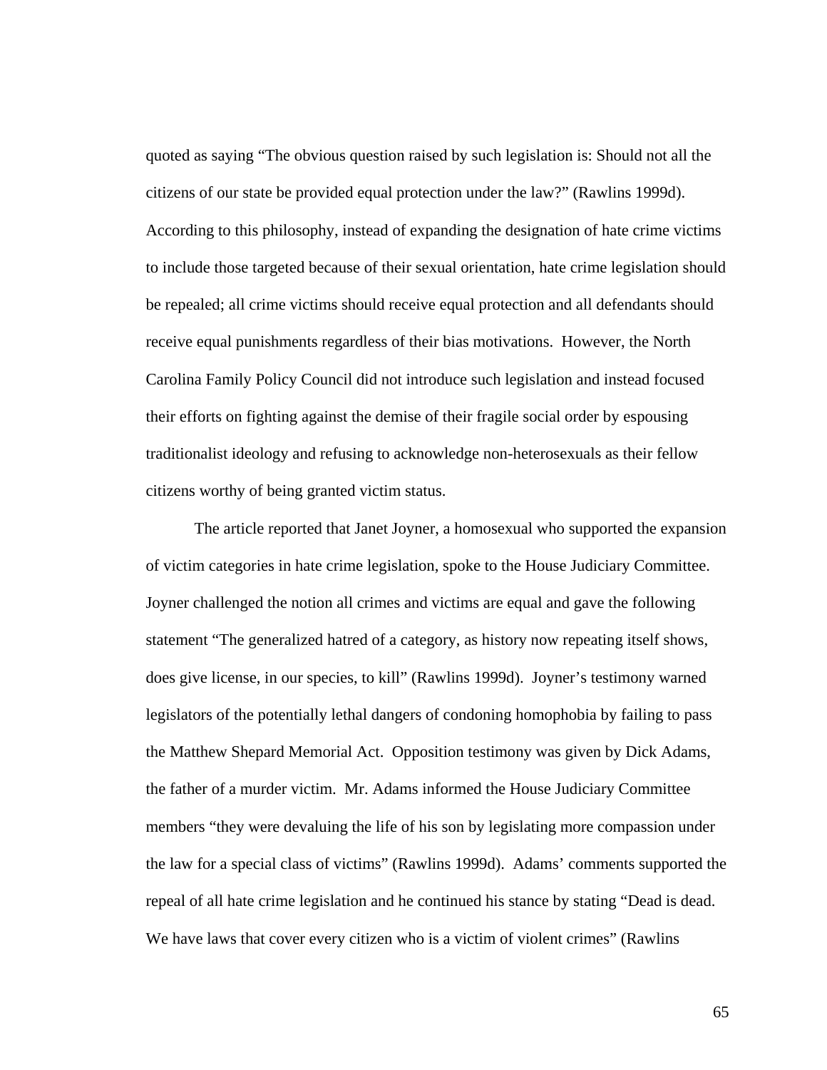quoted as saying "The obvious question raised by such legislation is: Should not all the citizens of our state be provided equal protection under the law?" (Rawlins 1999d). According to this philosophy, instead of expanding the designation of hate crime victims to include those targeted because of their sexual orientation, hate crime legislation should be repealed; all crime victims should receive equal protection and all defendants should receive equal punishments regardless of their bias motivations. However, the North Carolina Family Policy Council did not introduce such legislation and instead focused their efforts on fighting against the demise of their fragile social order by espousing traditionalist ideology and refusing to acknowledge non-heterosexuals as their fellow citizens worthy of being granted victim status.

The article reported that Janet Joyner, a homosexual who supported the expansion of victim categories in hate crime legislation, spoke to the House Judiciary Committee. Joyner challenged the notion all crimes and victims are equal and gave the following statement "The generalized hatred of a category, as history now repeating itself shows, does give license, in our species, to kill" (Rawlins 1999d). Joyner's testimony warned legislators of the potentially lethal dangers of condoning homophobia by failing to pass the Matthew Shepard Memorial Act. Opposition testimony was given by Dick Adams, the father of a murder victim. Mr. Adams informed the House Judiciary Committee members "they were devaluing the life of his son by legislating more compassion under the law for a special class of victims" (Rawlins 1999d). Adams' comments supported the repeal of all hate crime legislation and he continued his stance by stating "Dead is dead. We have laws that cover every citizen who is a victim of violent crimes" (Rawlins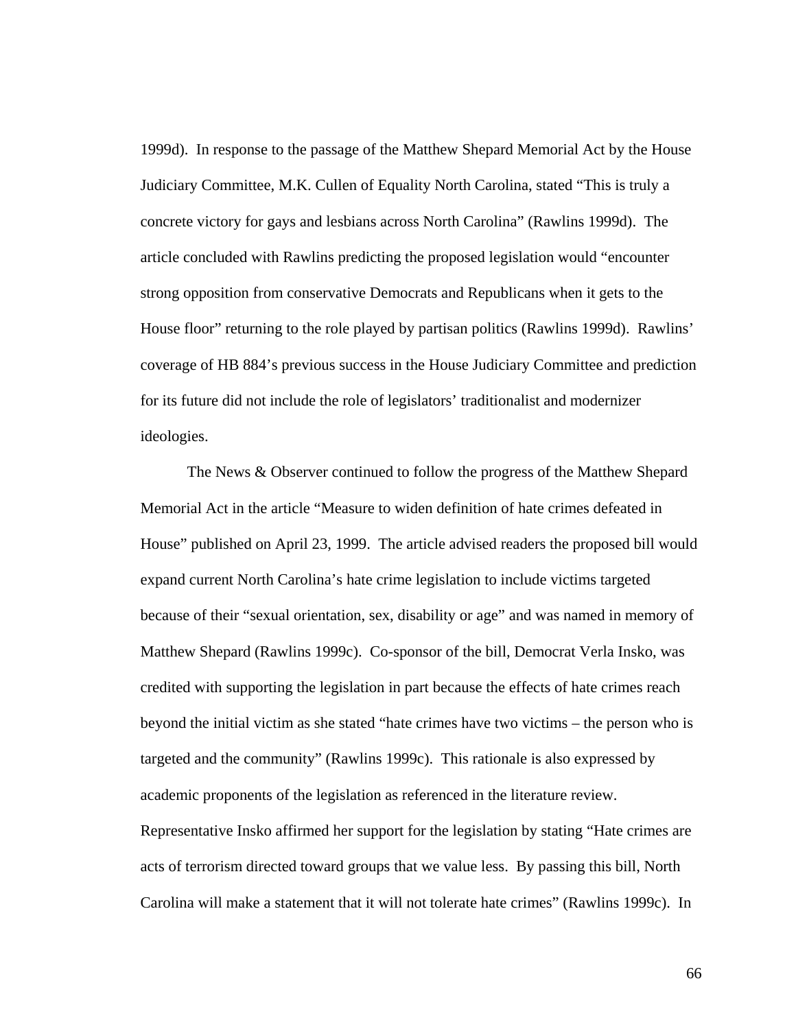1999d). In response to the passage of the Matthew Shepard Memorial Act by the House Judiciary Committee, M.K. Cullen of Equality North Carolina, stated "This is truly a concrete victory for gays and lesbians across North Carolina" (Rawlins 1999d). The article concluded with Rawlins predicting the proposed legislation would "encounter strong opposition from conservative Democrats and Republicans when it gets to the House floor" returning to the role played by partisan politics (Rawlins 1999d). Rawlins' coverage of HB 884's previous success in the House Judiciary Committee and prediction for its future did not include the role of legislators' traditionalist and modernizer ideologies.

The News & Observer continued to follow the progress of the Matthew Shepard Memorial Act in the article "Measure to widen definition of hate crimes defeated in House" published on April 23, 1999. The article advised readers the proposed bill would expand current North Carolina's hate crime legislation to include victims targeted because of their "sexual orientation, sex, disability or age" and was named in memory of Matthew Shepard (Rawlins 1999c). Co-sponsor of the bill, Democrat Verla Insko, was credited with supporting the legislation in part because the effects of hate crimes reach beyond the initial victim as she stated "hate crimes have two victims – the person who is targeted and the community" (Rawlins 1999c). This rationale is also expressed by academic proponents of the legislation as referenced in the literature review. Representative Insko affirmed her support for the legislation by stating "Hate crimes are acts of terrorism directed toward groups that we value less. By passing this bill, North Carolina will make a statement that it will not tolerate hate crimes" (Rawlins 1999c). In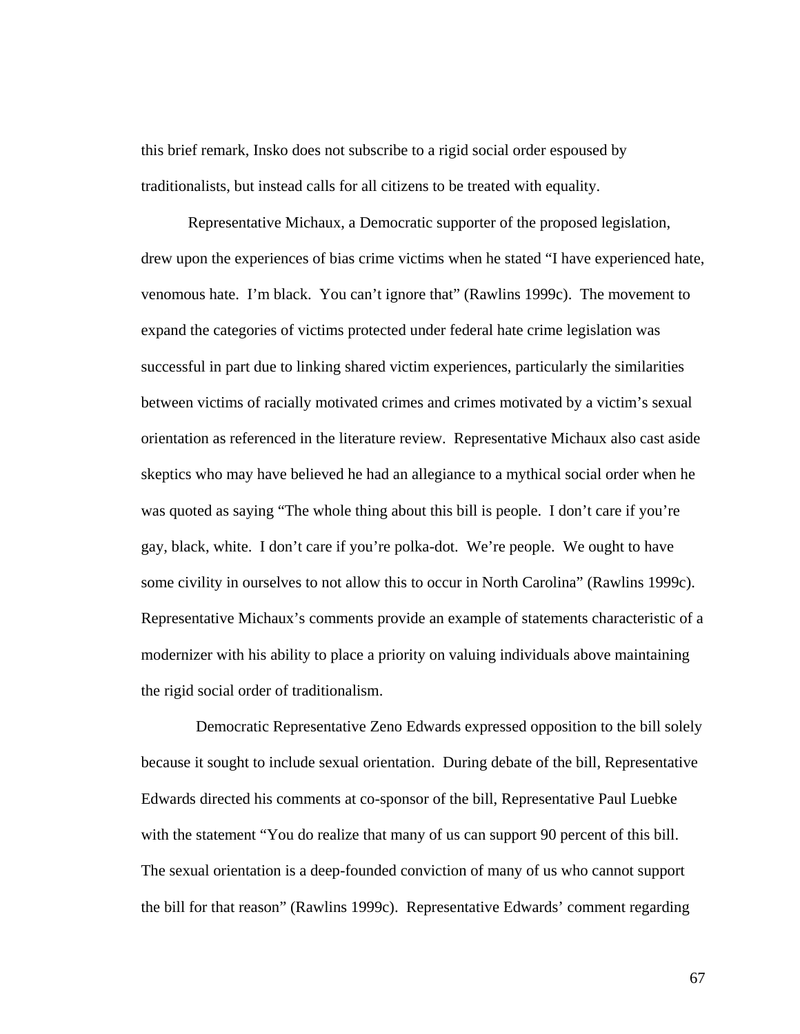this brief remark, Insko does not subscribe to a rigid social order espoused by traditionalists, but instead calls for all citizens to be treated with equality.

Representative Michaux, a Democratic supporter of the proposed legislation, drew upon the experiences of bias crime victims when he stated "I have experienced hate, venomous hate. I'm black. You can't ignore that" (Rawlins 1999c). The movement to expand the categories of victims protected under federal hate crime legislation was successful in part due to linking shared victim experiences, particularly the similarities between victims of racially motivated crimes and crimes motivated by a victim's sexual orientation as referenced in the literature review. Representative Michaux also cast aside skeptics who may have believed he had an allegiance to a mythical social order when he was quoted as saying "The whole thing about this bill is people. I don't care if you're gay, black, white. I don't care if you're polka-dot. We're people. We ought to have some civility in ourselves to not allow this to occur in North Carolina" (Rawlins 1999c). Representative Michaux's comments provide an example of statements characteristic of a modernizer with his ability to place a priority on valuing individuals above maintaining the rigid social order of traditionalism.

Democratic Representative Zeno Edwards expressed opposition to the bill solely because it sought to include sexual orientation. During debate of the bill, Representative Edwards directed his comments at co-sponsor of the bill, Representative Paul Luebke with the statement "You do realize that many of us can support 90 percent of this bill. The sexual orientation is a deep-founded conviction of many of us who cannot support the bill for that reason" (Rawlins 1999c). Representative Edwards' comment regarding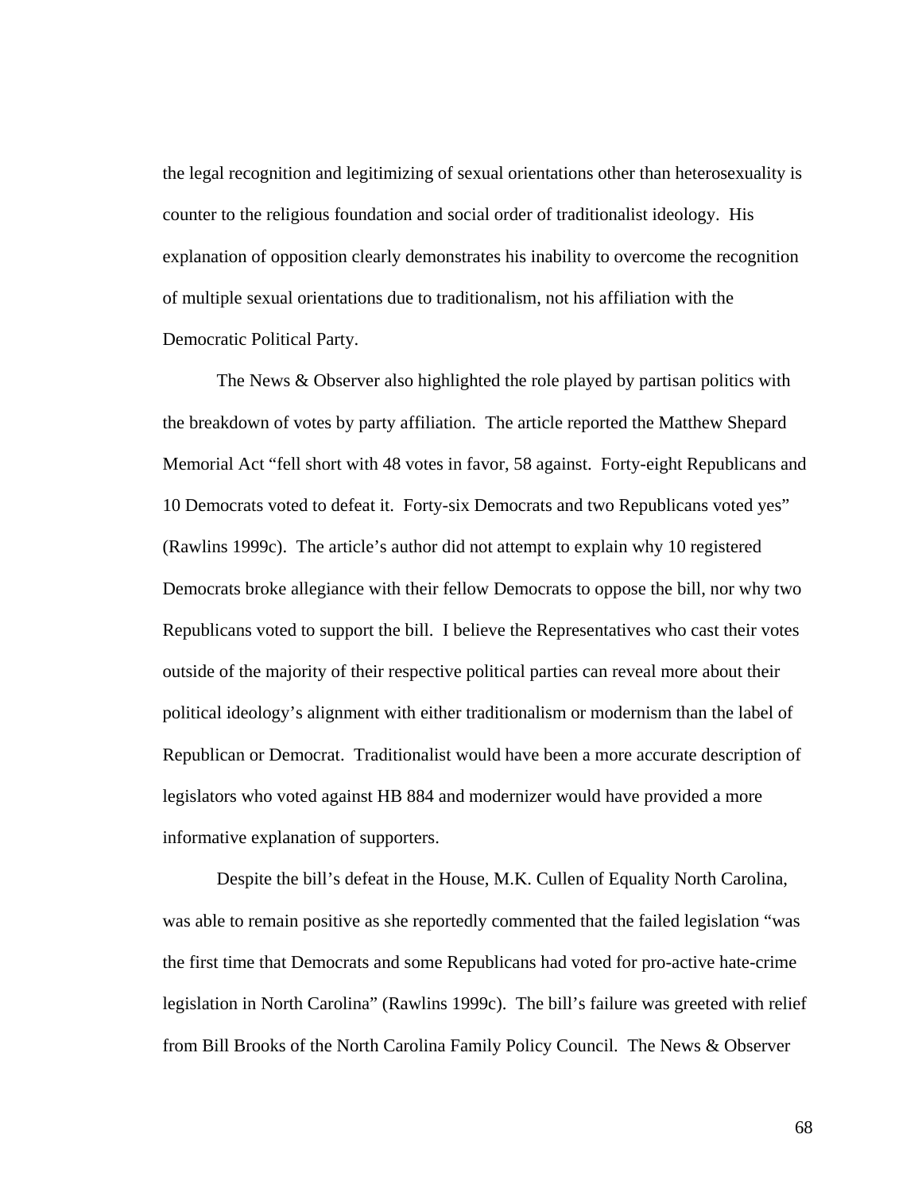the legal recognition and legitimizing of sexual orientations other than heterosexuality is counter to the religious foundation and social order of traditionalist ideology. His explanation of opposition clearly demonstrates his inability to overcome the recognition of multiple sexual orientations due to traditionalism, not his affiliation with the Democratic Political Party.

The News & Observer also highlighted the role played by partisan politics with the breakdown of votes by party affiliation. The article reported the Matthew Shepard Memorial Act "fell short with 48 votes in favor, 58 against. Forty-eight Republicans and 10 Democrats voted to defeat it. Forty-six Democrats and two Republicans voted yes" (Rawlins 1999c). The article's author did not attempt to explain why 10 registered Democrats broke allegiance with their fellow Democrats to oppose the bill, nor why two Republicans voted to support the bill. I believe the Representatives who cast their votes outside of the majority of their respective political parties can reveal more about their political ideology's alignment with either traditionalism or modernism than the label of Republican or Democrat. Traditionalist would have been a more accurate description of legislators who voted against HB 884 and modernizer would have provided a more informative explanation of supporters.

Despite the bill's defeat in the House, M.K. Cullen of Equality North Carolina, was able to remain positive as she reportedly commented that the failed legislation "was the first time that Democrats and some Republicans had voted for pro-active hate-crime legislation in North Carolina" (Rawlins 1999c). The bill's failure was greeted with relief from Bill Brooks of the North Carolina Family Policy Council. The News & Observer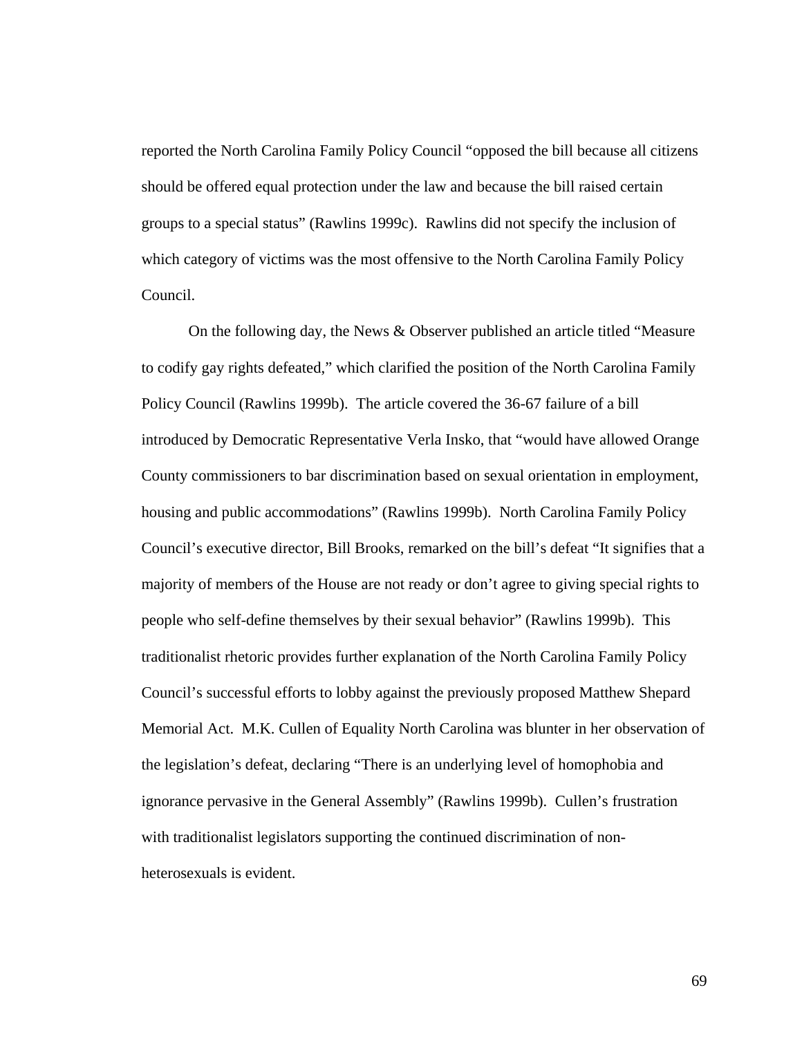reported the North Carolina Family Policy Council "opposed the bill because all citizens should be offered equal protection under the law and because the bill raised certain groups to a special status" (Rawlins 1999c). Rawlins did not specify the inclusion of which category of victims was the most offensive to the North Carolina Family Policy Council.

On the following day, the News & Observer published an article titled "Measure to codify gay rights defeated," which clarified the position of the North Carolina Family Policy Council (Rawlins 1999b). The article covered the 36-67 failure of a bill introduced by Democratic Representative Verla Insko, that "would have allowed Orange County commissioners to bar discrimination based on sexual orientation in employment, housing and public accommodations" (Rawlins 1999b). North Carolina Family Policy Council's executive director, Bill Brooks, remarked on the bill's defeat "It signifies that a majority of members of the House are not ready or don't agree to giving special rights to people who self-define themselves by their sexual behavior" (Rawlins 1999b). This traditionalist rhetoric provides further explanation of the North Carolina Family Policy Council's successful efforts to lobby against the previously proposed Matthew Shepard Memorial Act. M.K. Cullen of Equality North Carolina was blunter in her observation of the legislation's defeat, declaring "There is an underlying level of homophobia and ignorance pervasive in the General Assembly" (Rawlins 1999b). Cullen's frustration with traditionalist legislators supporting the continued discrimination of non-heterosexuals is evident.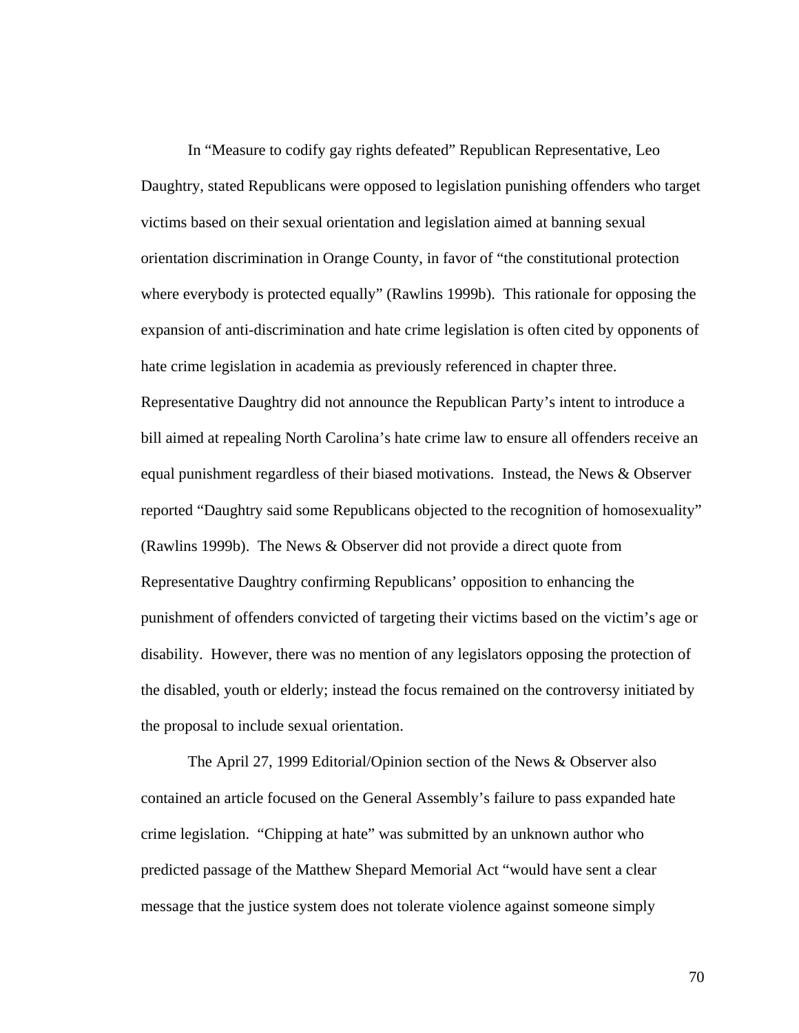In "Measure to codify gay rights defeated" Republican Representative, Leo Daughtry, stated Republicans were opposed to legislation punishing offenders who target victims based on their sexual orientation and legislation aimed at banning sexual orientation discrimination in Orange County, in favor of "the constitutional protection where everybody is protected equally" (Rawlins 1999b). This rationale for opposing the expansion of anti-discrimination and hate crime legislation is often cited by opponents of hate crime legislation in academia as previously referenced in chapter three. Representative Daughtry did not announce the Republican Party's intent to introduce a bill aimed at repealing North Carolina's hate crime law to ensure all offenders receive an equal punishment regardless of their biased motivations. Instead, the News & Observer reported "Daughtry said some Republicans objected to the recognition of homosexuality" (Rawlins 1999b). The News & Observer did not provide a direct quote from Representative Daughtry confirming Republicans' opposition to enhancing the punishment of offenders convicted of targeting their victims based on the victim's age or disability. However, there was no mention of any legislators opposing the protection of the disabled, youth or elderly; instead the focus remained on the controversy initiated by the proposal to include sexual orientation.

The April 27, 1999 Editorial/Opinion section of the News & Observer also contained an article focused on the General Assembly's failure to pass expanded hate crime legislation. "Chipping at hate" was submitted by an unknown author who predicted passage of the Matthew Shepard Memorial Act "would have sent a clear message that the justice system does not tolerate violence against someone simply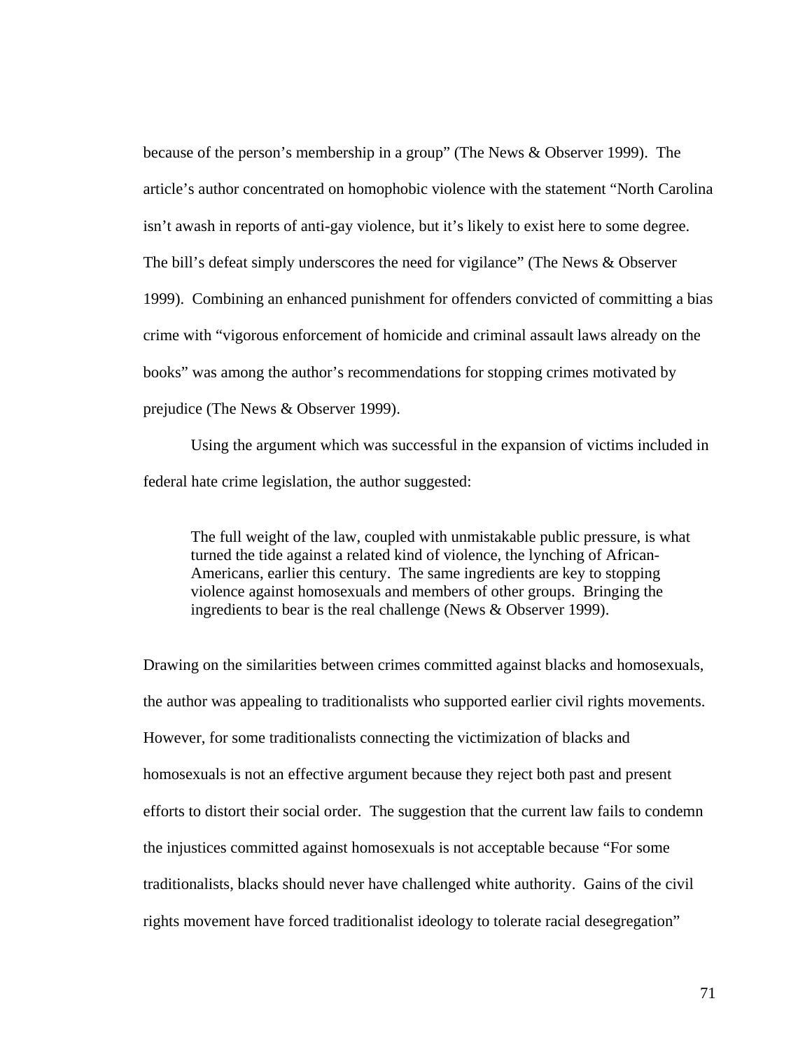because of the person's membership in a group" (The News & Observer 1999). The article's author concentrated on homophobic violence with the statement "North Carolina isn't awash in reports of anti-gay violence, but it's likely to exist here to some degree. The bill's defeat simply underscores the need for vigilance" (The News & Observer 1999). Combining an enhanced punishment for offenders convicted of committing a bias crime with "vigorous enforcement of homicide and criminal assault laws already on the books" was among the author's recommendations for stopping crimes motivated by prejudice (The News & Observer 1999).

Using the argument which was successful in the expansion of victims included in federal hate crime legislation, the author suggested:

> The full weight of the law, coupled with unmistakable public pressure, is what turned the tide against a related kind of violence, the lynching of African-Americans, earlier this century. The same ingredients are key to stopping violence against homosexuals and members of other groups. Bringing the ingredients to bear is the real challenge (News & Observer 1999).

Drawing on the similarities between crimes committed against blacks and homosexuals, the author was appealing to traditionalists who supported earlier civil rights movements. However, for some traditionalists connecting the victimization of blacks and homosexuals is not an effective argument because they reject both past and present efforts to distort their social order. The suggestion that the current law fails to condemn the injustices committed against homosexuals is not acceptable because "For some traditionalists, blacks should never have challenged white authority. Gains of the civil rights movement have forced traditionalist ideology to tolerate racial desegregation"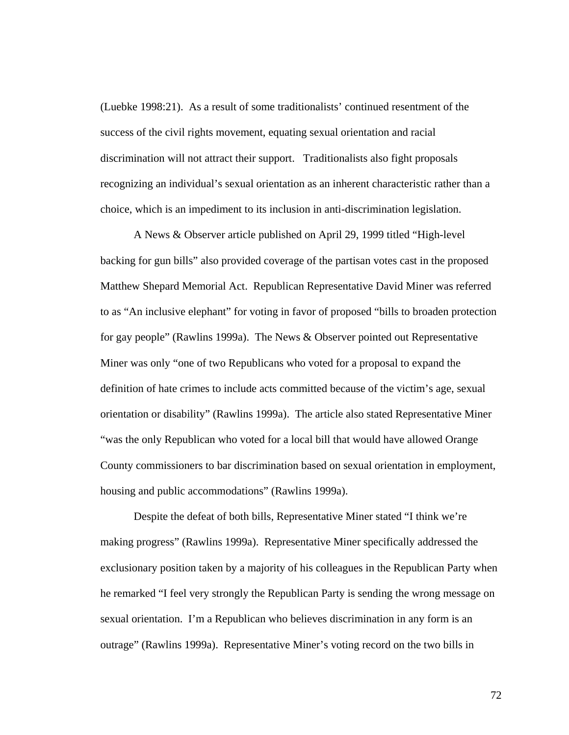(Luebke 1998:21). As a result of some traditionalists' continued resentment of the success of the civil rights movement, equating sexual orientation and racial discrimination will not attract their support. Traditionalists also fight proposals recognizing an individual's sexual orientation as an inherent characteristic rather than a choice, which is an impediment to its inclusion in anti-discrimination legislation.

A News & Observer article published on April 29, 1999 titled "High-level backing for gun bills" also provided coverage of the partisan votes cast in the proposed Matthew Shepard Memorial Act. Republican Representative David Miner was referred to as "An inclusive elephant" for voting in favor of proposed "bills to broaden protection for gay people" (Rawlins 1999a). The News & Observer pointed out Representative Miner was only "one of two Republicans who voted for a proposal to expand the definition of hate crimes to include acts committed because of the victim's age, sexual orientation or disability" (Rawlins 1999a). The article also stated Representative Miner "was the only Republican who voted for a local bill that would have allowed Orange County commissioners to bar discrimination based on sexual orientation in employment, housing and public accommodations" (Rawlins 1999a).

Despite the defeat of both bills, Representative Miner stated "I think we're making progress" (Rawlins 1999a). Representative Miner specifically addressed the exclusionary position taken by a majority of his colleagues in the Republican Party when he remarked "I feel very strongly the Republican Party is sending the wrong message on sexual orientation. I'm a Republican who believes discrimination in any form is an outrage" (Rawlins 1999a). Representative Miner's voting record on the two bills in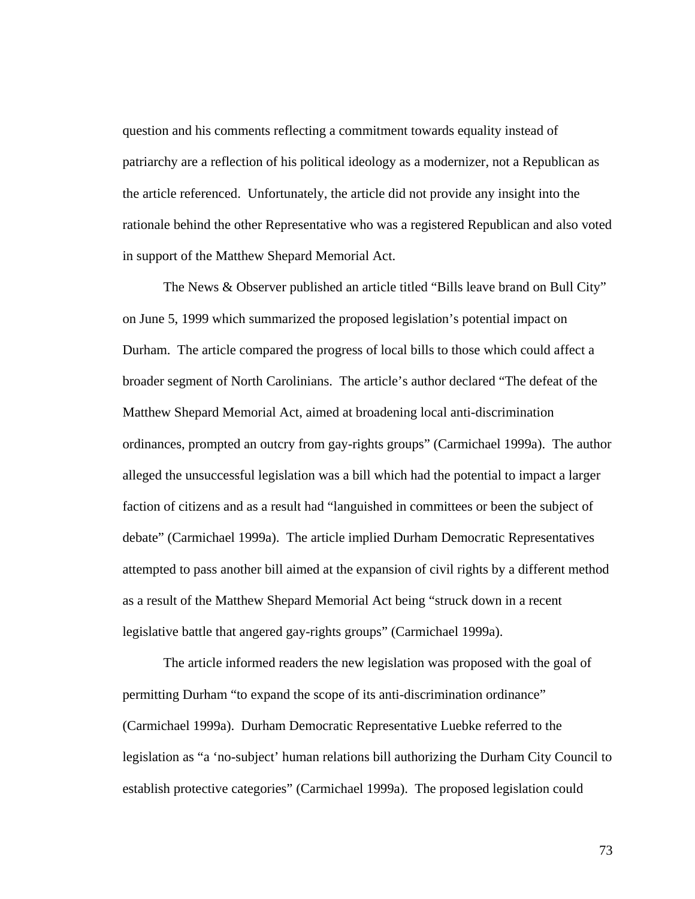question and his comments reflecting a commitment towards equality instead of patriarchy are a reflection of his political ideology as a modernizer, not a Republican as the article referenced. Unfortunately, the article did not provide any insight into the rationale behind the other Representative who was a registered Republican and also voted in support of the Matthew Shepard Memorial Act.

The News & Observer published an article titled "Bills leave brand on Bull City" on June 5, 1999 which summarized the proposed legislation's potential impact on Durham. The article compared the progress of local bills to those which could affect a broader segment of North Carolinians. The article's author declared "The defeat of the Matthew Shepard Memorial Act, aimed at broadening local anti-discrimination ordinances, prompted an outcry from gay-rights groups" (Carmichael 1999a). The author alleged the unsuccessful legislation was a bill which had the potential to impact a larger faction of citizens and as a result had "languished in committees or been the subject of debate" (Carmichael 1999a). The article implied Durham Democratic Representatives attempted to pass another bill aimed at the expansion of civil rights by a different method as a result of the Matthew Shepard Memorial Act being "struck down in a recent legislative battle that angered gay-rights groups" (Carmichael 1999a).

The article informed readers the new legislation was proposed with the goal of permitting Durham "to expand the scope of its anti-discrimination ordinance" (Carmichael 1999a). Durham Democratic Representative Luebke referred to the legislation as "a 'no-subject' human relations bill authorizing the Durham City Council to establish protective categories" (Carmichael 1999a). The proposed legislation could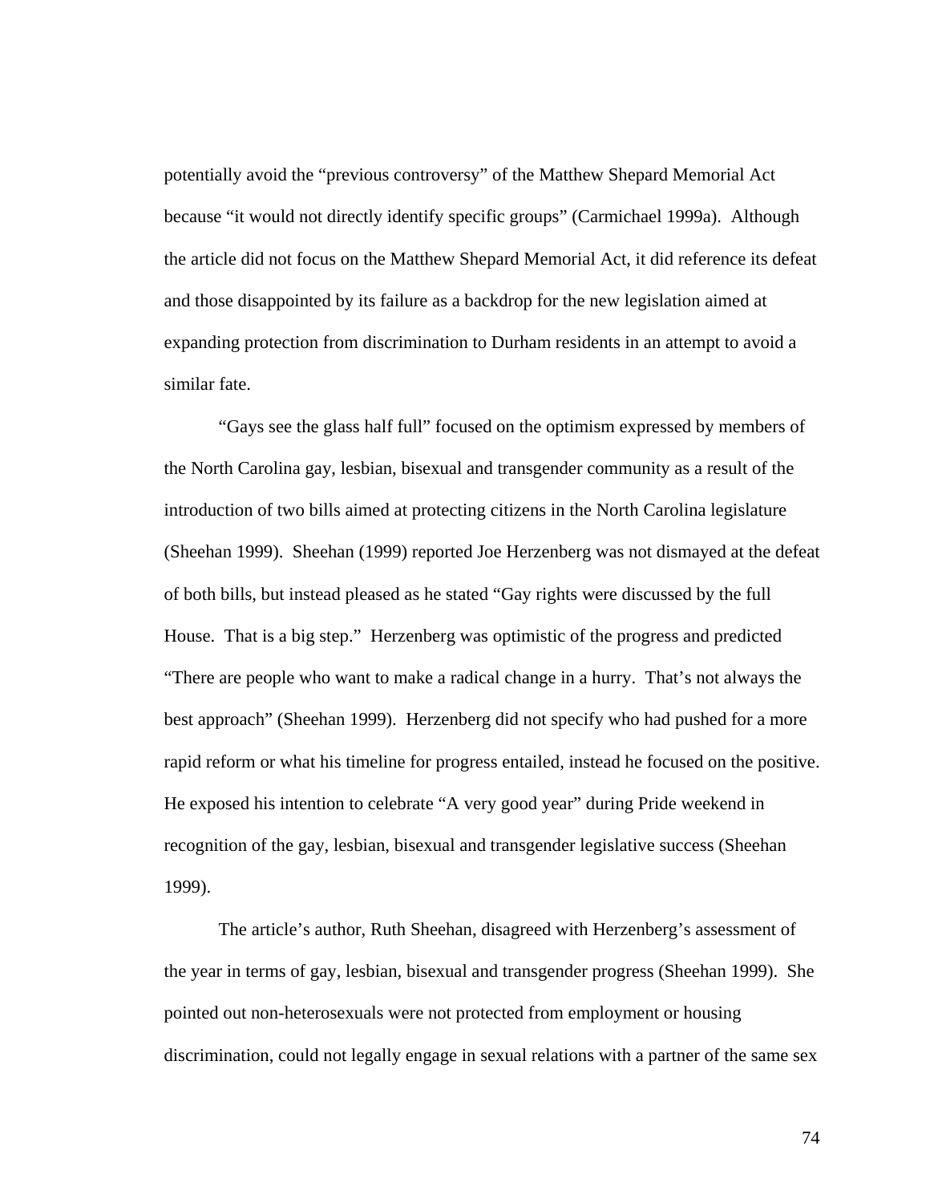potentially avoid the "previous controversy" of the Matthew Shepard Memorial Act because "it would not directly identify specific groups" (Carmichael 1999a). Although the article did not focus on the Matthew Shepard Memorial Act, it did reference its defeat and those disappointed by its failure as a backdrop for the new legislation aimed at expanding protection from discrimination to Durham residents in an attempt to avoid a similar fate.

"Gays see the glass half full" focused on the optimism expressed by members of the North Carolina gay, lesbian, bisexual and transgender community as a result of the introduction of two bills aimed at protecting citizens in the North Carolina legislature (Sheehan 1999). Sheehan (1999) reported Joe Herzenberg was not dismayed at the defeat of both bills, but instead pleased as he stated "Gay rights were discussed by the full House. That is a big step." Herzenberg was optimistic of the progress and predicted "There are people who want to make a radical change in a hurry. That's not always the best approach" (Sheehan 1999). Herzenberg did not specify who had pushed for a more rapid reform or what his timeline for progress entailed, instead he focused on the positive. He exposed his intention to celebrate "A very good year" during Pride weekend in recognition of the gay, lesbian, bisexual and transgender legislative success (Sheehan 1999).

The article's author, Ruth Sheehan, disagreed with Herzenberg's assessment of the year in terms of gay, lesbian, bisexual and transgender progress (Sheehan 1999). She pointed out non-heterosexuals were not protected from employment or housing discrimination, could not legally engage in sexual relations with a partner of the same sex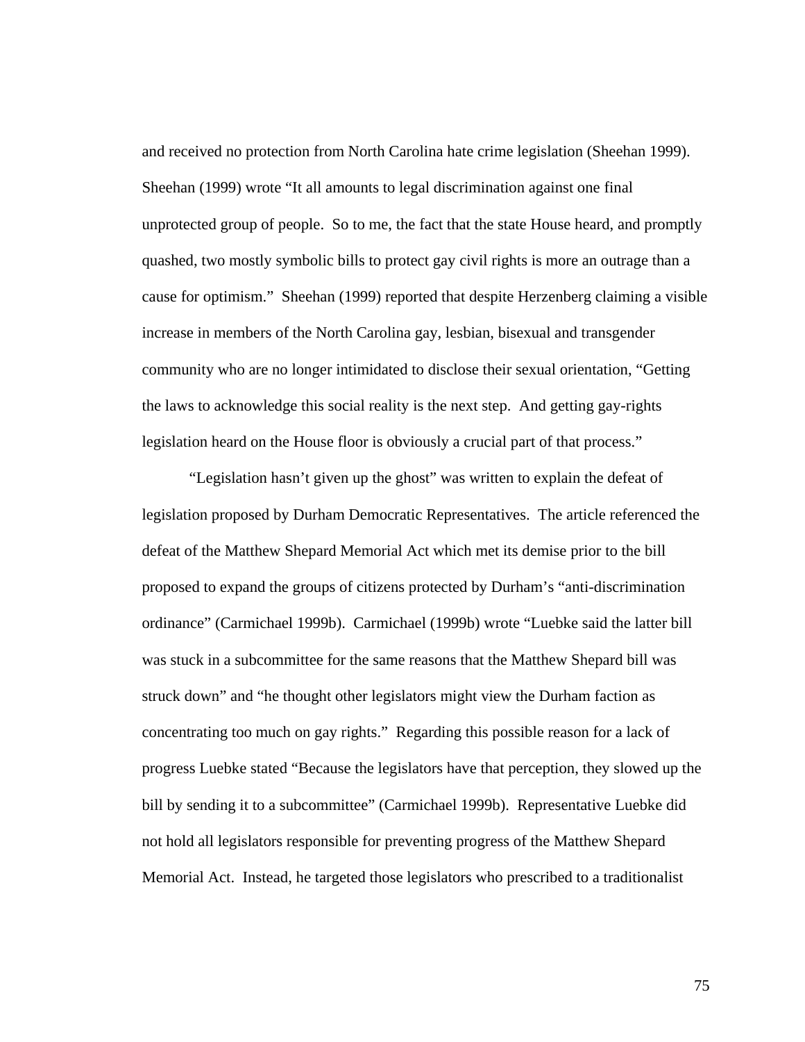and received no protection from North Carolina hate crime legislation (Sheehan 1999). Sheehan (1999) wrote "It all amounts to legal discrimination against one final unprotected group of people. So to me, the fact that the state House heard, and promptly quashed, two mostly symbolic bills to protect gay civil rights is more an outrage than a cause for optimism." Sheehan (1999) reported that despite Herzenberg claiming a visible increase in members of the North Carolina gay, lesbian, bisexual and transgender community who are no longer intimidated to disclose their sexual orientation, "Getting the laws to acknowledge this social reality is the next step. And getting gay-rights legislation heard on the House floor is obviously a crucial part of that process."

"Legislation hasn't given up the ghost" was written to explain the defeat of legislation proposed by Durham Democratic Representatives. The article referenced the defeat of the Matthew Shepard Memorial Act which met its demise prior to the bill proposed to expand the groups of citizens protected by Durham's "anti-discrimination ordinance" (Carmichael 1999b). Carmichael (1999b) wrote "Luebke said the latter bill was stuck in a subcommittee for the same reasons that the Matthew Shepard bill was struck down" and "he thought other legislators might view the Durham faction as concentrating too much on gay rights." Regarding this possible reason for a lack of progress Luebke stated "Because the legislators have that perception, they slowed up the bill by sending it to a subcommittee" (Carmichael 1999b). Representative Luebke did not hold all legislators responsible for preventing progress of the Matthew Shepard Memorial Act. Instead, he targeted those legislators who prescribed to a traditionalist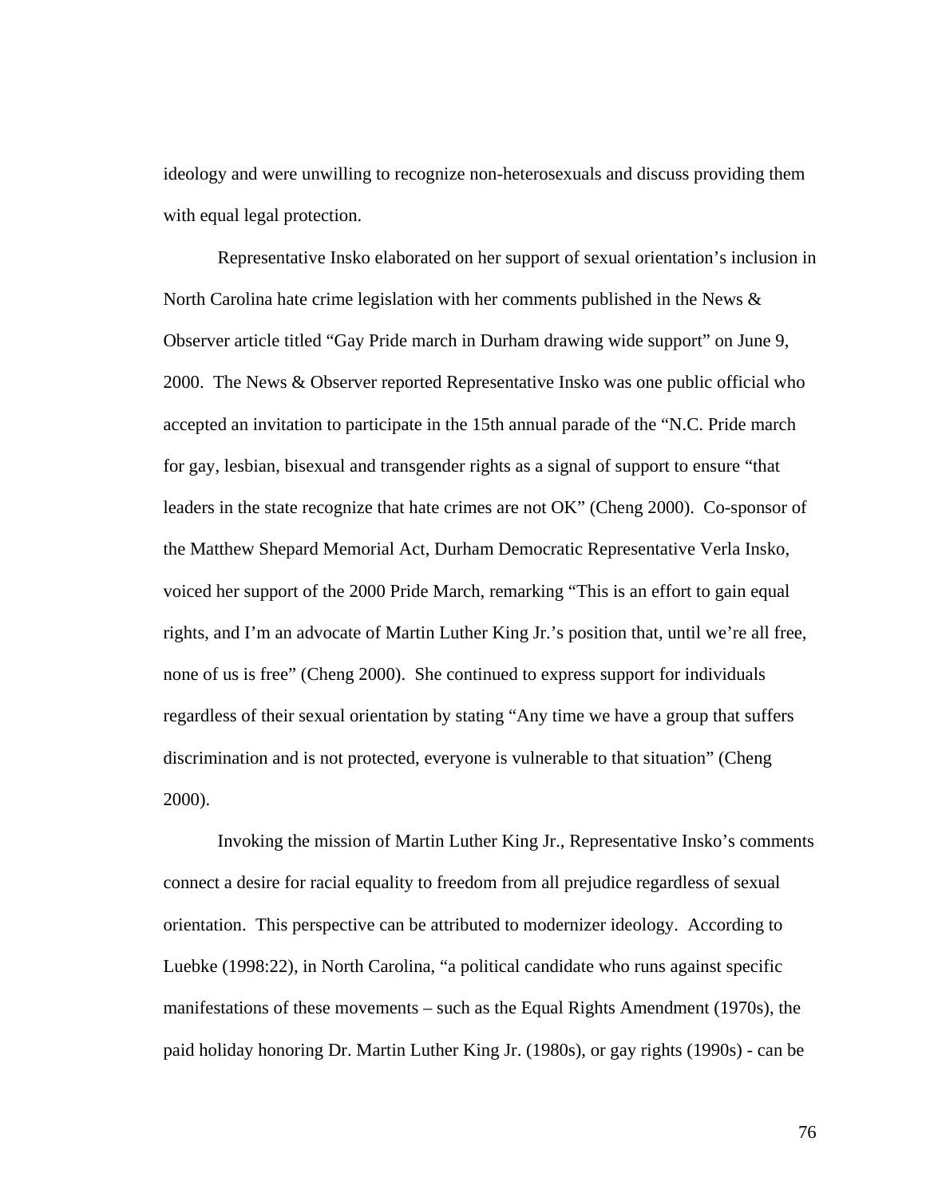ideology and were unwilling to recognize non-heterosexuals and discuss providing them with equal legal protection.

Representative Insko elaborated on her support of sexual orientation's inclusion in North Carolina hate crime legislation with her comments published in the News & Observer article titled "Gay Pride march in Durham drawing wide support" on June 9, 2000. The News & Observer reported Representative Insko was one public official who accepted an invitation to participate in the 15th annual parade of the "N.C. Pride march for gay, lesbian, bisexual and transgender rights as a signal of support to ensure "that leaders in the state recognize that hate crimes are not OK" (Cheng 2000). Co-sponsor of the Matthew Shepard Memorial Act, Durham Democratic Representative Verla Insko, voiced her support of the 2000 Pride March, remarking "This is an effort to gain equal rights, and I'm an advocate of Martin Luther King Jr.'s position that, until we're all free, none of us is free" (Cheng 2000). She continued to express support for individuals regardless of their sexual orientation by stating "Any time we have a group that suffers discrimination and is not protected, everyone is vulnerable to that situation" (Cheng 2000).

Invoking the mission of Martin Luther King Jr., Representative Insko's comments connect a desire for racial equality to freedom from all prejudice regardless of sexual orientation. This perspective can be attributed to modernizer ideology. According to Luebke (1998:22), in North Carolina, "a political candidate who runs against specific manifestations of these movements – such as the Equal Rights Amendment (1970s), the paid holiday honoring Dr. Martin Luther King Jr. (1980s), or gay rights (1990s) - can be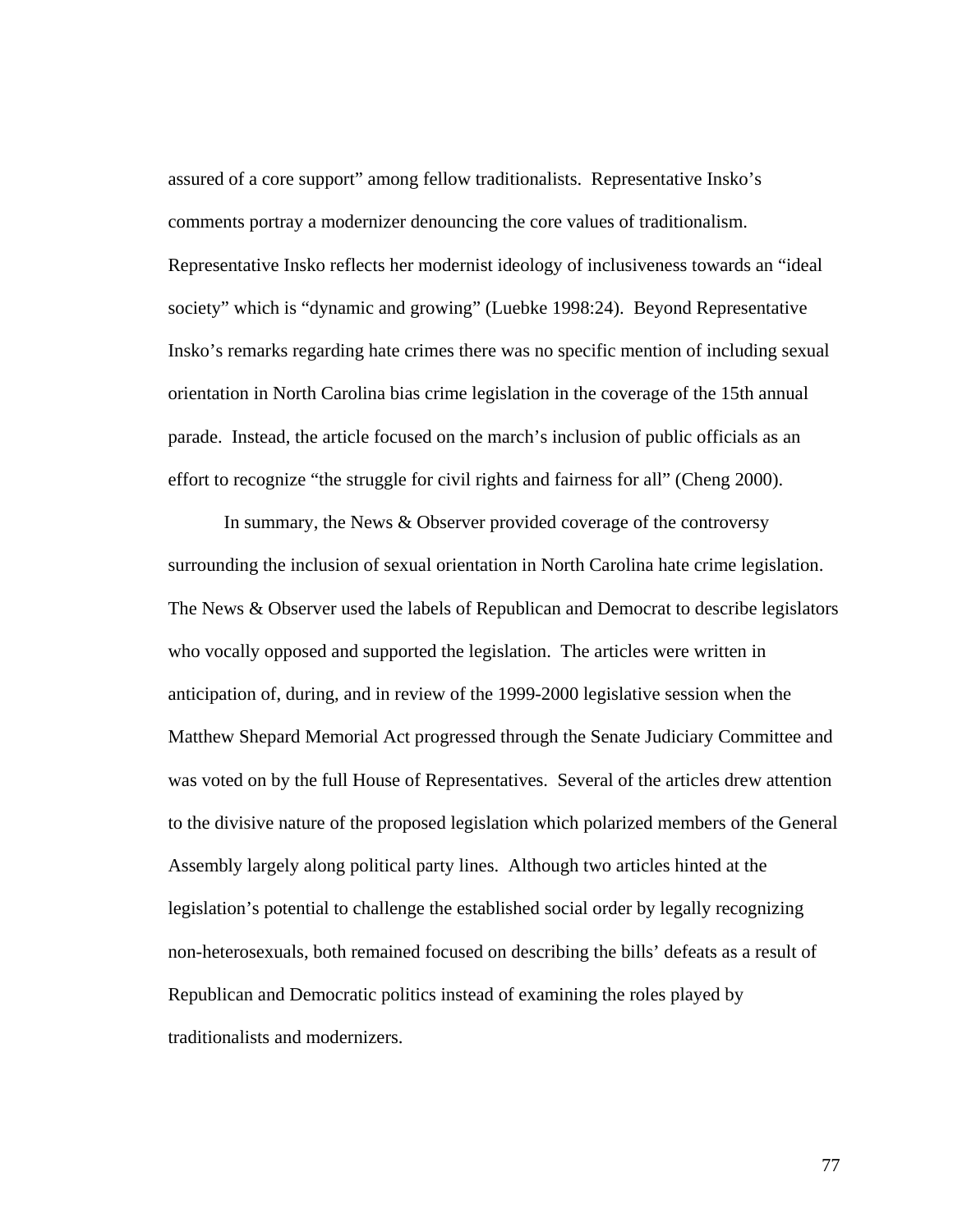assured of a core support" among fellow traditionalists. Representative Insko's comments portray a modernizer denouncing the core values of traditionalism. Representative Insko reflects her modernist ideology of inclusiveness towards an "ideal society" which is "dynamic and growing" (Luebke 1998:24). Beyond Representative Insko's remarks regarding hate crimes there was no specific mention of including sexual orientation in North Carolina bias crime legislation in the coverage of the 15th annual parade. Instead, the article focused on the march's inclusion of public officials as an effort to recognize "the struggle for civil rights and fairness for all" (Cheng 2000).

In summary, the News & Observer provided coverage of the controversy surrounding the inclusion of sexual orientation in North Carolina hate crime legislation. The News & Observer used the labels of Republican and Democrat to describe legislators who vocally opposed and supported the legislation. The articles were written in anticipation of, during, and in review of the 1999-2000 legislative session when the Matthew Shepard Memorial Act progressed through the Senate Judiciary Committee and was voted on by the full House of Representatives. Several of the articles drew attention to the divisive nature of the proposed legislation which polarized members of the General Assembly largely along political party lines. Although two articles hinted at the legislation's potential to challenge the established social order by legally recognizing non-heterosexuals, both remained focused on describing the bills' defeats as a result of Republican and Democratic politics instead of examining the roles played by traditionalists and modernizers.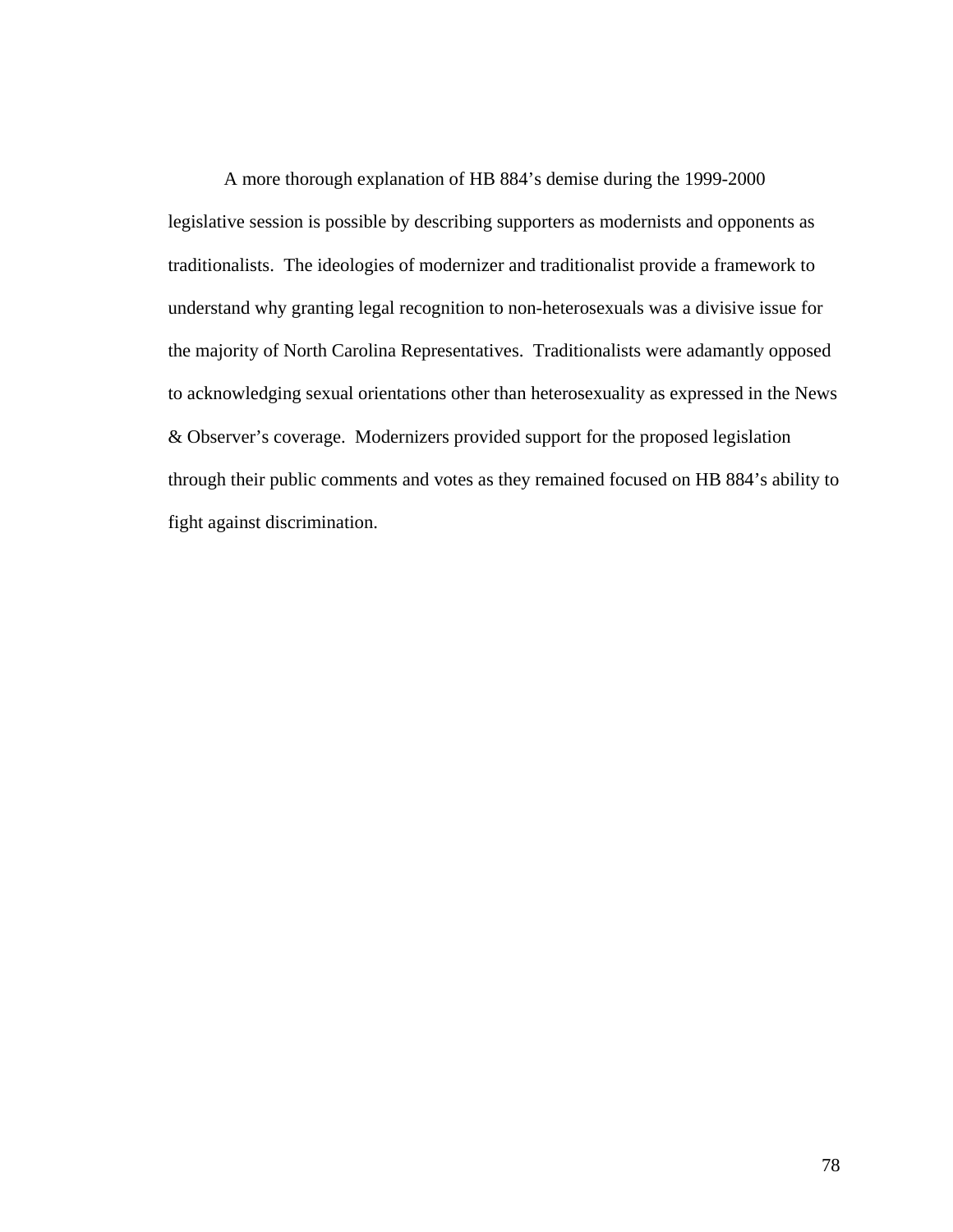A more thorough explanation of HB 884's demise during the 1999-2000 legislative session is possible by describing supporters as modernists and opponents as traditionalists. The ideologies of modernizer and traditionalist provide a framework to understand why granting legal recognition to non-heterosexuals was a divisive issue for the majority of North Carolina Representatives. Traditionalists were adamantly opposed to acknowledging sexual orientations other than heterosexuality as expressed in the News & Observer's coverage. Modernizers provided support for the proposed legislation through their public comments and votes as they remained focused on HB 884's ability to fight against discrimination.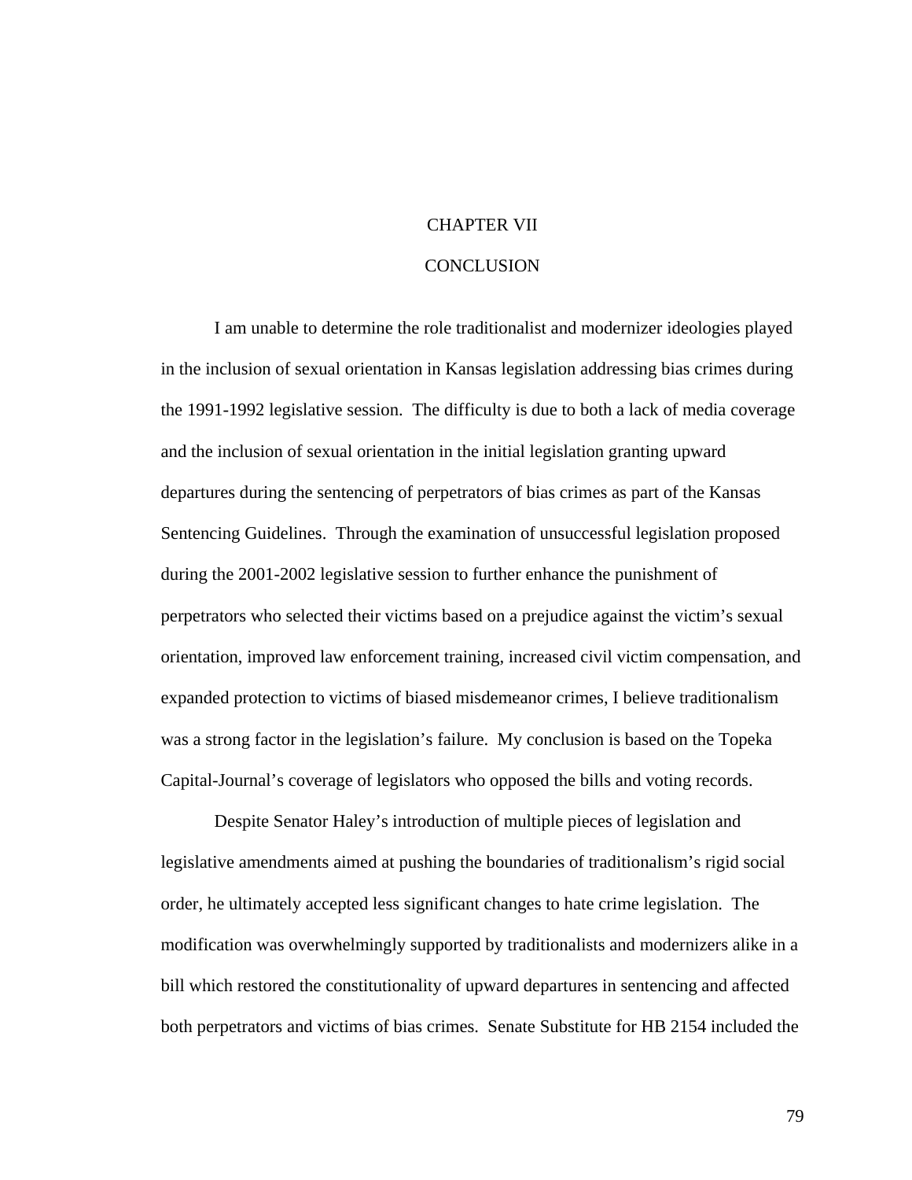# CHAPTER VII

# CONCLUSION

I am unable to determine the role traditionalist and modernizer ideologies played in the inclusion of sexual orientation in Kansas legislation addressing bias crimes during the 1991-1992 legislative session. The difficulty is due to both a lack of media coverage and the inclusion of sexual orientation in the initial legislation granting upward departures during the sentencing of perpetrators of bias crimes as part of the Kansas Sentencing Guidelines. Through the examination of unsuccessful legislation proposed during the 2001-2002 legislative session to further enhance the punishment of perpetrators who selected their victims based on a prejudice against the victim's sexual orientation, improved law enforcement training, increased civil victim compensation, and expanded protection to victims of biased misdemeanor crimes, I believe traditionalism was a strong factor in the legislation's failure. My conclusion is based on the Topeka Capital-Journal's coverage of legislators who opposed the bills and voting records.

Despite Senator Haley's introduction of multiple pieces of legislation and legislative amendments aimed at pushing the boundaries of traditionalism's rigid social order, he ultimately accepted less significant changes to hate crime legislation. The modification was overwhelmingly supported by traditionalists and modernizers alike in a bill which restored the constitutionality of upward departures in sentencing and affected both perpetrators and victims of bias crimes. Senate Substitute for HB 2154 included the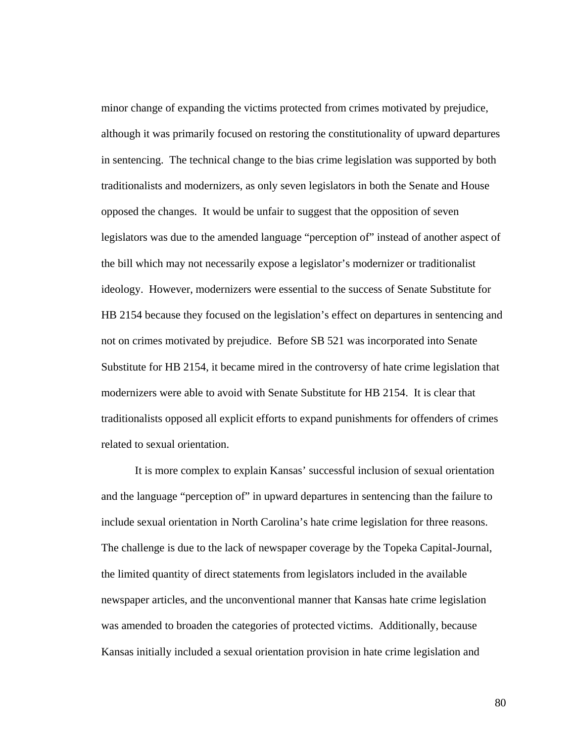minor change of expanding the victims protected from crimes motivated by prejudice, although it was primarily focused on restoring the constitutionality of upward departures in sentencing. The technical change to the bias crime legislation was supported by both traditionalists and modernizers, as only seven legislators in both the Senate and House opposed the changes. It would be unfair to suggest that the opposition of seven legislators was due to the amended language "perception of" instead of another aspect of the bill which may not necessarily expose a legislator's modernizer or traditionalist ideology. However, modernizers were essential to the success of Senate Substitute for HB 2154 because they focused on the legislation's effect on departures in sentencing and not on crimes motivated by prejudice. Before SB 521 was incorporated into Senate Substitute for HB 2154, it became mired in the controversy of hate crime legislation that modernizers were able to avoid with Senate Substitute for HB 2154. It is clear that traditionalists opposed all explicit efforts to expand punishments for offenders of crimes related to sexual orientation.

It is more complex to explain Kansas' successful inclusion of sexual orientation and the language "perception of" in upward departures in sentencing than the failure to include sexual orientation in North Carolina's hate crime legislation for three reasons. The challenge is due to the lack of newspaper coverage by the Topeka Capital-Journal, the limited quantity of direct statements from legislators included in the available newspaper articles, and the unconventional manner that Kansas hate crime legislation was amended to broaden the categories of protected victims. Additionally, because Kansas initially included a sexual orientation provision in hate crime legislation and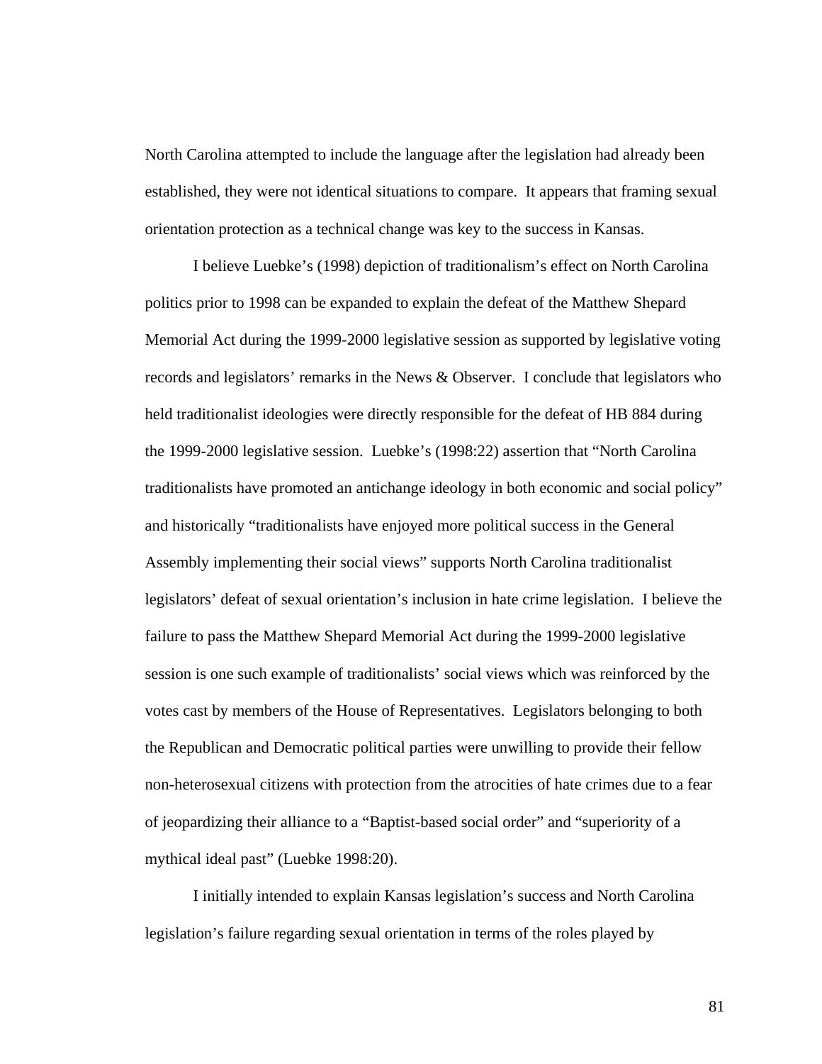North Carolina attempted to include the language after the legislation had already been established, they were not identical situations to compare. It appears that framing sexual orientation protection as a technical change was key to the success in Kansas.

I believe Luebke's (1998) depiction of traditionalism's effect on North Carolina politics prior to 1998 can be expanded to explain the defeat of the Matthew Shepard Memorial Act during the 1999-2000 legislative session as supported by legislative voting records and legislators' remarks in the News & Observer. I conclude that legislators who held traditionalist ideologies were directly responsible for the defeat of HB 884 during the 1999-2000 legislative session. Luebke's (1998:22) assertion that "North Carolina traditionalists have promoted an antichange ideology in both economic and social policy" and historically "traditionalists have enjoyed more political success in the General Assembly implementing their social views" supports North Carolina traditionalist legislators' defeat of sexual orientation's inclusion in hate crime legislation. I believe the failure to pass the Matthew Shepard Memorial Act during the 1999-2000 legislative session is one such example of traditionalists' social views which was reinforced by the votes cast by members of the House of Representatives. Legislators belonging to both the Republican and Democratic political parties were unwilling to provide their fellow non-heterosexual citizens with protection from the atrocities of hate crimes due to a fear of jeopardizing their alliance to a "Baptist-based social order" and "superiority of a mythical ideal past" (Luebke 1998:20).

I initially intended to explain Kansas legislation's success and North Carolina legislation's failure regarding sexual orientation in terms of the roles played by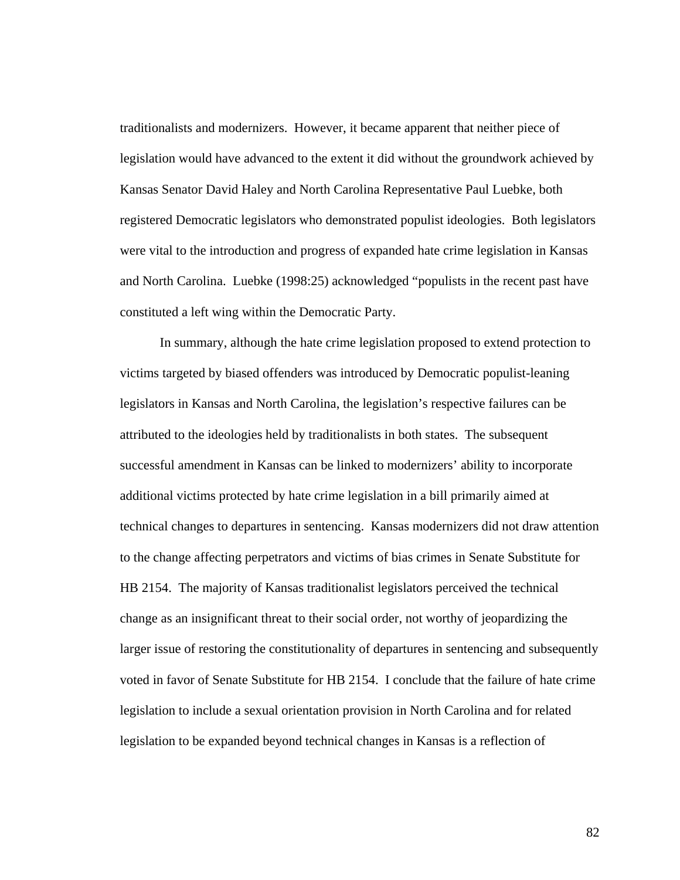traditionalists and modernizers. However, it became apparent that neither piece of legislation would have advanced to the extent it did without the groundwork achieved by Kansas Senator David Haley and North Carolina Representative Paul Luebke, both registered Democratic legislators who demonstrated populist ideologies. Both legislators were vital to the introduction and progress of expanded hate crime legislation in Kansas and North Carolina. Luebke (1998:25) acknowledged "populists in the recent past have constituted a left wing within the Democratic Party.

In summary, although the hate crime legislation proposed to extend protection to victims targeted by biased offenders was introduced by Democratic populist-leaning legislators in Kansas and North Carolina, the legislation's respective failures can be attributed to the ideologies held by traditionalists in both states. The subsequent successful amendment in Kansas can be linked to modernizers' ability to incorporate additional victims protected by hate crime legislation in a bill primarily aimed at technical changes to departures in sentencing. Kansas modernizers did not draw attention to the change affecting perpetrators and victims of bias crimes in Senate Substitute for HB 2154. The majority of Kansas traditionalist legislators perceived the technical change as an insignificant threat to their social order, not worthy of jeopardizing the larger issue of restoring the constitutionality of departures in sentencing and subsequently voted in favor of Senate Substitute for HB 2154. I conclude that the failure of hate crime legislation to include a sexual orientation provision in North Carolina and for related legislation to be expanded beyond technical changes in Kansas is a reflection of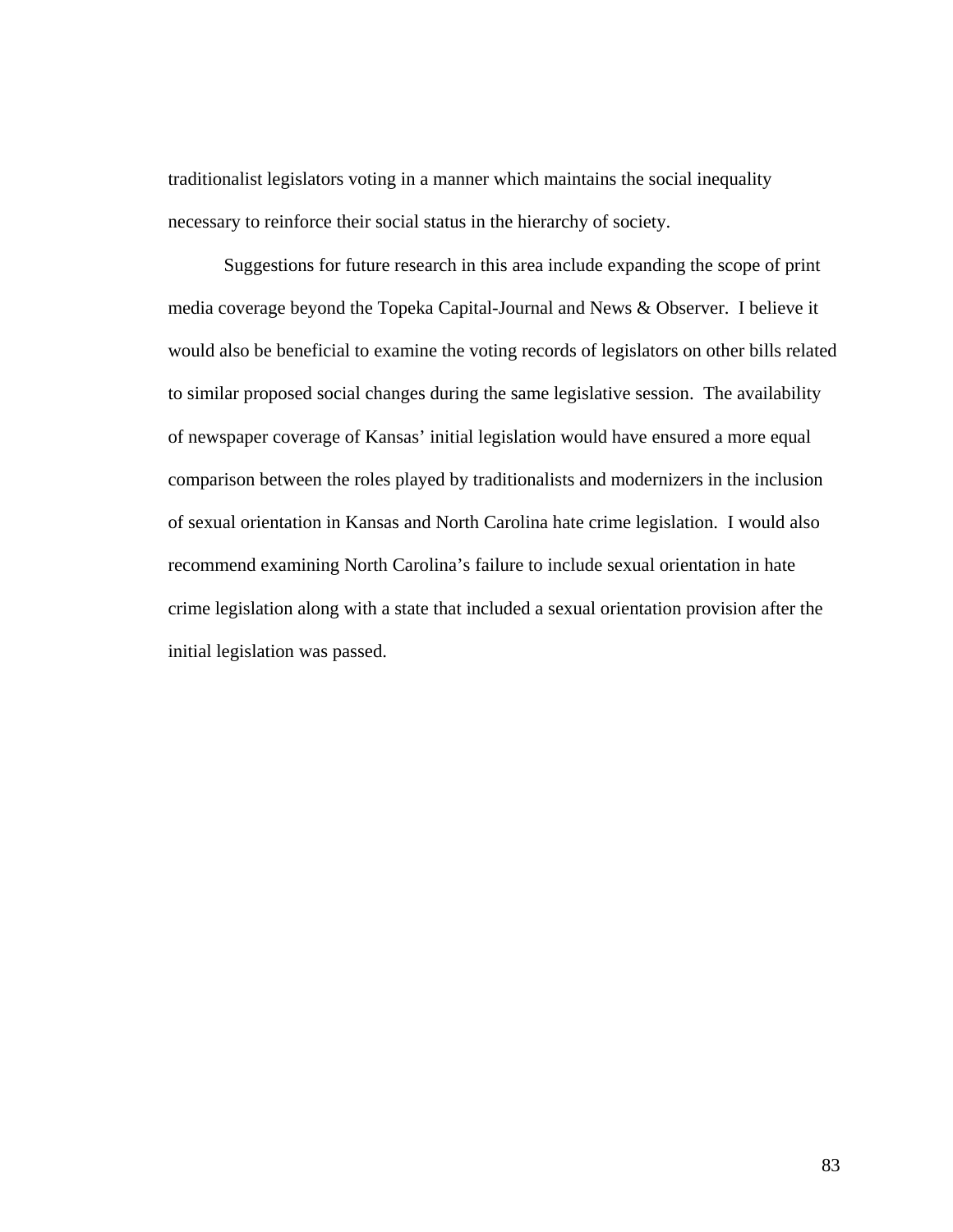traditionalist legislators voting in a manner which maintains the social inequality necessary to reinforce their social status in the hierarchy of society.

Suggestions for future research in this area include expanding the scope of print media coverage beyond the Topeka Capital-Journal and News & Observer. I believe it would also be beneficial to examine the voting records of legislators on other bills related to similar proposed social changes during the same legislative session. The availability of newspaper coverage of Kansas' initial legislation would have ensured a more equal comparison between the roles played by traditionalists and modernizers in the inclusion of sexual orientation in Kansas and North Carolina hate crime legislation. I would also recommend examining North Carolina's failure to include sexual orientation in hate crime legislation along with a state that included a sexual orientation provision after the initial legislation was passed.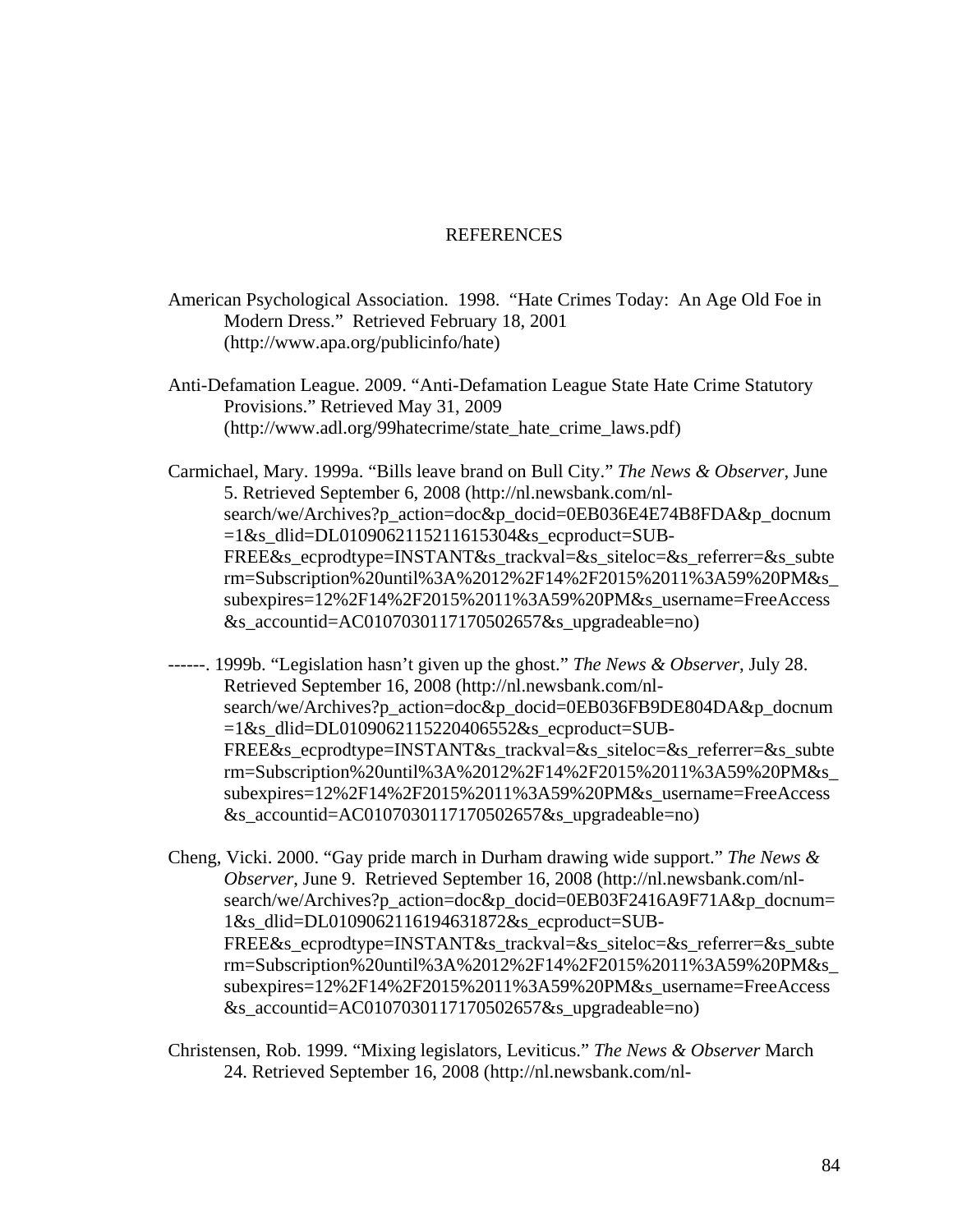# REFERENCES

American Psychological Association. 1998. "Hate Crimes Today: An Age Old Foe in Modern Dress." Retrieved February 18, 2001 (http://www.apa.org/publicinfo/hate)

Anti-Defamation League. 2009. "Anti-Defamation League State Hate Crime Statutory Provisions." Retrieved May 31, 2009 (http://www.adl.org/99hatecrime/state_hate_crime_laws.pdf)

Carmichael, Mary. 1999a. "Bills leave brand on Bull City." *The News & Observer*, June 5. Retrieved September 6, 2008 (http://nl.newsbank.com/nl-search/we/Archives?p_action=doc&p_docid=0EB036E4E74B8FDA&p_docnum=1&s_dlid=DL0109062115211615304&s_ecproduct=SUB-FREE&s_ecprodtype=INSTANT&s_trackval=&s_siteloc=&s_referrer=&s_subterm=Subscription%20until%3A%2012%2F14%2F2015%2011%3A59%20PM&s_subexpires=12%2F14%2F2015%2011%3A59%20PM&s_username=FreeAccess&s_accountid=AC0107030117170502657&s_upgradeable=no)

------. 1999b. "Legislation hasn't given up the ghost." *The News & Observer*, July 28. Retrieved September 16, 2008 (http://nl.newsbank.com/nl-search/we/Archives?p_action=doc&p_docid=0EB036FB9DE804DA&p_docnum=1&s_dlid=DL0109062115220406552&s_ecproduct=SUB-FREE&s_ecprodtype=INSTANT&s_trackval=&s_siteloc=&s_referrer=&s_subterm=Subscription%20until%3A%2012%2F14%2F2015%2011%3A59%20PM&s_subexpires=12%2F14%2F2015%2011%3A59%20PM&s_username=FreeAccess&s_accountid=AC0107030117170502657&s_upgradeable=no)

Cheng, Vicki. 2000. "Gay pride march in Durham drawing wide support." *The News & Observer*, June 9. Retrieved September 16, 2008 (http://nl.newsbank.com/nl-search/we/Archives?p_action=doc&p_docid=0EB03F2416A9F71A&p_docnum=1&s_dlid=DL0109062116194631872&s_ecproduct=SUB-FREE&s_ecprodtype=INSTANT&s_trackval=&s_siteloc=&s_referrer=&s_subterm=Subscription%20until%3A%2012%2F14%2F2015%2011%3A59%20PM&s_subexpires=12%2F14%2F2015%2011%3A59%20PM&s_username=FreeAccess&s_accountid=AC0107030117170502657&s_upgradeable=no)

Christensen, Rob. 1999. "Mixing legislators, Leviticus." *The News & Observer* March 24. Retrieved September 16, 2008 (http://nl.newsbank.com/nl-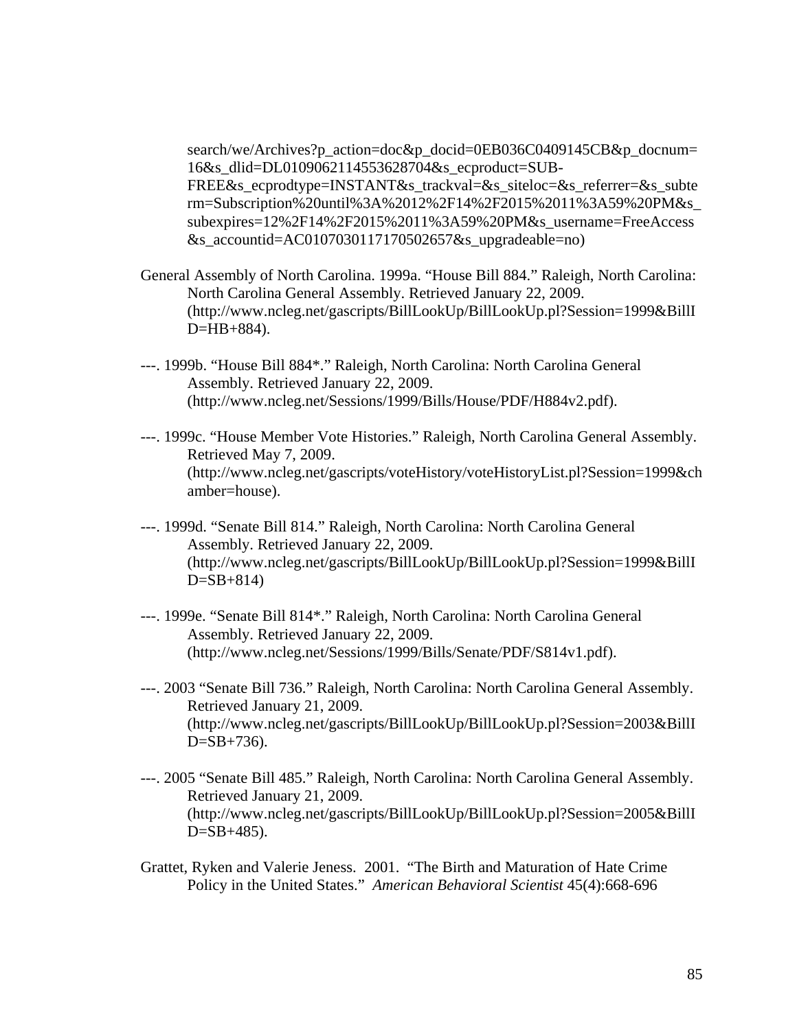search/we/Archives?p_action=doc&p_docid=0EB036C0409145CB&p_docnum=16&s_dlid=DL0109062114553628704&s_ecproduct=SUB-FREE&s_ecprodtype=INSTANT&s_trackval=&s_siteloc=&s_referrer=&s_subterm=Subscription%20until%3A%2012%2F14%2F2015%2011%3A59%20PM&s_subexpires=12%2F14%2F2015%2011%3A59%20PM&s_username=FreeAccess&s_accountid=AC0107030117170502657&s_upgradeable=no)

General Assembly of North Carolina. 1999a. “House Bill 884.” Raleigh, North Carolina: North Carolina General Assembly. Retrieved January 22, 2009. (http://www.ncleg.net/gascripts/BillLookUp/BillLookUp.pl?Session=1999&BillID=HB+884).

---. 1999b. “House Bill 884*.” Raleigh, North Carolina: North Carolina General Assembly. Retrieved January 22, 2009. (http://www.ncleg.net/Sessions/1999/Bills/House/PDF/H884v2.pdf).

---. 1999c. “House Member Vote Histories.” Raleigh, North Carolina General Assembly. Retrieved May 7, 2009. (http://www.ncleg.net/gascripts/voteHistory/voteHistoryList.pl?Session=1999&chamber=house).

---. 1999d. “Senate Bill 814.” Raleigh, North Carolina: North Carolina General Assembly. Retrieved January 22, 2009. (http://www.ncleg.net/gascripts/BillLookUp/BillLookUp.pl?Session=1999&BillID=SB+814)

---. 1999e. “Senate Bill 814*.” Raleigh, North Carolina: North Carolina General Assembly. Retrieved January 22, 2009. (http://www.ncleg.net/Sessions/1999/Bills/Senate/PDF/S814v1.pdf).

---. 2003 “Senate Bill 736.” Raleigh, North Carolina: North Carolina General Assembly. Retrieved January 21, 2009. (http://www.ncleg.net/gascripts/BillLookUp/BillLookUp.pl?Session=2003&BillID=SB+736).

---. 2005 “Senate Bill 485.” Raleigh, North Carolina: North Carolina General Assembly. Retrieved January 21, 2009. (http://www.ncleg.net/gascripts/BillLookUp/BillLookUp.pl?Session=2005&BillID=SB+485).

Grattet, Ryken and Valerie Jeness. 2001. “The Birth and Maturation of Hate Crime Policy in the United States.” *American Behavioral Scientist* 45(4):668-696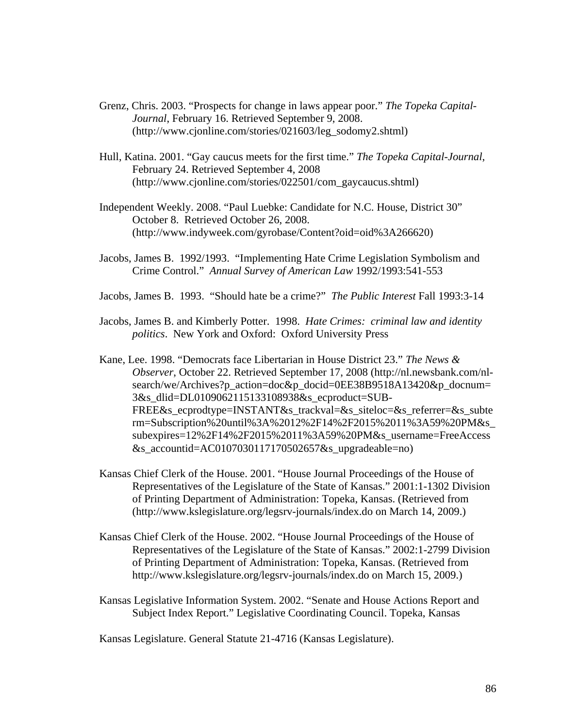Grenz, Chris. 2003. "Prospects for change in laws appear poor." *The Topeka Capital-Journal*, February 16. Retrieved September 9, 2008. (http://www.cjonline.com/stories/021603/leg_sodomy2.shtml)

Hull, Katina. 2001. "Gay caucus meets for the first time." *The Topeka Capital-Journal*, February 24. Retrieved September 4, 2008 (http://www.cjonline.com/stories/022501/com_gaycaucus.shtml)

Independent Weekly. 2008. "Paul Luebke: Candidate for N.C. House, District 30" October 8. Retrieved October 26, 2008. (http://www.indyweek.com/gyrobase/Content?oid=oid%3A266620)

Jacobs, James B. 1992/1993. "Implementing Hate Crime Legislation Symbolism and Crime Control." *Annual Survey of American Law* 1992/1993:541-553

Jacobs, James B. 1993. "Should hate be a crime?" *The Public Interest* Fall 1993:3-14

Jacobs, James B. and Kimberly Potter. 1998. *Hate Crimes: criminal law and identity politics*. New York and Oxford: Oxford University Press

Kane, Lee. 1998. "Democrats face Libertarian in House District 23." *The News & Observer*, October 22. Retrieved September 17, 2008 (http://nl.newsbank.com/nl-search/we/Archives?p_action=doc&p_docid=0EE38B9518A13420&p_docnum=3&s_dlid=DL0109062115133108938&s_ecproduct=SUB-FREE&s_ecprodtype=INSTANT&s_trackval=&s_siteloc=&s_referrer=&s_subterm=Subscription%20until%3A%2012%2F14%2F2015%2011%3A59%20PM&s_subexpires=12%2F14%2F2015%2011%3A59%20PM&s_username=FreeAccess&s_accountid=AC0107030117170502657&s_upgradeable=no)

Kansas Chief Clerk of the House. 2001. "House Journal Proceedings of the House of Representatives of the Legislature of the State of Kansas." 2001:1-1302 Division of Printing Department of Administration: Topeka, Kansas. (Retrieved from (http://www.kslegislature.org/legsrv-journals/index.do on March 14, 2009.)

Kansas Chief Clerk of the House. 2002. "House Journal Proceedings of the House of Representatives of the Legislature of the State of Kansas." 2002:1-2799 Division of Printing Department of Administration: Topeka, Kansas. (Retrieved from http://www.kslegislature.org/legsrv-journals/index.do on March 15, 2009.)

Kansas Legislative Information System. 2002. "Senate and House Actions Report and Subject Index Report." Legislative Coordinating Council. Topeka, Kansas

Kansas Legislature. General Statute 21-4716 (Kansas Legislature).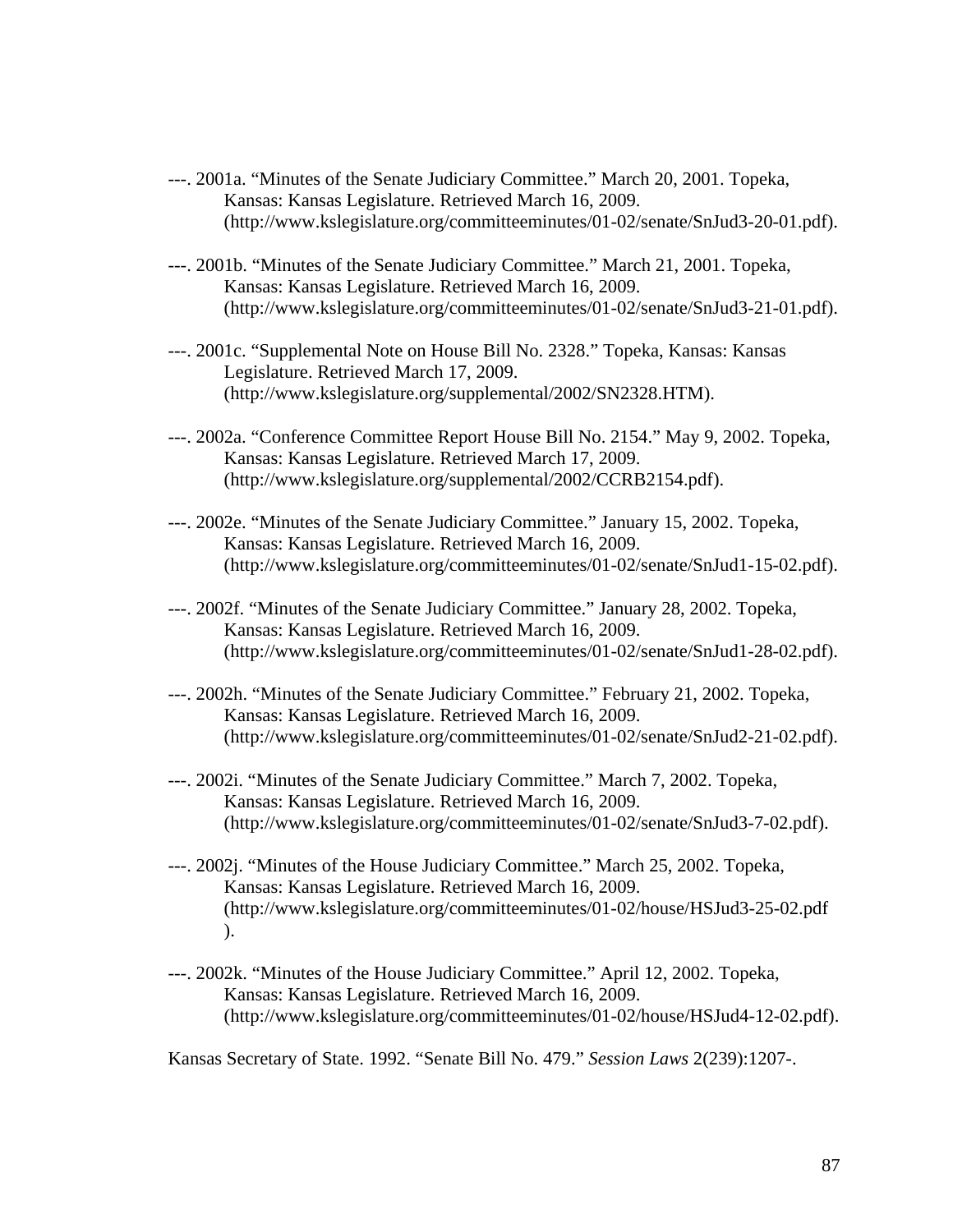---. 2001a. "Minutes of the Senate Judiciary Committee." March 20, 2001. Topeka, Kansas: Kansas Legislature. Retrieved March 16, 2009. (http://www.kslegislature.org/committeeminutes/01-02/senate/SnJud3-20-01.pdf).

---. 2001b. "Minutes of the Senate Judiciary Committee." March 21, 2001. Topeka, Kansas: Kansas Legislature. Retrieved March 16, 2009. (http://www.kslegislature.org/committeeminutes/01-02/senate/SnJud3-21-01.pdf).

---. 2001c. "Supplemental Note on House Bill No. 2328." Topeka, Kansas: Kansas Legislature. Retrieved March 17, 2009. (http://www.kslegislature.org/supplemental/2002/SN2328.HTM).

---. 2002a. "Conference Committee Report House Bill No. 2154." May 9, 2002. Topeka, Kansas: Kansas Legislature. Retrieved March 17, 2009. (http://www.kslegislature.org/supplemental/2002/CCRB2154.pdf).

---. 2002e. "Minutes of the Senate Judiciary Committee." January 15, 2002. Topeka, Kansas: Kansas Legislature. Retrieved March 16, 2009. (http://www.kslegislature.org/committeeminutes/01-02/senate/SnJud1-15-02.pdf).

---. 2002f. "Minutes of the Senate Judiciary Committee." January 28, 2002. Topeka, Kansas: Kansas Legislature. Retrieved March 16, 2009. (http://www.kslegislature.org/committeeminutes/01-02/senate/SnJud1-28-02.pdf).

---. 2002h. "Minutes of the Senate Judiciary Committee." February 21, 2002. Topeka, Kansas: Kansas Legislature. Retrieved March 16, 2009. (http://www.kslegislature.org/committeeminutes/01-02/senate/SnJud2-21-02.pdf).

---. 2002i. "Minutes of the Senate Judiciary Committee." March 7, 2002. Topeka, Kansas: Kansas Legislature. Retrieved March 16, 2009. (http://www.kslegislature.org/committeeminutes/01-02/senate/SnJud3-7-02.pdf).

---. 2002j. "Minutes of the House Judiciary Committee." March 25, 2002. Topeka, Kansas: Kansas Legislature. Retrieved March 16, 2009. (http://www.kslegislature.org/committeeminutes/01-02/house/HSJud3-25-02.pdf).

---. 2002k. "Minutes of the House Judiciary Committee." April 12, 2002. Topeka, Kansas: Kansas Legislature. Retrieved March 16, 2009. (http://www.kslegislature.org/committeeminutes/01-02/house/HSJud4-12-02.pdf).

Kansas Secretary of State. 1992. "Senate Bill No. 479." *Session Laws* 2(239):1207-.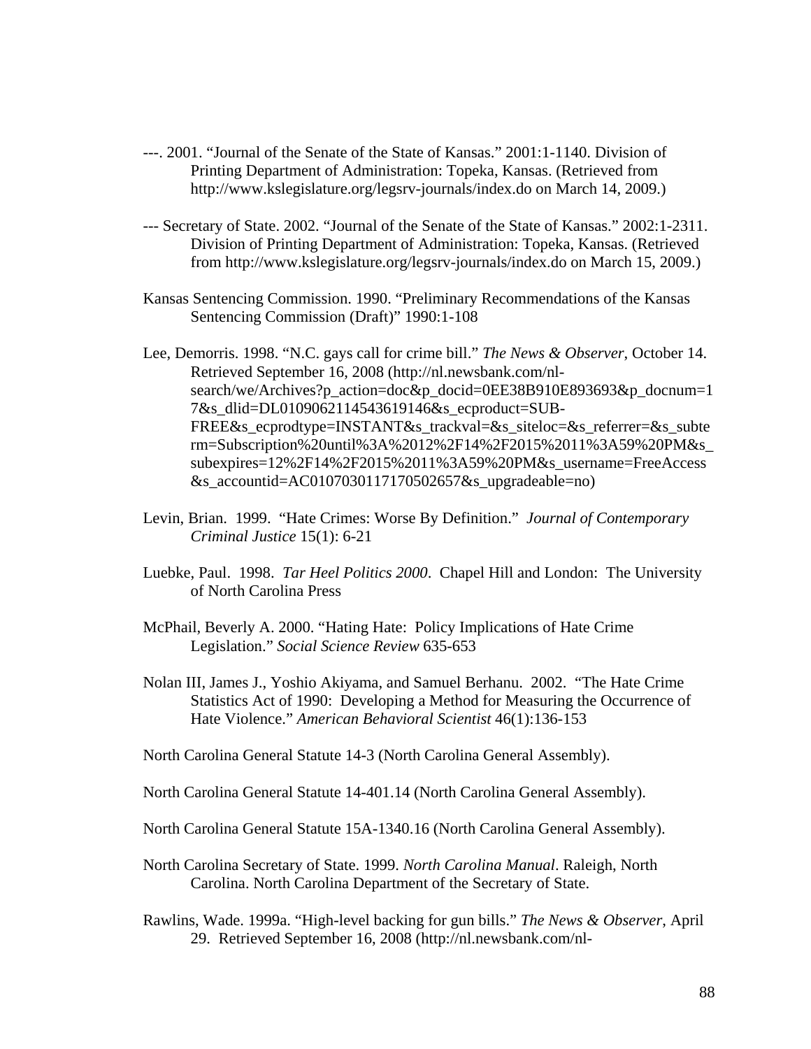---. 2001. "Journal of the Senate of the State of Kansas." 2001:1-1140. Division of Printing Department of Administration: Topeka, Kansas. (Retrieved from http://www.kslegislature.org/legsrv-journals/index.do on March 14, 2009.)

--- Secretary of State. 2002. "Journal of the Senate of the State of Kansas." 2002:1-2311. Division of Printing Department of Administration: Topeka, Kansas. (Retrieved from http://www.kslegislature.org/legsrv-journals/index.do on March 15, 2009.)

Kansas Sentencing Commission. 1990. "Preliminary Recommendations of the Kansas Sentencing Commission (Draft)" 1990:1-108

Lee, Demorris. 1998. "N.C. gays call for crime bill." *The News & Observer*, October 14. Retrieved September 16, 2008 (http://nl.newsbank.com/nl-search/we/Archives?p_action=doc&p_docid=0EE38B910E893693&p_docnum=17&s_dlid=DL0109062114543619146&s_ecproduct=SUB-FREE&s_ecprodtype=INSTANT&s_trackval=&s_siteloc=&s_referrer=&s_subterm=Subscription%20until%3A%2012%2F14%2F2015%2011%3A59%20PM&s_subexpires=12%2F14%2F2015%2011%3A59%20PM&s_username=FreeAccess&s_accountid=AC0107030117170502657&s_upgradeable=no)

Levin, Brian. 1999. "Hate Crimes: Worse By Definition." *Journal of Contemporary Criminal Justice* 15(1): 6-21

Luebke, Paul. 1998. *Tar Heel Politics 2000*. Chapel Hill and London: The University of North Carolina Press

McPhail, Beverly A. 2000. "Hating Hate: Policy Implications of Hate Crime Legislation." *Social Science Review* 635-653

Nolan III, James J., Yoshio Akiyama, and Samuel Berhanu. 2002. "The Hate Crime Statistics Act of 1990: Developing a Method for Measuring the Occurrence of Hate Violence." *American Behavioral Scientist* 46(1):136-153

North Carolina General Statute 14-3 (North Carolina General Assembly).

North Carolina General Statute 14-401.14 (North Carolina General Assembly).

North Carolina General Statute 15A-1340.16 (North Carolina General Assembly).

North Carolina Secretary of State. 1999. *North Carolina Manual*. Raleigh, North Carolina. North Carolina Department of the Secretary of State.

Rawlins, Wade. 1999a. "High-level backing for gun bills." *The News & Observer*, April 29. Retrieved September 16, 2008 (http://nl.newsbank.com/nl-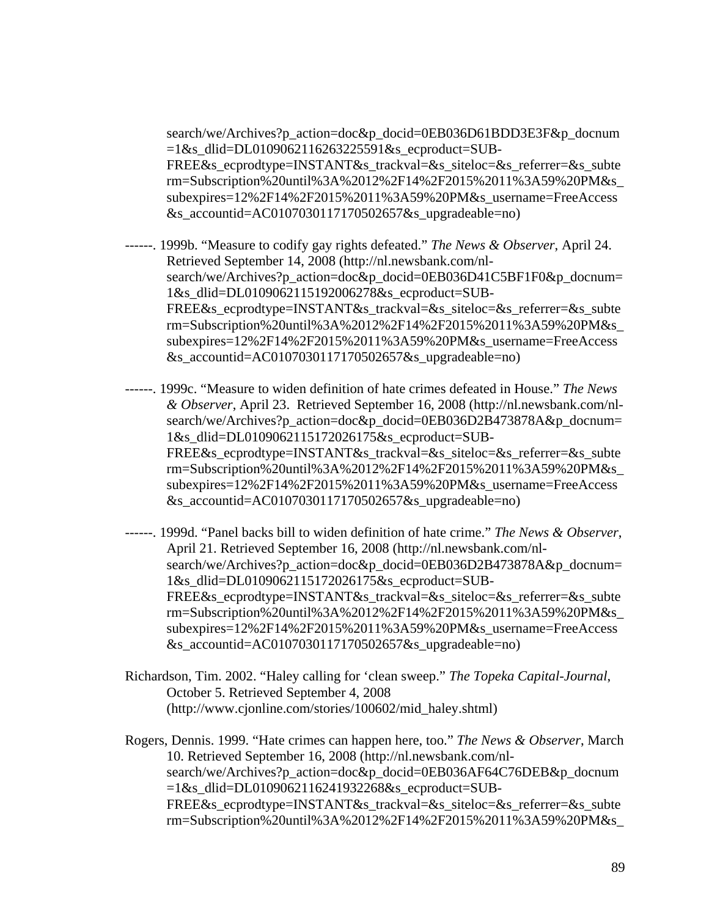search/we/Archives?p_action=doc&p_docid=0EB036D61BDD3E3F&p_docnum=1&s_dlid=DL0109062116263225591&s_ecproduct=SUB-FREE&s_ecprodtype=INSTANT&s_trackval=&s_siteloc=&s_referrer=&s_subterm=Subscription%20until%3A%2012%2F14%2F2015%2011%3A59%20PM&s_subexpires=12%2F14%2F2015%2011%3A59%20PM&s_username=FreeAccess&s_accountid=AC0107030117170502657&s_upgradeable=no)

------. 1999b. "Measure to codify gay rights defeated." *The News & Observer*, April 24. Retrieved September 14, 2008 (http://nl.newsbank.com/nl-search/we/Archives?p_action=doc&p_docid=0EB036D41C5BF1F0&p_docnum=1&s_dlid=DL0109062115192006278&s_ecproduct=SUB-FREE&s_ecprodtype=INSTANT&s_trackval=&s_siteloc=&s_referrer=&s_subterm=Subscription%20until%3A%2012%2F14%2F2015%2011%3A59%20PM&s_subexpires=12%2F14%2F2015%2011%3A59%20PM&s_username=FreeAccess&s_accountid=AC0107030117170502657&s_upgradeable=no)

------. 1999c. "Measure to widen definition of hate crimes defeated in House." *The News & Observer*, April 23. Retrieved September 16, 2008 (http://nl.newsbank.com/nl-search/we/Archives?p_action=doc&p_docid=0EB036D2B473878A&p_docnum=1&s_dlid=DL0109062115172026175&s_ecproduct=SUB-FREE&s_ecprodtype=INSTANT&s_trackval=&s_siteloc=&s_referrer=&s_subterm=Subscription%20until%3A%2012%2F14%2F2015%2011%3A59%20PM&s_subexpires=12%2F14%2F2015%2011%3A59%20PM&s_username=FreeAccess&s_accountid=AC0107030117170502657&s_upgradeable=no)

------. 1999d. "Panel backs bill to widen definition of hate crime." *The News & Observer*, April 21. Retrieved September 16, 2008 (http://nl.newsbank.com/nl-search/we/Archives?p_action=doc&p_docid=0EB036D2B473878A&p_docnum=1&s_dlid=DL0109062115172026175&s_ecproduct=SUB-FREE&s_ecprodtype=INSTANT&s_trackval=&s_siteloc=&s_referrer=&s_subterm=Subscription%20until%3A%2012%2F14%2F2015%2011%3A59%20PM&s_subexpires=12%2F14%2F2015%2011%3A59%20PM&s_username=FreeAccess&s_accountid=AC0107030117170502657&s_upgradeable=no)

Richardson, Tim. 2002. "Haley calling for 'clean sweep." *The Topeka Capital-Journal*, October 5. Retrieved September 4, 2008 (http://www.cjonline.com/stories/100602/mid_haley.shtml)

Rogers, Dennis. 1999. "Hate crimes can happen here, too." *The News & Observer*, March 10. Retrieved September 16, 2008 (http://nl.newsbank.com/nl-search/we/Archives?p_action=doc&p_docid=0EB036AF64C76DEB&p_docnum=1&s_dlid=DL0109062116241932268&s_ecproduct=SUB-FREE&s_ecprodtype=INSTANT&s_trackval=&s_siteloc=&s_referrer=&s_subterm=Subscription%20until%3A%2012%2F14%2F2015%2011%3A59%20PM&s_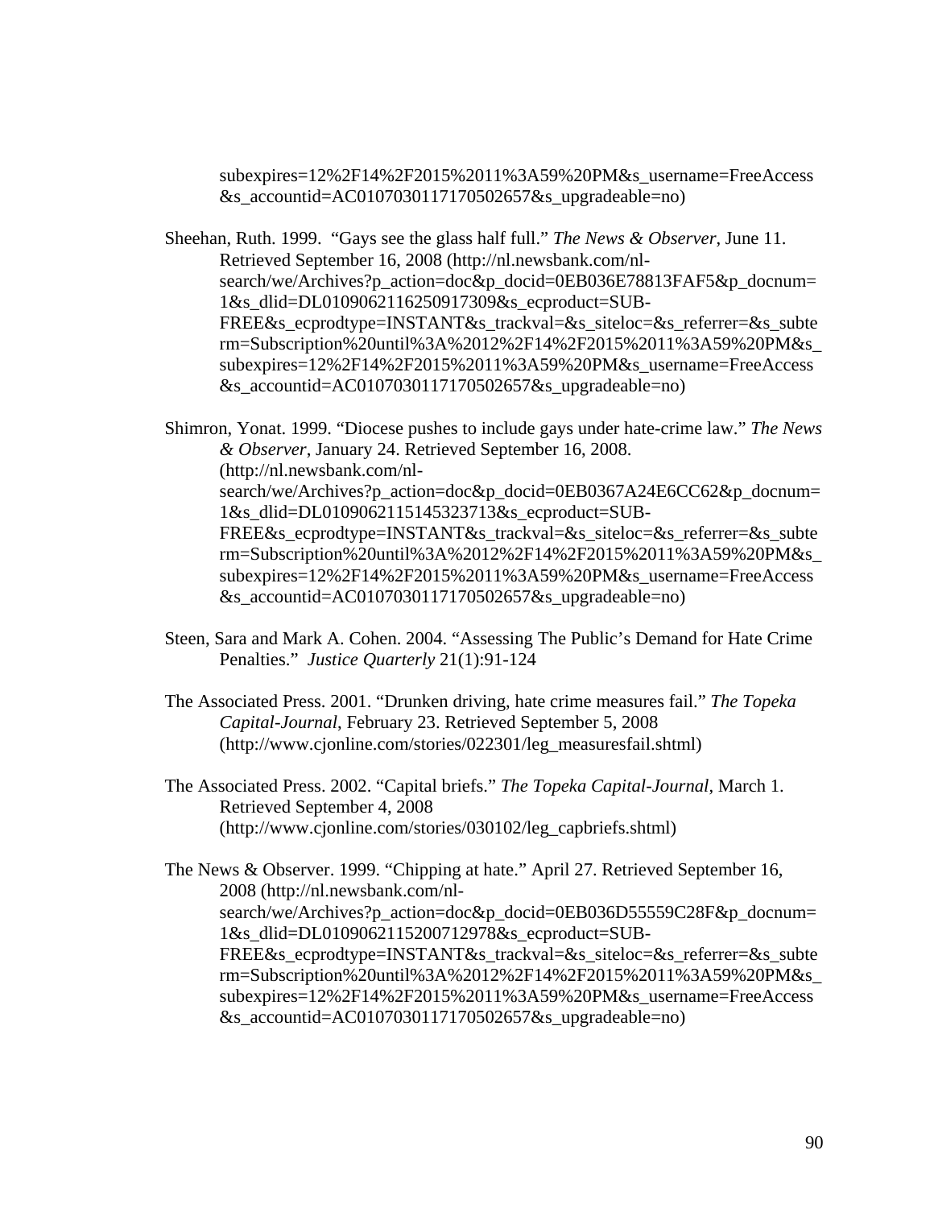subexpires=12%2F14%2F2015%2011%3A59%20PM&s_username=FreeAccess&s_accountid=AC0107030117170502657&s_upgradeable=no)

Sheehan, Ruth. 1999. "Gays see the glass half full." *The News & Observer*, June 11. Retrieved September 16, 2008 (http://nl.newsbank.com/nl-search/we/Archives?p_action=doc&p_docid=0EB036E78813FAF5&p_docnum=1&s_dlid=DL0109062116250917309&s_ecproduct=SUB-FREE&s_ecprodtype=INSTANT&s_trackval=&s_siteloc=&s_referrer=&s_subterm=Subscription%20until%3A%2012%2F14%2F2015%2011%3A59%20PM&s_subexpires=12%2F14%2F2015%2011%3A59%20PM&s_username=FreeAccess&s_accountid=AC0107030117170502657&s_upgradeable=no)

Shimron, Yonat. 1999. "Diocese pushes to include gays under hate-crime law." *The News & Observer*, January 24. Retrieved September 16, 2008. (http://nl.newsbank.com/nl-search/we/Archives?p_action=doc&p_docid=0EB0367A24E6CC62&p_docnum=1&s_dlid=DL0109062115145323713&s_ecproduct=SUB-FREE&s_ecprodtype=INSTANT&s_trackval=&s_siteloc=&s_referrer=&s_subterm=Subscription%20until%3A%2012%2F14%2F2015%2011%3A59%20PM&s_subexpires=12%2F14%2F2015%2011%3A59%20PM&s_username=FreeAccess&s_accountid=AC0107030117170502657&s_upgradeable=no)

Steen, Sara and Mark A. Cohen. 2004. "Assessing The Public's Demand for Hate Crime Penalties." *Justice Quarterly* 21(1):91-124

The Associated Press. 2001. "Drunken driving, hate crime measures fail." *The Topeka Capital-Journal*, February 23. Retrieved September 5, 2008 (http://www.cjonline.com/stories/022301/leg_measuresfail.shtml)

The Associated Press. 2002. "Capital briefs." *The Topeka Capital-Journal*, March 1. Retrieved September 4, 2008 (http://www.cjonline.com/stories/030102/leg_capbriefs.shtml)

The News & Observer. 1999. "Chipping at hate." April 27. Retrieved September 16, 2008 (http://nl.newsbank.com/nl-search/we/Archives?p_action=doc&p_docid=0EB036D55559C28F&p_docnum=1&s_dlid=DL0109062115200712978&s_ecproduct=SUB-FREE&s_ecprodtype=INSTANT&s_trackval=&s_siteloc=&s_referrer=&s_subterm=Subscription%20until%3A%2012%2F14%2F2015%2011%3A59%20PM&s_subexpires=12%2F14%2F2015%2011%3A59%20PM&s_username=FreeAccess&s_accountid=AC0107030117170502657&s_upgradeable=no)